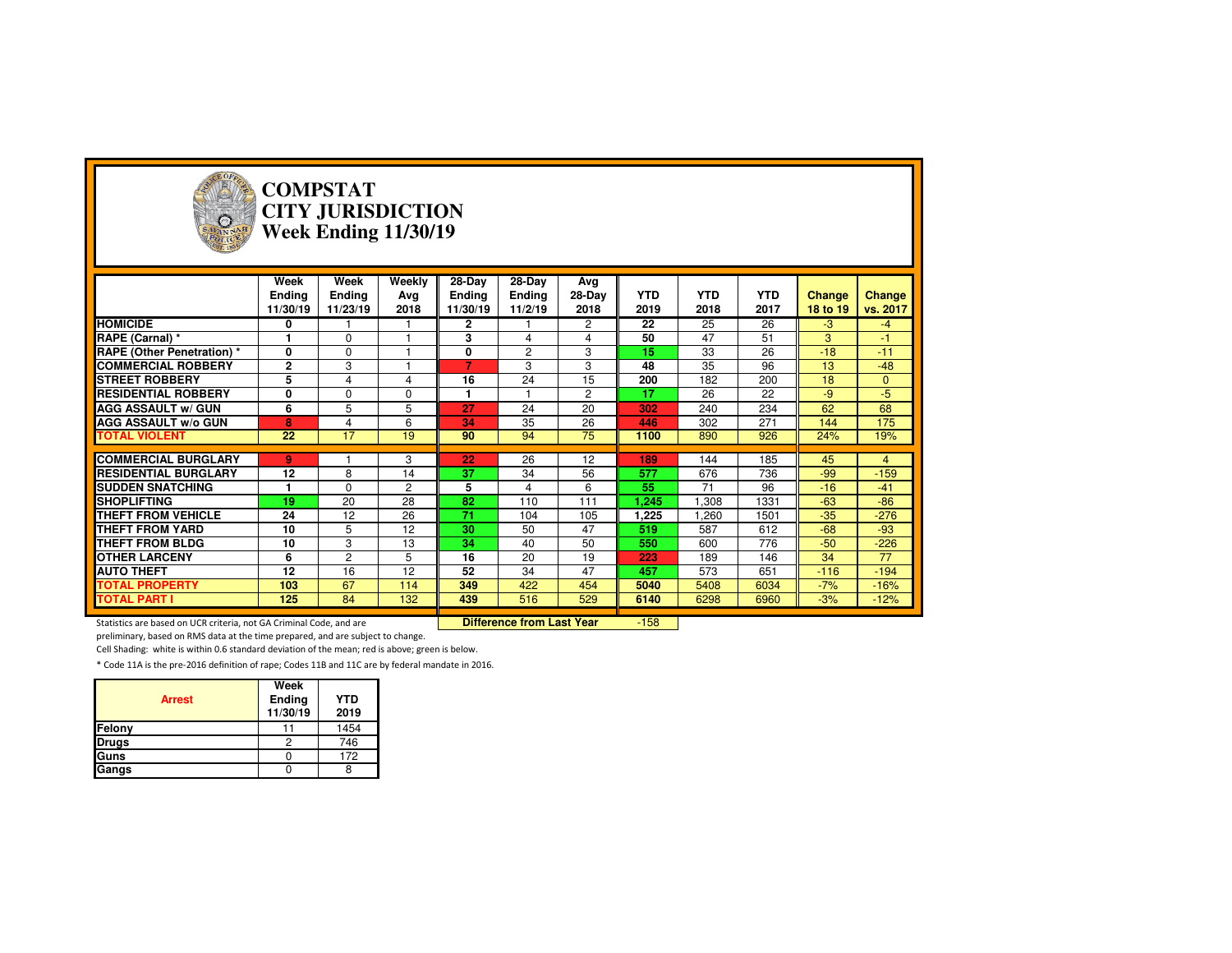# COMPSTAT
# CITY JURISDICTION
# Week Ending 11/30/19

| | Week Ending 11/30/19 | Week Ending 11/23/19 | Weekly Avg 2018 | 28-Day Ending 11/30/19 | 28-Day Ending 11/2/19 | Avg 28-Day 2018 | YTD 2019 | YTD 2018 | YTD 2017 | Change 18 to 19 | Change vs. 2017 |
|---|---|---|---|---|---|---|---|---|---|---|---|
| HOMICIDE | 0 | 1 | 1 | 2 | 1 | 2 | 22 | 25 | 26 | -3 | -4 |
| RAPE (Carnal) * | 1 | 0 | 1 | 3 | 4 | 4 | 50 | 47 | 51 | 3 | -1 |
| RAPE (Other Penetration) * | 0 | 0 | 1 | 0 | 2 | 3 | 15 | 33 | 26 | -18 | -11 |
| COMMERCIAL ROBBERY | 2 | 3 | 1 | 7 | 3 | 3 | 48 | 35 | 96 | 13 | -48 |
| STREET ROBBERY | 5 | 4 | 4 | 16 | 24 | 15 | 200 | 182 | 200 | 18 | 0 |
| RESIDENTIAL ROBBERY | 0 | 0 | 0 | 1 | 1 | 2 | 17 | 26 | 22 | -9 | -5 |
| AGG ASSAULT w/ GUN | 6 | 5 | 5 | 27 | 24 | 20 | 302 | 240 | 234 | 62 | 68 |
| AGG ASSAULT w/o GUN | 8 | 4 | 6 | 34 | 35 | 26 | 446 | 302 | 271 | 144 | 175 |
| TOTAL VIOLENT | 22 | 17 | 19 | 90 | 94 | 75 | 1100 | 890 | 926 | 24% | 19% |
| COMMERCIAL BURGLARY | 9 | 1 | 3 | 22 | 26 | 12 | 189 | 144 | 185 | 45 | 4 |
| RESIDENTIAL BURGLARY | 12 | 8 | 14 | 37 | 34 | 56 | 577 | 676 | 736 | -99 | -159 |
| SUDDEN SNATCHING | 1 | 0 | 2 | 5 | 4 | 6 | 55 | 71 | 96 | -16 | -41 |
| SHOPLIFTING | 19 | 20 | 28 | 82 | 110 | 111 | 1,245 | 1,308 | 1331 | -63 | -86 |
| THEFT FROM VEHICLE | 24 | 12 | 26 | 71 | 104 | 105 | 1,225 | 1,260 | 1501 | -35 | -276 |
| THEFT FROM YARD | 10 | 5 | 12 | 30 | 50 | 47 | 519 | 587 | 612 | -68 | -93 |
| THEFT FROM BLDG | 10 | 3 | 13 | 34 | 40 | 50 | 550 | 600 | 776 | -50 | -226 |
| OTHER LARCENY | 6 | 2 | 5 | 16 | 20 | 19 | 223 | 189 | 146 | 34 | 77 |
| AUTO THEFT | 12 | 16 | 12 | 52 | 34 | 47 | 457 | 573 | 651 | -116 | -194 |
| TOTAL PROPERTY | 103 | 67 | 114 | 349 | 422 | 454 | 5040 | 5408 | 6034 | -7% | -16% |
| TOTAL PART I | 125 | 84 | 132 | 439 | 516 | 529 | 6140 | 6298 | 6960 | -3% | -12% |

**Difference from Last Year** -158

Statistics are based on UCR criteria, not GA Criminal Code, and are preliminary, based on RMS data at the time prepared, and are subject to change.

Cell Shading: white is within 0.6 standard deviation of the mean; red is above; green is below.

* Code 11A is the pre-2016 definition of rape; Codes 11B and 11C are by federal mandate in 2016.

| Arrest | Week Ending 11/30/19 | YTD 2019 |
|---|---|---|
| Felony | 11 | 1454 |
| Drugs | 2 | 746 |
| Guns | 0 | 172 |
| Gangs | 0 | 8 |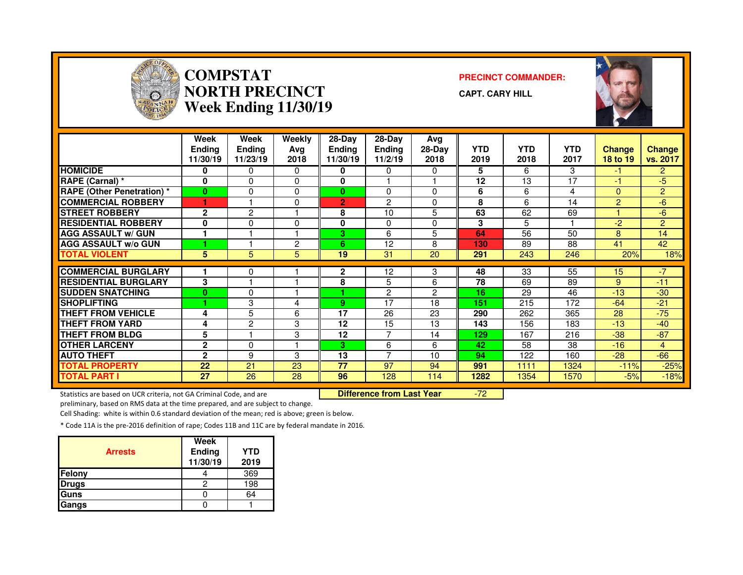# COMPSTAT NORTH PRECINCT Week Ending 11/30/19

**PRECINCT COMMANDER:**

**CAPT. CARY HILL**

| | Week Ending 11/30/19 | Week Ending 11/23/19 | Weekly Avg 2018 | 28-Day Ending 11/30/19 | 28-Day Ending 11/2/19 | Avg 28-Day 2018 | YTD 2019 | YTD 2018 | YTD 2017 | Change 18 to 19 | Change vs. 2017 |
|---|---|---|---|---|---|---|---|---|---|---|---|
| HOMICIDE | 0 | 0 | 0 | 0 | 0 | 0 | 5 | 6 | 3 | -1 | 2 |
| RAPE (Carnal) * | 0 | 0 | 0 | 0 | 1 | 1 | 12 | 13 | 17 | -1 | -5 |
| RAPE (Other Penetration) * | 0 | 0 | 0 | 0 | 0 | 0 | 6 | 6 | 4 | 0 | 2 |
| COMMERCIAL ROBBERY | 1 | 1 | 0 | 2 | 2 | 0 | 8 | 6 | 14 | 2 | -6 |
| STREET ROBBERY | 2 | 2 | 1 | 8 | 10 | 5 | 63 | 62 | 69 | 1 | -6 |
| RESIDENTIAL ROBBERY | 0 | 0 | 0 | 0 | 0 | 0 | 3 | 5 | 1 | -2 | 2 |
| AGG ASSAULT w/ GUN | 1 | 1 | 1 | 3 | 6 | 5 | 64 | 56 | 50 | 8 | 14 |
| AGG ASSAULT w/o GUN | 1 | 1 | 2 | 6 | 12 | 8 | 130 | 89 | 88 | 41 | 42 |
| TOTAL VIOLENT | 5 | 5 | 5 | 19 | 31 | 20 | 291 | 243 | 246 | 20% | 18% |
| COMMERCIAL BURGLARY | 1 | 0 | 1 | 2 | 12 | 3 | 48 | 33 | 55 | 15 | -7 |
| RESIDENTIAL BURGLARY | 3 | 1 | 1 | 8 | 5 | 6 | 78 | 69 | 89 | 9 | -11 |
| SUDDEN SNATCHING | 0 | 0 | 1 | 1 | 2 | 2 | 16 | 29 | 46 | -13 | -30 |
| SHOPLIFTING | 1 | 3 | 4 | 9 | 17 | 18 | 151 | 215 | 172 | -64 | -21 |
| THEFT FROM VEHICLE | 4 | 5 | 6 | 17 | 26 | 23 | 290 | 262 | 365 | 28 | -75 |
| THEFT FROM YARD | 4 | 2 | 3 | 12 | 15 | 13 | 143 | 156 | 183 | -13 | -40 |
| THEFT FROM BLDG | 5 | 1 | 3 | 12 | 7 | 14 | 129 | 167 | 216 | -38 | -87 |
| OTHER LARCENY | 2 | 0 | 1 | 3 | 6 | 6 | 42 | 58 | 38 | -16 | 4 |
| AUTO THEFT | 2 | 9 | 3 | 13 | 7 | 10 | 94 | 122 | 160 | -28 | -66 |
| TOTAL PROPERTY | 22 | 21 | 23 | 77 | 97 | 94 | 991 | 1111 | 1324 | -11% | -25% |
| TOTAL PART I | 27 | 26 | 28 | 96 | 128 | 114 | 1282 | 1354 | 1570 | -5% | -18% |

**Difference from Last Year** -72

Statistics are based on UCR criteria, not GA Criminal Code, and are preliminary, based on RMS data at the time prepared, and are subject to change.

Cell Shading: white is within 0.6 standard deviation of the mean; red is above; green is below.

* Code 11A is the pre-2016 definition of rape; Codes 11B and 11C are by federal mandate in 2016.

| Arrests | Week Ending 11/30/19 | YTD 2019 |
|---|---|---|
| Felony | 4 | 369 |
| Drugs | 2 | 198 |
| Guns | 0 | 64 |
| Gangs | 0 | 1 |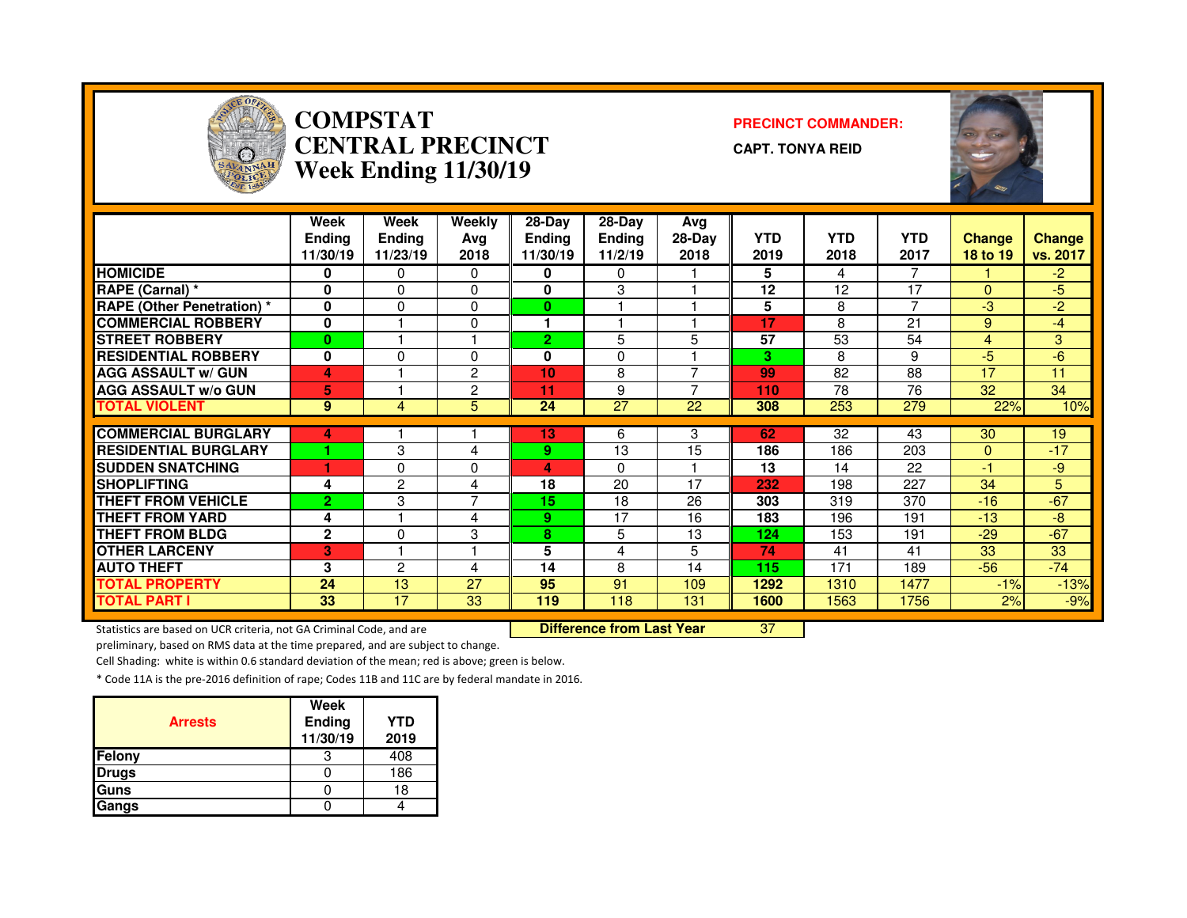# COMPSTAT CENTRAL PRECINCT Week Ending 11/30/19

**PRECINCT COMMANDER:**

**CAPT. TONYA REID**

| | Week Ending 11/30/19 | Week Ending 11/23/19 | Weekly Avg 2018 | 28-Day Ending 11/30/19 | 28-Day Ending 11/2/19 | Avg 28-Day 2018 | YTD 2019 | YTD 2018 | YTD 2017 | Change 18 to 19 | Change vs. 2017 |
|---|---|---|---|---|---|---|---|---|---|---|---|
| HOMICIDE | 0 | 0 | 0 | 0 | 0 | 1 | 5 | 4 | 7 | 1 | -2 |
| RAPE (Carnal) * | 0 | 0 | 0 | 0 | 3 | 1 | 12 | 12 | 17 | 0 | -5 |
| RAPE (Other Penetration) * | 0 | 0 | 0 | 0 | 1 | 1 | 5 | 8 | 7 | -3 | -2 |
| COMMERCIAL ROBBERY | 0 | 1 | 0 | 1 | 1 | 1 | 17 | 8 | 21 | 9 | -4 |
| STREET ROBBERY | 0 | 1 | 1 | 2 | 5 | 5 | 57 | 53 | 54 | 4 | 3 |
| RESIDENTIAL ROBBERY | 0 | 0 | 0 | 0 | 0 | 1 | 3 | 8 | 9 | -5 | -6 |
| AGG ASSAULT w/ GUN | 4 | 1 | 2 | 10 | 8 | 7 | 99 | 82 | 88 | 17 | 11 |
| AGG ASSAULT w/o GUN | 5 | 1 | 2 | 11 | 9 | 7 | 110 | 78 | 76 | 32 | 34 |
| TOTAL VIOLENT | 9 | 4 | 5 | 24 | 27 | 22 | 308 | 253 | 279 | 22% | 10% |
| COMMERCIAL BURGLARY | 4 | 1 | 1 | 13 | 6 | 3 | 62 | 32 | 43 | 30 | 19 |
| RESIDENTIAL BURGLARY | 1 | 3 | 4 | 9 | 13 | 15 | 186 | 186 | 203 | 0 | -17 |
| SUDDEN SNATCHING | 1 | 0 | 0 | 4 | 0 | 1 | 13 | 14 | 22 | -1 | -9 |
| SHOPLIFTING | 4 | 2 | 4 | 18 | 20 | 17 | 232 | 198 | 227 | 34 | 5 |
| THEFT FROM VEHICLE | 2 | 3 | 7 | 15 | 18 | 26 | 303 | 319 | 370 | -16 | -67 |
| THEFT FROM YARD | 4 | 1 | 4 | 9 | 17 | 16 | 183 | 196 | 191 | -13 | -8 |
| THEFT FROM BLDG | 2 | 0 | 3 | 8 | 5 | 13 | 124 | 153 | 191 | -29 | -67 |
| OTHER LARCENY | 3 | 1 | 1 | 5 | 4 | 5 | 74 | 41 | 41 | 33 | 33 |
| AUTO THEFT | 3 | 2 | 4 | 14 | 8 | 14 | 115 | 171 | 189 | -56 | -74 |
| TOTAL PROPERTY | 24 | 13 | 27 | 95 | 91 | 109 | 1292 | 1310 | 1477 | -1% | -13% |
| TOTAL PART I | 33 | 17 | 33 | 119 | 118 | 131 | 1600 | 1563 | 1756 | 2% | -9% |

**Difference from Last Year** 37

Statistics are based on UCR criteria, not GA Criminal Code, and are preliminary, based on RMS data at the time prepared, and are subject to change.

Cell Shading: white is within 0.6 standard deviation of the mean; red is above; green is below.

* Code 11A is the pre-2016 definition of rape; Codes 11B and 11C are by federal mandate in 2016.

| Arrests | Week Ending 11/30/19 | YTD 2019 |
|---|---|---|
| Felony | 3 | 408 |
| Drugs | 0 | 186 |
| Guns | 0 | 18 |
| Gangs | 0 | 4 |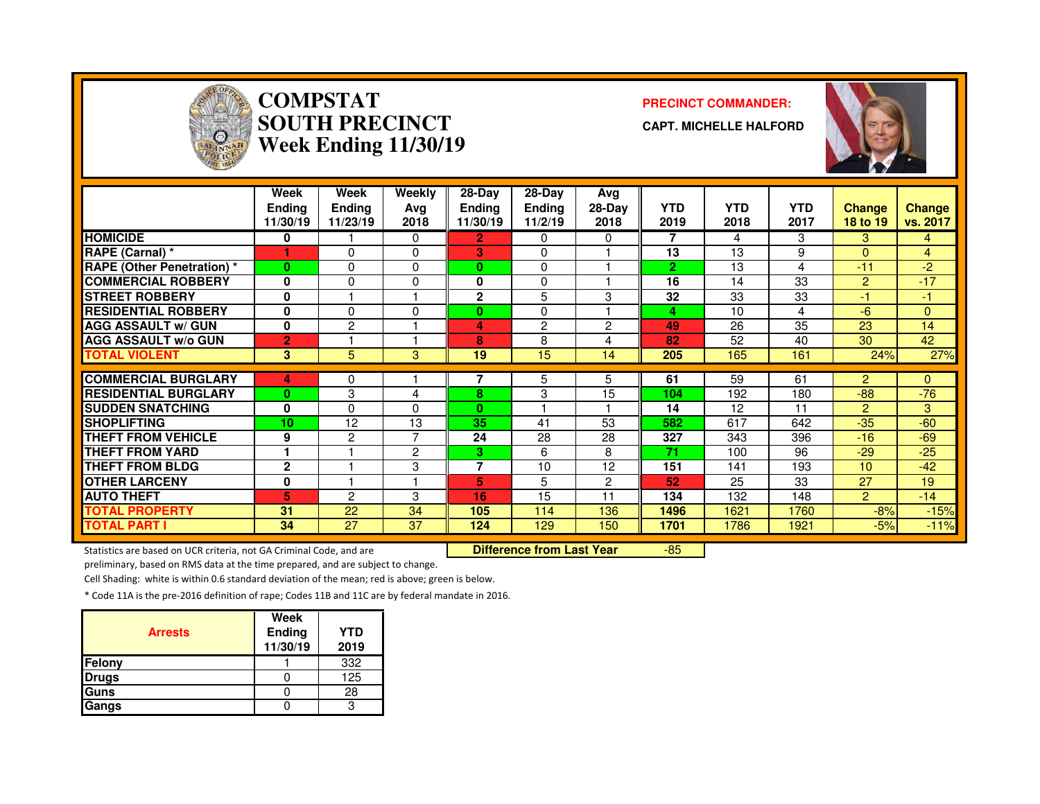# COMPSTAT
# SOUTH PRECINCT
# Week Ending 11/30/19

**PRECINCT COMMANDER:**

**CAPT. MICHELLE HALFORD**

| | Week Ending 11/30/19 | Week Ending 11/23/19 | Weekly Avg 2018 | 28-Day Ending 11/30/19 | 28-Day Ending 11/2/19 | Avg 28-Day 2018 | YTD 2019 | YTD 2018 | YTD 2017 | Change 18 to 19 | Change vs. 2017 |
|---|---|---|---|---|---|---|---|---|---|---|---|
| HOMICIDE | 0 | 1 | 0 | 2 | 0 | 0 | 7 | 4 | 3 | 3 | 4 |
| RAPE (Carnal) * | 1 | 0 | 0 | 3 | 0 | 1 | 13 | 13 | 9 | 0 | 4 |
| RAPE (Other Penetration) * | 0 | 0 | 0 | 0 | 0 | 1 | 2 | 13 | 4 | -11 | -2 |
| COMMERCIAL ROBBERY | 0 | 0 | 0 | 0 | 0 | 1 | 16 | 14 | 33 | 2 | -17 |
| STREET ROBBERY | 0 | 1 | 1 | 2 | 5 | 3 | 32 | 33 | 33 | -1 | -1 |
| RESIDENTIAL ROBBERY | 0 | 0 | 0 | 0 | 0 | 1 | 4 | 10 | 4 | -6 | 0 |
| AGG ASSAULT w/ GUN | 0 | 2 | 1 | 4 | 2 | 2 | 49 | 26 | 35 | 23 | 14 |
| AGG ASSAULT w/o GUN | 2 | 1 | 1 | 8 | 8 | 4 | 82 | 52 | 40 | 30 | 42 |
| TOTAL VIOLENT | 3 | 5 | 3 | 19 | 15 | 14 | 205 | 165 | 161 | 24% | 27% |
| COMMERCIAL BURGLARY | 4 | 0 | 1 | 7 | 5 | 5 | 61 | 59 | 61 | 2 | 0 |
| RESIDENTIAL BURGLARY | 0 | 3 | 4 | 8 | 3 | 15 | 104 | 192 | 180 | -88 | -76 |
| SUDDEN SNATCHING | 0 | 0 | 0 | 0 | 1 | 1 | 14 | 12 | 11 | 2 | 3 |
| SHOPLIFTING | 10 | 12 | 13 | 35 | 41 | 53 | 582 | 617 | 642 | -35 | -60 |
| THEFT FROM VEHICLE | 9 | 2 | 7 | 24 | 28 | 28 | 327 | 343 | 396 | -16 | -69 |
| THEFT FROM YARD | 1 | 1 | 2 | 3 | 6 | 8 | 71 | 100 | 96 | -29 | -25 |
| THEFT FROM BLDG | 2 | 1 | 3 | 7 | 10 | 12 | 151 | 141 | 193 | 10 | -42 |
| OTHER LARCENY | 0 | 1 | 1 | 5 | 5 | 2 | 52 | 25 | 33 | 27 | 19 |
| AUTO THEFT | 5 | 2 | 3 | 16 | 15 | 11 | 134 | 132 | 148 | 2 | -14 |
| TOTAL PROPERTY | 31 | 22 | 34 | 105 | 114 | 136 | 1496 | 1621 | 1760 | -8% | -15% |
| TOTAL PART I | 34 | 27 | 37 | 124 | 129 | 150 | 1701 | 1786 | 1921 | -5% | -11% |

**Difference from Last Year** -85

Statistics are based on UCR criteria, not GA Criminal Code, and are preliminary, based on RMS data at the time prepared, and are subject to change.

Cell Shading: white is within 0.6 standard deviation of the mean; red is above; green is below.

* Code 11A is the pre-2016 definition of rape; Codes 11B and 11C are by federal mandate in 2016.

| Arrests | Week Ending 11/30/19 | YTD 2019 |
|---|---|---|
| Felony | 1 | 332 |
| Drugs | 0 | 125 |
| Guns | 0 | 28 |
| Gangs | 0 | 3 |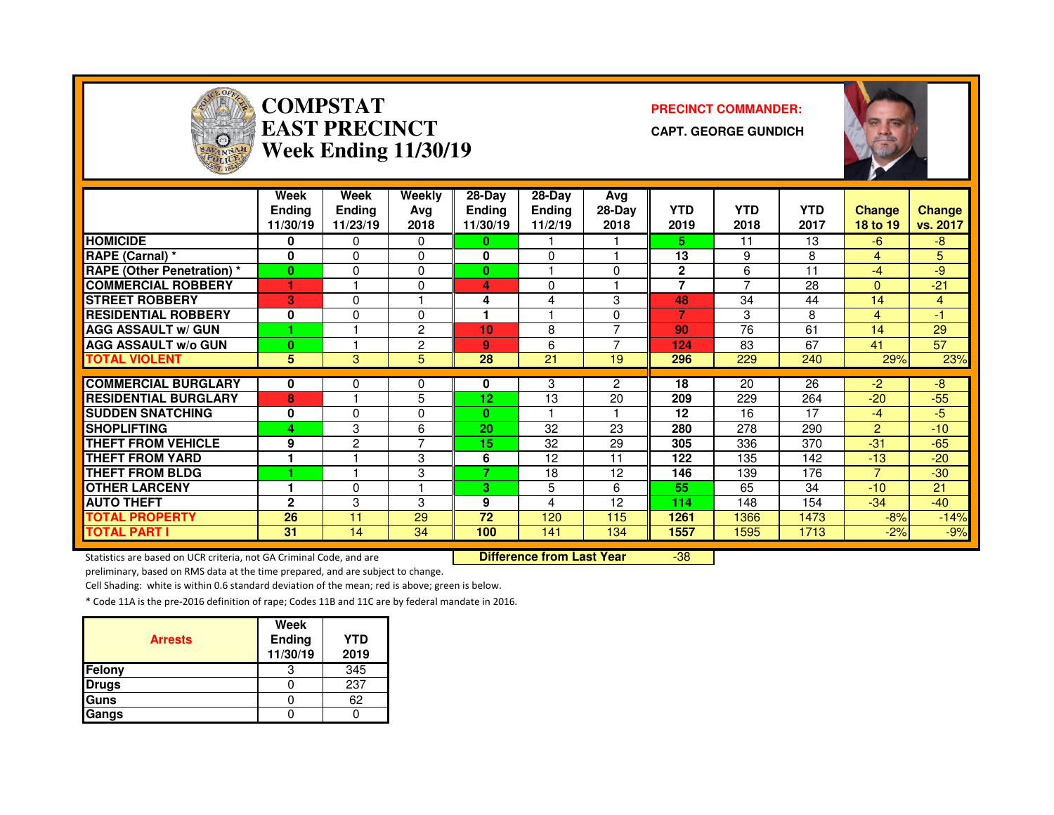# COMPSTAT
# EAST PRECINCT
## Week Ending 11/30/19

**PRECINCT COMMANDER:**

**CAPT. GEORGE GUNDICH**

| | Week Ending 11/30/19 | Week Ending 11/23/19 | Weekly Avg 2018 | 28-Day Ending 11/30/19 | 28-Day Ending 11/2/19 | Avg 28-Day 2018 | YTD 2019 | YTD 2018 | YTD 2017 | Change 18 to 19 | Change vs. 2017 |
|---|---|---|---|---|---|---|---|---|---|---|---|
| HOMICIDE | 0 | 0 | 0 | 0 | 1 | 1 | 5 | 11 | 13 | -6 | -8 |
| RAPE (Carnal) * | 0 | 0 | 0 | 0 | 0 | 1 | 13 | 9 | 8 | 4 | 5 |
| RAPE (Other Penetration) * | 0 | 0 | 0 | 0 | 1 | 0 | 2 | 6 | 11 | -4 | -9 |
| COMMERCIAL ROBBERY | 1 | 1 | 0 | 4 | 0 | 1 | 7 | 7 | 28 | 0 | -21 |
| STREET ROBBERY | 3 | 0 | 1 | 4 | 4 | 3 | 48 | 34 | 44 | 14 | 4 |
| RESIDENTIAL ROBBERY | 0 | 0 | 0 | 1 | 1 | 0 | 7 | 3 | 8 | 4 | -1 |
| AGG ASSAULT w/ GUN | 1 | 1 | 2 | 10 | 8 | 7 | 90 | 76 | 61 | 14 | 29 |
| AGG ASSAULT w/o GUN | 0 | 1 | 2 | 9 | 6 | 7 | 124 | 83 | 67 | 41 | 57 |
| TOTAL VIOLENT | 5 | 3 | 5 | 28 | 21 | 19 | 296 | 229 | 240 | 29% | 23% |
| COMMERCIAL BURGLARY | 0 | 0 | 0 | 0 | 3 | 2 | 18 | 20 | 26 | -2 | -8 |
| RESIDENTIAL BURGLARY | 8 | 1 | 5 | 12 | 13 | 20 | 209 | 229 | 264 | -20 | -55 |
| SUDDEN SNATCHING | 0 | 0 | 0 | 0 | 1 | 1 | 12 | 16 | 17 | -4 | -5 |
| SHOPLIFTING | 4 | 3 | 6 | 20 | 32 | 23 | 280 | 278 | 290 | 2 | -10 |
| THEFT FROM VEHICLE | 9 | 2 | 7 | 15 | 32 | 29 | 305 | 336 | 370 | -31 | -65 |
| THEFT FROM YARD | 1 | 1 | 3 | 6 | 12 | 11 | 122 | 135 | 142 | -13 | -20 |
| THEFT FROM BLDG | 1 | 1 | 3 | 7 | 18 | 12 | 146 | 139 | 176 | 7 | -30 |
| OTHER LARCENY | 1 | 0 | 1 | 3 | 5 | 6 | 55 | 65 | 34 | -10 | 21 |
| AUTO THEFT | 2 | 3 | 3 | 9 | 4 | 12 | 114 | 148 | 154 | -34 | -40 |
| TOTAL PROPERTY | 26 | 11 | 29 | 72 | 120 | 115 | 1261 | 1366 | 1473 | -8% | -14% |
| TOTAL PART I | 31 | 14 | 34 | 100 | 141 | 134 | 1557 | 1595 | 1713 | -2% | -9% |

**Difference from Last Year**: -38

Statistics are based on UCR criteria, not GA Criminal Code, and are preliminary, based on RMS data at the time prepared, and are subject to change.

Cell Shading: white is within 0.6 standard deviation of the mean; red is above; green is below.

* Code 11A is the pre-2016 definition of rape; Codes 11B and 11C are by federal mandate in 2016.

| Arrests | Week Ending 11/30/19 | YTD 2019 |
|---|---|---|
| Felony | 3 | 345 |
| Drugs | 0 | 237 |
| Guns | 0 | 62 |
| Gangs | 0 | 0 |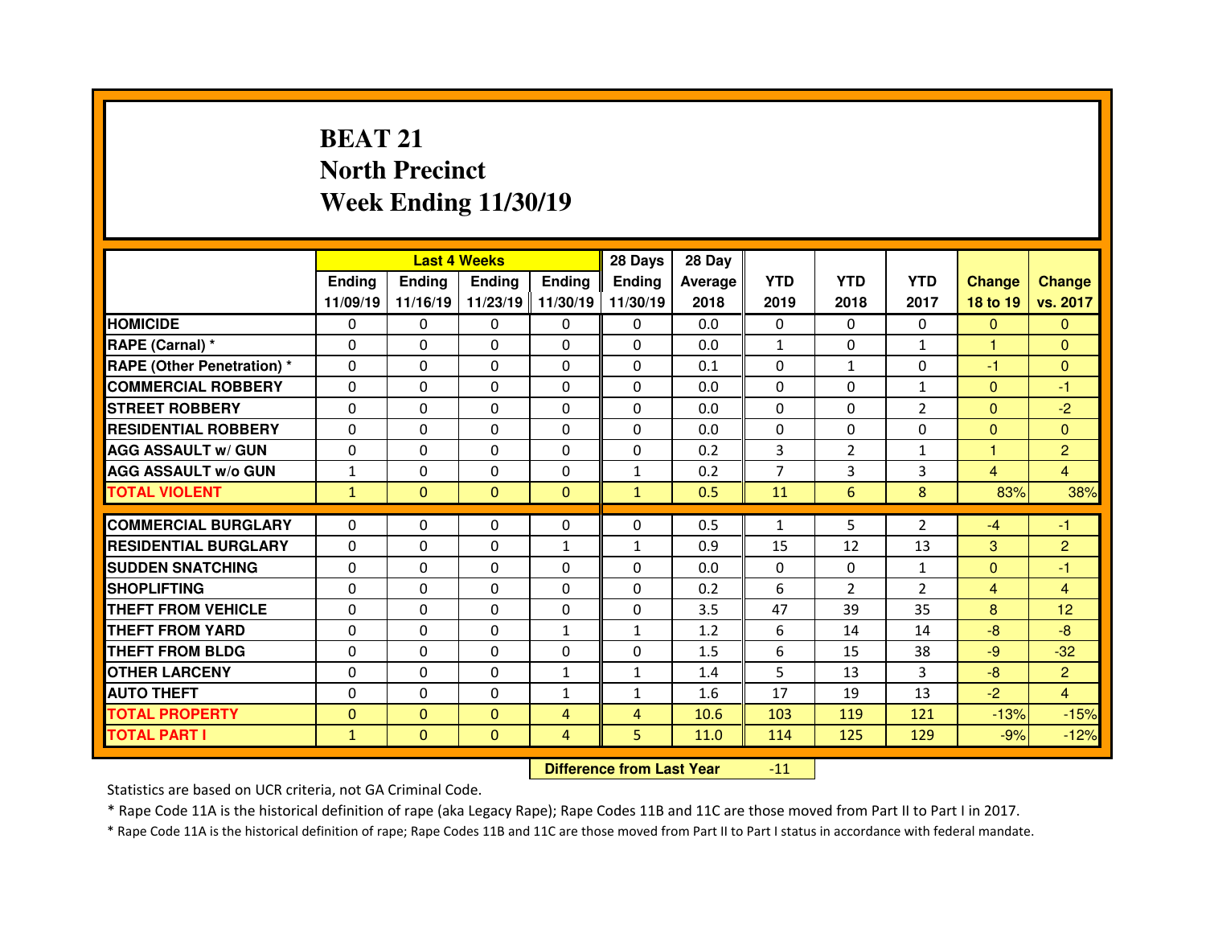# BEAT 21
# North Precinct
# Week Ending 11/30/19

| | Last 4 Weeks | | | | 28 Days | 28 Day | YTD | YTD | YTD | Change | Change |
|---|---|---|---|---|---|---|---|---|---|---|---|
| | Ending 11/09/19 | Ending 11/16/19 | Ending 11/23/19 | Ending 11/30/19 | Ending 11/30/19 | Average 2018 | 2019 | 2018 | 2017 | 18 to 19 | vs. 2017 |
| HOMICIDE | 0 | 0 | 0 | 0 | 0 | 0.0 | 0 | 0 | 0 | 0 | 0 |
| RAPE (Carnal) * | 0 | 0 | 0 | 0 | 0 | 0.0 | 1 | 0 | 1 | 1 | 0 |
| RAPE (Other Penetration) * | 0 | 0 | 0 | 0 | 0 | 0.1 | 0 | 1 | 0 | -1 | 0 |
| COMMERCIAL ROBBERY | 0 | 0 | 0 | 0 | 0 | 0.0 | 0 | 0 | 1 | 0 | -1 |
| STREET ROBBERY | 0 | 0 | 0 | 0 | 0 | 0.0 | 0 | 0 | 2 | 0 | -2 |
| RESIDENTIAL ROBBERY | 0 | 0 | 0 | 0 | 0 | 0.0 | 0 | 0 | 0 | 0 | 0 |
| AGG ASSAULT w/ GUN | 0 | 0 | 0 | 0 | 0 | 0.2 | 3 | 2 | 1 | 1 | 2 |
| AGG ASSAULT w/o GUN | 1 | 0 | 0 | 0 | 1 | 0.2 | 7 | 3 | 3 | 4 | 4 |
| TOTAL VIOLENT | 1 | 0 | 0 | 0 | 1 | 0.5 | 11 | 6 | 8 | 83% | 38% |
| COMMERCIAL BURGLARY | 0 | 0 | 0 | 0 | 0 | 0.5 | 1 | 5 | 2 | -4 | -1 |
| RESIDENTIAL BURGLARY | 0 | 0 | 0 | 1 | 1 | 0.9 | 15 | 12 | 13 | 3 | 2 |
| SUDDEN SNATCHING | 0 | 0 | 0 | 0 | 0 | 0.0 | 0 | 0 | 1 | 0 | -1 |
| SHOPLIFTING | 0 | 0 | 0 | 0 | 0 | 0.2 | 6 | 2 | 2 | 4 | 4 |
| THEFT FROM VEHICLE | 0 | 0 | 0 | 0 | 0 | 3.5 | 47 | 39 | 35 | 8 | 12 |
| THEFT FROM YARD | 0 | 0 | 0 | 1 | 1 | 1.2 | 6 | 14 | 14 | -8 | -8 |
| THEFT FROM BLDG | 0 | 0 | 0 | 0 | 0 | 1.5 | 6 | 15 | 38 | -9 | -32 |
| OTHER LARCENY | 0 | 0 | 0 | 1 | 1 | 1.4 | 5 | 13 | 3 | -8 | 2 |
| AUTO THEFT | 0 | 0 | 0 | 1 | 1 | 1.6 | 17 | 19 | 13 | -2 | 4 |
| TOTAL PROPERTY | 0 | 0 | 0 | 4 | 4 | 10.6 | 103 | 119 | 121 | -13% | -15% |
| TOTAL PART I | 1 | 0 | 0 | 4 | 5 | 11.0 | 114 | 125 | 129 | -9% | -12% |

**Difference from Last Year** -11

Statistics are based on UCR criteria, not GA Criminal Code.

* Rape Code 11A is the historical definition of rape (aka Legacy Rape); Rape Codes 11B and 11C are those moved from Part II to Part I in 2017.

* Rape Code 11A is the historical definition of rape; Rape Codes 11B and 11C are those moved from Part II to Part I status in accordance with federal mandate.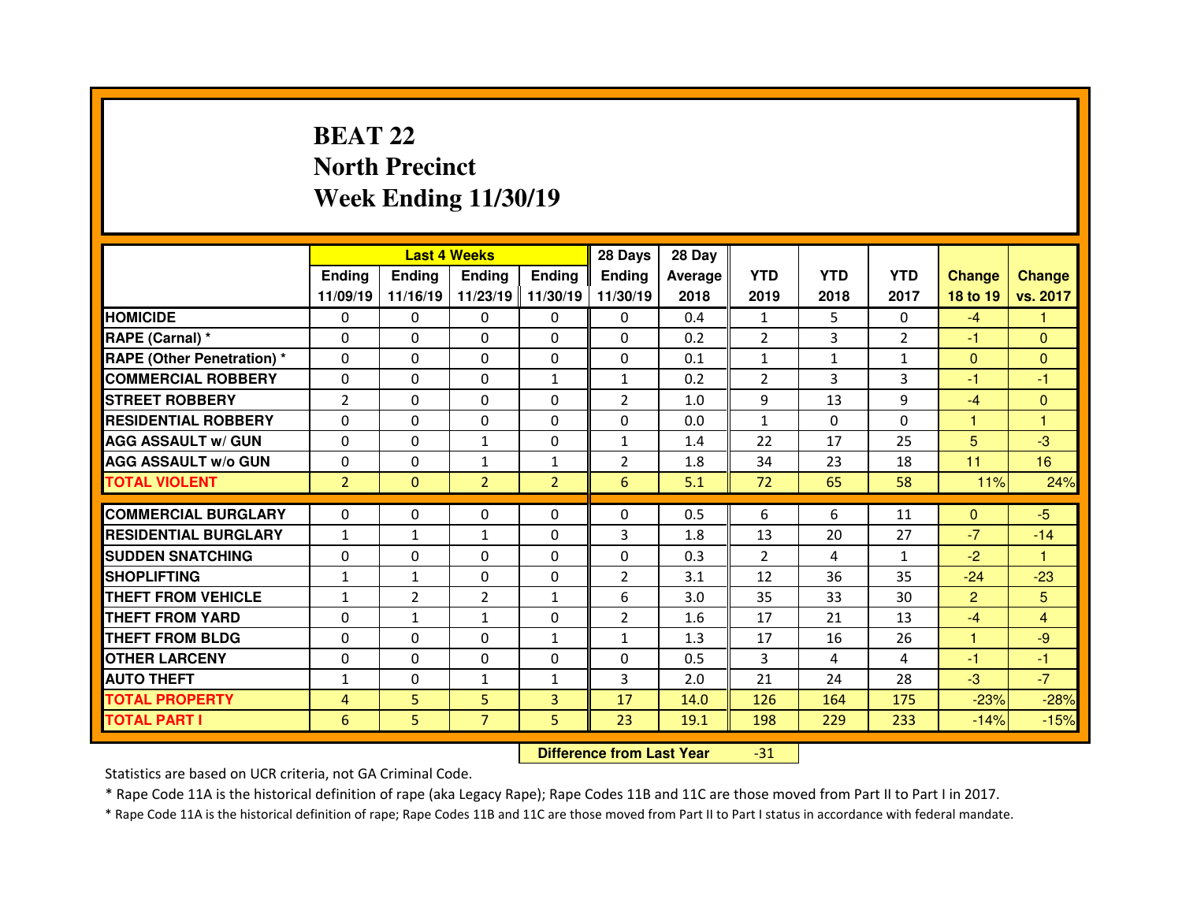# BEAT 22
## North Precinct
## Week Ending 11/30/19

| | Last 4 Weeks | | | | 28 Days | 28 Day | | | | | |
|---|---|---|---|---|---|---|---|---|---|---|---|
| | Ending 11/09/19 | Ending 11/16/19 | Ending 11/23/19 | Ending 11/30/19 | Ending 11/30/19 | Average 2018 | YTD 2019 | YTD 2018 | YTD 2017 | Change 18 to 19 | Change vs. 2017 |
| HOMICIDE | 0 | 0 | 0 | 0 | 0 | 0.4 | 1 | 5 | 0 | -4 | 1 |
| RAPE (Carnal) * | 0 | 0 | 0 | 0 | 0 | 0.2 | 2 | 3 | 2 | -1 | 0 |
| RAPE (Other Penetration) * | 0 | 0 | 0 | 0 | 0 | 0.1 | 1 | 1 | 1 | 0 | 0 |
| COMMERCIAL ROBBERY | 0 | 0 | 0 | 1 | 1 | 0.2 | 2 | 3 | 3 | -1 | -1 |
| STREET ROBBERY | 2 | 0 | 0 | 0 | 2 | 1.0 | 9 | 13 | 9 | -4 | 0 |
| RESIDENTIAL ROBBERY | 0 | 0 | 0 | 0 | 0 | 0.0 | 1 | 0 | 0 | 1 | 1 |
| AGG ASSAULT w/ GUN | 0 | 0 | 1 | 0 | 1 | 1.4 | 22 | 17 | 25 | 5 | -3 |
| AGG ASSAULT w/o GUN | 0 | 0 | 1 | 1 | 2 | 1.8 | 34 | 23 | 18 | 11 | 16 |
| TOTAL VIOLENT | 2 | 0 | 2 | 2 | 6 | 5.1 | 72 | 65 | 58 | 11% | 24% |
| COMMERCIAL BURGLARY | 0 | 0 | 0 | 0 | 0 | 0.5 | 6 | 6 | 11 | 0 | -5 |
| RESIDENTIAL BURGLARY | 1 | 1 | 1 | 0 | 3 | 1.8 | 13 | 20 | 27 | -7 | -14 |
| SUDDEN SNATCHING | 0 | 0 | 0 | 0 | 0 | 0.3 | 2 | 4 | 1 | -2 | 1 |
| SHOPLIFTING | 1 | 1 | 0 | 0 | 2 | 3.1 | 12 | 36 | 35 | -24 | -23 |
| THEFT FROM VEHICLE | 1 | 2 | 2 | 1 | 6 | 3.0 | 35 | 33 | 30 | 2 | 5 |
| THEFT FROM YARD | 0 | 1 | 1 | 0 | 2 | 1.6 | 17 | 21 | 13 | -4 | 4 |
| THEFT FROM BLDG | 0 | 0 | 0 | 1 | 1 | 1.3 | 17 | 16 | 26 | 1 | -9 |
| OTHER LARCENY | 0 | 0 | 0 | 0 | 0 | 0.5 | 3 | 4 | 4 | -1 | -1 |
| AUTO THEFT | 1 | 0 | 1 | 1 | 3 | 2.0 | 21 | 24 | 28 | -3 | -7 |
| TOTAL PROPERTY | 4 | 5 | 5 | 3 | 17 | 14.0 | 126 | 164 | 175 | -23% | -28% |
| TOTAL PART I | 6 | 5 | 7 | 5 | 23 | 19.1 | 198 | 229 | 233 | -14% | -15% |

**Difference from Last Year** -31

Statistics are based on UCR criteria, not GA Criminal Code.

* Rape Code 11A is the historical definition of rape (aka Legacy Rape); Rape Codes 11B and 11C are those moved from Part II to Part I in 2017.

* Rape Code 11A is the historical definition of rape; Rape Codes 11B and 11C are those moved from Part II to Part I status in accordance with federal mandate.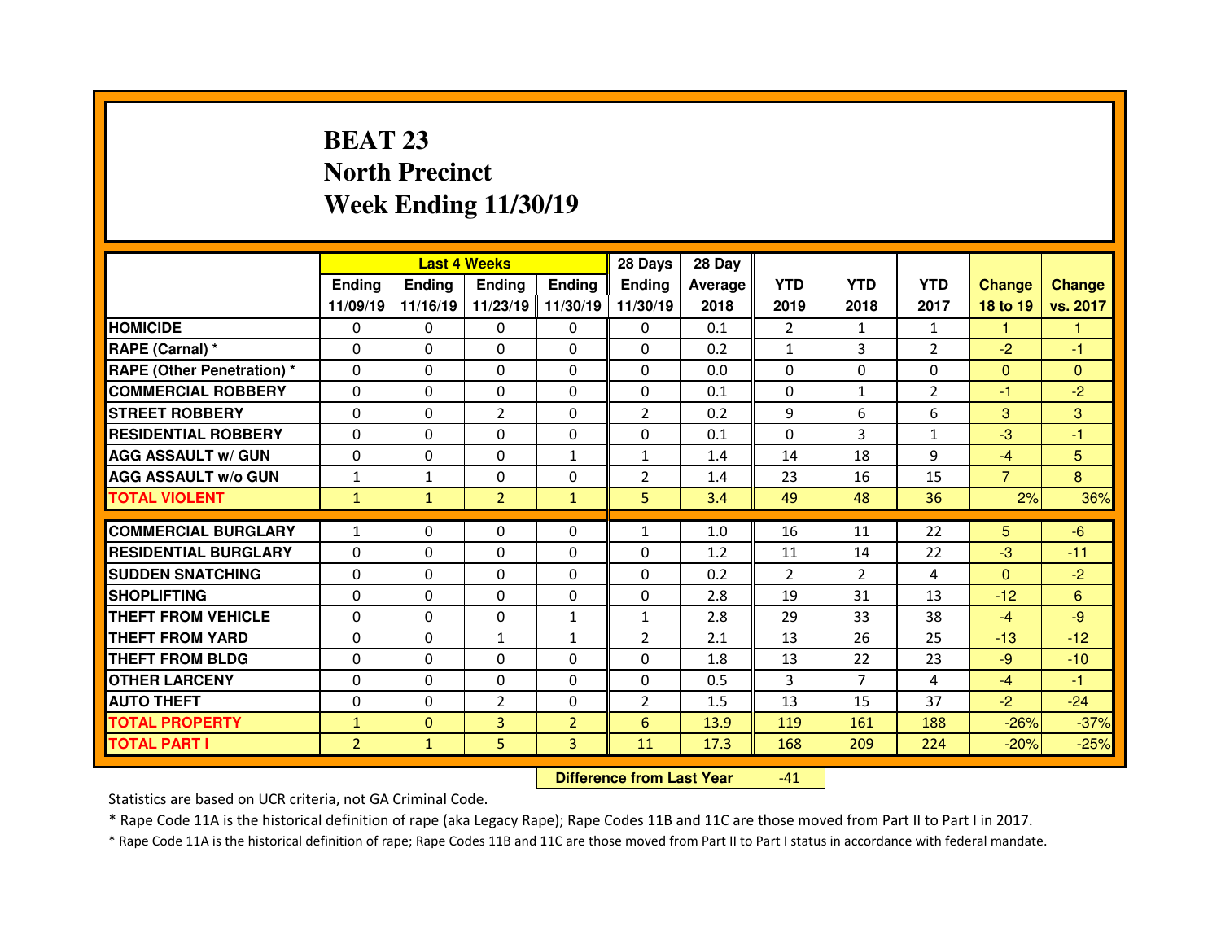# BEAT 23
## North Precinct
## Week Ending 11/30/19

| | Last 4 Weeks | | | | 28 Days | 28 Day | | | | | |
|---|---|---|---|---|---|---|---|---|---|---|---|
| | Ending 11/09/19 | Ending 11/16/19 | Ending 11/23/19 | Ending 11/30/19 | Ending 11/30/19 | Average 2018 | YTD 2019 | YTD 2018 | YTD 2017 | Change 18 to 19 | Change vs. 2017 |
| HOMICIDE | 0 | 0 | 0 | 0 | 0 | 0.1 | 2 | 1 | 1 | 1 | 1 |
| RAPE (Carnal) * | 0 | 0 | 0 | 0 | 0 | 0.2 | 1 | 3 | 2 | -2 | -1 |
| RAPE (Other Penetration) * | 0 | 0 | 0 | 0 | 0 | 0.0 | 0 | 0 | 0 | 0 | 0 |
| COMMERCIAL ROBBERY | 0 | 0 | 0 | 0 | 0 | 0.1 | 0 | 1 | 2 | -1 | -2 |
| STREET ROBBERY | 0 | 0 | 2 | 0 | 2 | 0.2 | 9 | 6 | 6 | 3 | 3 |
| RESIDENTIAL ROBBERY | 0 | 0 | 0 | 0 | 0 | 0.1 | 0 | 3 | 1 | -3 | -1 |
| AGG ASSAULT w/ GUN | 0 | 0 | 0 | 1 | 1 | 1.4 | 14 | 18 | 9 | -4 | 5 |
| AGG ASSAULT w/o GUN | 1 | 1 | 0 | 0 | 2 | 1.4 | 23 | 16 | 15 | 7 | 8 |
| TOTAL VIOLENT | 1 | 1 | 2 | 1 | 5 | 3.4 | 49 | 48 | 36 | 2% | 36% |
| COMMERCIAL BURGLARY | 1 | 0 | 0 | 0 | 1 | 1.0 | 16 | 11 | 22 | 5 | -6 |
| RESIDENTIAL BURGLARY | 0 | 0 | 0 | 0 | 0 | 1.2 | 11 | 14 | 22 | -3 | -11 |
| SUDDEN SNATCHING | 0 | 0 | 0 | 0 | 0 | 0.2 | 2 | 2 | 4 | 0 | -2 |
| SHOPLIFTING | 0 | 0 | 0 | 0 | 0 | 2.8 | 19 | 31 | 13 | -12 | 6 |
| THEFT FROM VEHICLE | 0 | 0 | 0 | 1 | 1 | 2.8 | 29 | 33 | 38 | -4 | -9 |
| THEFT FROM YARD | 0 | 0 | 1 | 1 | 2 | 2.1 | 13 | 26 | 25 | -13 | -12 |
| THEFT FROM BLDG | 0 | 0 | 0 | 0 | 0 | 1.8 | 13 | 22 | 23 | -9 | -10 |
| OTHER LARCENY | 0 | 0 | 0 | 0 | 0 | 0.5 | 3 | 7 | 4 | -4 | -1 |
| AUTO THEFT | 0 | 0 | 2 | 0 | 2 | 1.5 | 13 | 15 | 37 | -2 | -24 |
| TOTAL PROPERTY | 1 | 0 | 3 | 2 | 6 | 13.9 | 119 | 161 | 188 | -26% | -37% |
| TOTAL PART I | 2 | 1 | 5 | 3 | 11 | 17.3 | 168 | 209 | 224 | -20% | -25% |

**Difference from Last Year** -41

Statistics are based on UCR criteria, not GA Criminal Code.

* Rape Code 11A is the historical definition of rape (aka Legacy Rape); Rape Codes 11B and 11C are those moved from Part II to Part I in 2017.

* Rape Code 11A is the historical definition of rape; Rape Codes 11B and 11C are those moved from Part II to Part I status in accordance with federal mandate.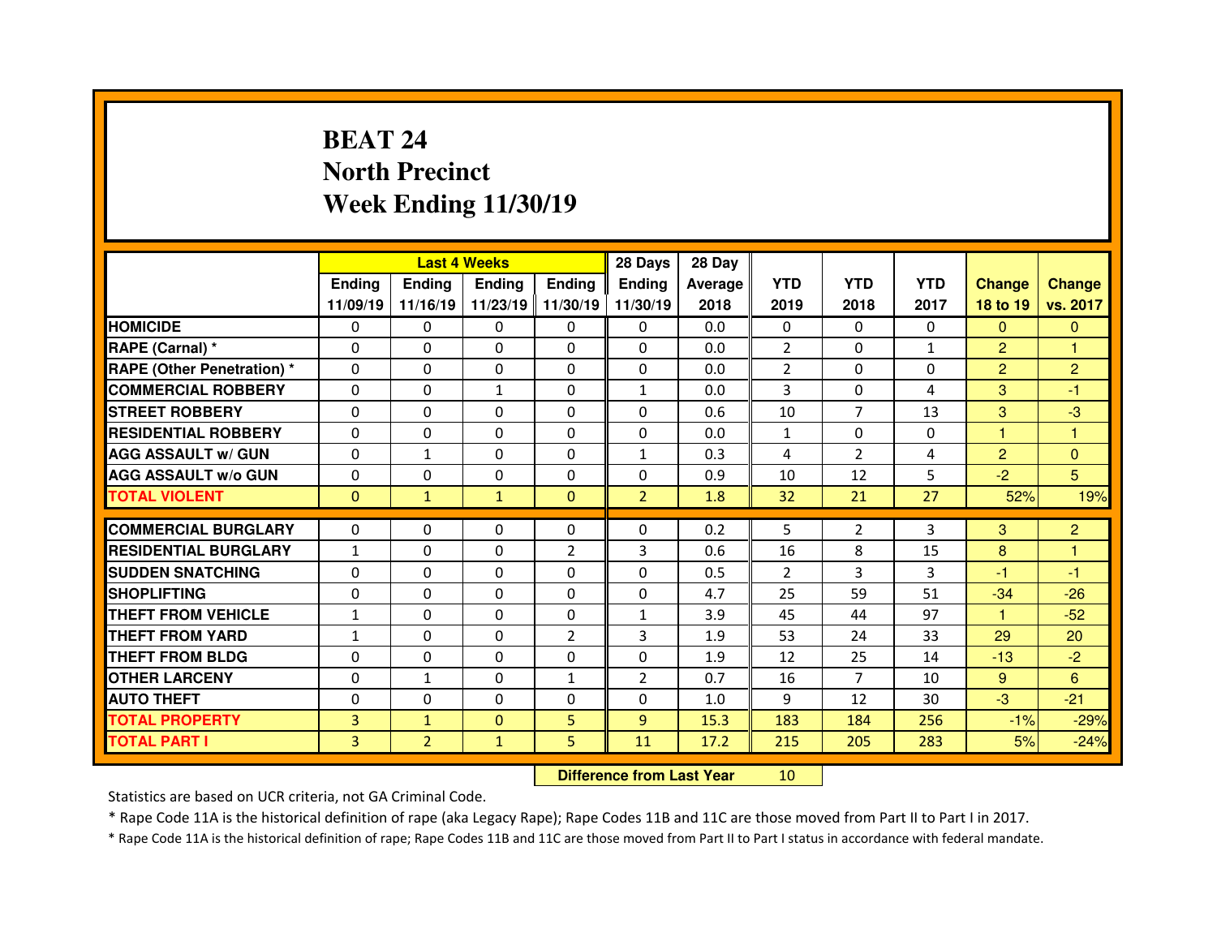# BEAT 24
# North Precinct
# Week Ending 11/30/19

| | Last 4 Weeks | | | | 28 Days | 28 Day | | | | | |
|---|---|---|---|---|---|---|---|---|---|---|---|
| | Ending 11/09/19 | Ending 11/16/19 | Ending 11/23/19 | Ending 11/30/19 | Ending 11/30/19 | Average 2018 | YTD 2019 | YTD 2018 | YTD 2017 | Change 18 to 19 | Change vs. 2017 |
| HOMICIDE | 0 | 0 | 0 | 0 | 0 | 0.0 | 0 | 0 | 0 | 0 | 0 |
| RAPE (Carnal) * | 0 | 0 | 0 | 0 | 0 | 0.0 | 2 | 0 | 1 | 2 | 1 |
| RAPE (Other Penetration) * | 0 | 0 | 0 | 0 | 0 | 0.0 | 2 | 0 | 0 | 2 | 2 |
| COMMERCIAL ROBBERY | 0 | 0 | 1 | 0 | 1 | 0.0 | 3 | 0 | 4 | 3 | -1 |
| STREET ROBBERY | 0 | 0 | 0 | 0 | 0 | 0.6 | 10 | 7 | 13 | 3 | -3 |
| RESIDENTIAL ROBBERY | 0 | 0 | 0 | 0 | 0 | 0.0 | 1 | 0 | 0 | 1 | 1 |
| AGG ASSAULT w/ GUN | 0 | 1 | 0 | 0 | 1 | 0.3 | 4 | 2 | 4 | 2 | 0 |
| AGG ASSAULT w/o GUN | 0 | 0 | 0 | 0 | 0 | 0.9 | 10 | 12 | 5 | -2 | 5 |
| TOTAL VIOLENT | 0 | 1 | 1 | 0 | 2 | 1.8 | 32 | 21 | 27 | 52% | 19% |
| COMMERCIAL BURGLARY | 0 | 0 | 0 | 0 | 0 | 0.2 | 5 | 2 | 3 | 3 | 2 |
| RESIDENTIAL BURGLARY | 1 | 0 | 0 | 2 | 3 | 0.6 | 16 | 8 | 15 | 8 | 1 |
| SUDDEN SNATCHING | 0 | 0 | 0 | 0 | 0 | 0.5 | 2 | 3 | 3 | -1 | -1 |
| SHOPLIFTING | 0 | 0 | 0 | 0 | 0 | 4.7 | 25 | 59 | 51 | -34 | -26 |
| THEFT FROM VEHICLE | 1 | 0 | 0 | 0 | 1 | 3.9 | 45 | 44 | 97 | 1 | -52 |
| THEFT FROM YARD | 1 | 0 | 0 | 2 | 3 | 1.9 | 53 | 24 | 33 | 29 | 20 |
| THEFT FROM BLDG | 0 | 0 | 0 | 0 | 0 | 1.9 | 12 | 25 | 14 | -13 | -2 |
| OTHER LARCENY | 0 | 1 | 0 | 1 | 2 | 0.7 | 16 | 7 | 10 | 9 | 6 |
| AUTO THEFT | 0 | 0 | 0 | 0 | 0 | 1.0 | 9 | 12 | 30 | -3 | -21 |
| TOTAL PROPERTY | 3 | 1 | 0 | 5 | 9 | 15.3 | 183 | 184 | 256 | -1% | -29% |
| TOTAL PART I | 3 | 2 | 1 | 5 | 11 | 17.2 | 215 | 205 | 283 | 5% | -24% |

**Difference from Last Year** 10

Statistics are based on UCR criteria, not GA Criminal Code.

* Rape Code 11A is the historical definition of rape (aka Legacy Rape); Rape Codes 11B and 11C are those moved from Part II to Part I in 2017.

* Rape Code 11A is the historical definition of rape; Rape Codes 11B and 11C are those moved from Part II to Part I status in accordance with federal mandate.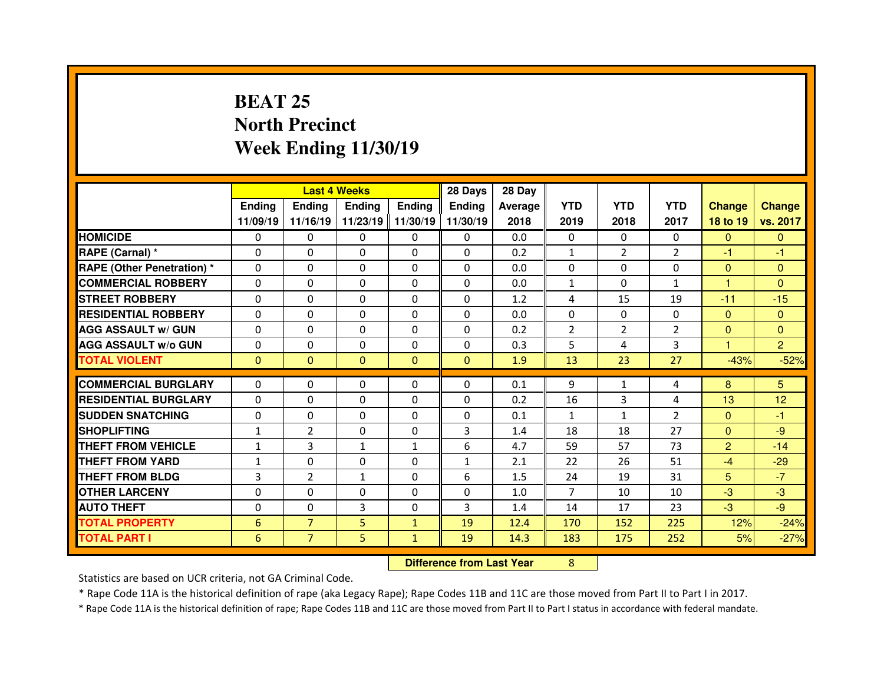# BEAT 25
## North Precinct
## Week Ending 11/30/19

| | Last 4 Weeks | | | | 28 Days | 28 Day | | | | | |
|---|---|---|---|---|---|---|---|---|---|---|---|
| | Ending 11/09/19 | Ending 11/16/19 | Ending 11/23/19 | Ending 11/30/19 | Ending 11/30/19 | Average 2018 | YTD 2019 | YTD 2018 | YTD 2017 | Change 18 to 19 | Change vs. 2017 |
| HOMICIDE | 0 | 0 | 0 | 0 | 0 | 0.0 | 0 | 0 | 0 | 0 | 0 |
| RAPE (Carnal) * | 0 | 0 | 0 | 0 | 0 | 0.2 | 1 | 2 | 2 | -1 | -1 |
| RAPE (Other Penetration) * | 0 | 0 | 0 | 0 | 0 | 0.0 | 0 | 0 | 0 | 0 | 0 |
| COMMERCIAL ROBBERY | 0 | 0 | 0 | 0 | 0 | 0.0 | 1 | 0 | 1 | 1 | 0 |
| STREET ROBBERY | 0 | 0 | 0 | 0 | 0 | 1.2 | 4 | 15 | 19 | -11 | -15 |
| RESIDENTIAL ROBBERY | 0 | 0 | 0 | 0 | 0 | 0.0 | 0 | 0 | 0 | 0 | 0 |
| AGG ASSAULT w/ GUN | 0 | 0 | 0 | 0 | 0 | 0.2 | 2 | 2 | 2 | 0 | 0 |
| AGG ASSAULT w/o GUN | 0 | 0 | 0 | 0 | 0 | 0.3 | 5 | 4 | 3 | 1 | 2 |
| TOTAL VIOLENT | 0 | 0 | 0 | 0 | 0 | 1.9 | 13 | 23 | 27 | -43% | -52% |
| COMMERCIAL BURGLARY | 0 | 0 | 0 | 0 | 0 | 0.1 | 9 | 1 | 4 | 8 | 5 |
| RESIDENTIAL BURGLARY | 0 | 0 | 0 | 0 | 0 | 0.2 | 16 | 3 | 4 | 13 | 12 |
| SUDDEN SNATCHING | 0 | 0 | 0 | 0 | 0 | 0.1 | 1 | 1 | 2 | 0 | -1 |
| SHOPLIFTING | 1 | 2 | 0 | 0 | 3 | 1.4 | 18 | 18 | 27 | 0 | -9 |
| THEFT FROM VEHICLE | 1 | 3 | 1 | 1 | 6 | 4.7 | 59 | 57 | 73 | 2 | -14 |
| THEFT FROM YARD | 1 | 0 | 0 | 0 | 1 | 2.1 | 22 | 26 | 51 | -4 | -29 |
| THEFT FROM BLDG | 3 | 2 | 1 | 0 | 6 | 1.5 | 24 | 19 | 31 | 5 | -7 |
| OTHER LARCENY | 0 | 0 | 0 | 0 | 0 | 1.0 | 7 | 10 | 10 | -3 | -3 |
| AUTO THEFT | 0 | 0 | 3 | 0 | 3 | 1.4 | 14 | 17 | 23 | -3 | -9 |
| TOTAL PROPERTY | 6 | 7 | 5 | 1 | 19 | 12.4 | 170 | 152 | 225 | 12% | -24% |
| TOTAL PART I | 6 | 7 | 5 | 1 | 19 | 14.3 | 183 | 175 | 252 | 5% | -27% |

**Difference from Last Year** 8

Statistics are based on UCR criteria, not GA Criminal Code.

* Rape Code 11A is the historical definition of rape (aka Legacy Rape); Rape Codes 11B and 11C are those moved from Part II to Part I in 2017.

* Rape Code 11A is the historical definition of rape; Rape Codes 11B and 11C are those moved from Part II to Part I status in accordance with federal mandate.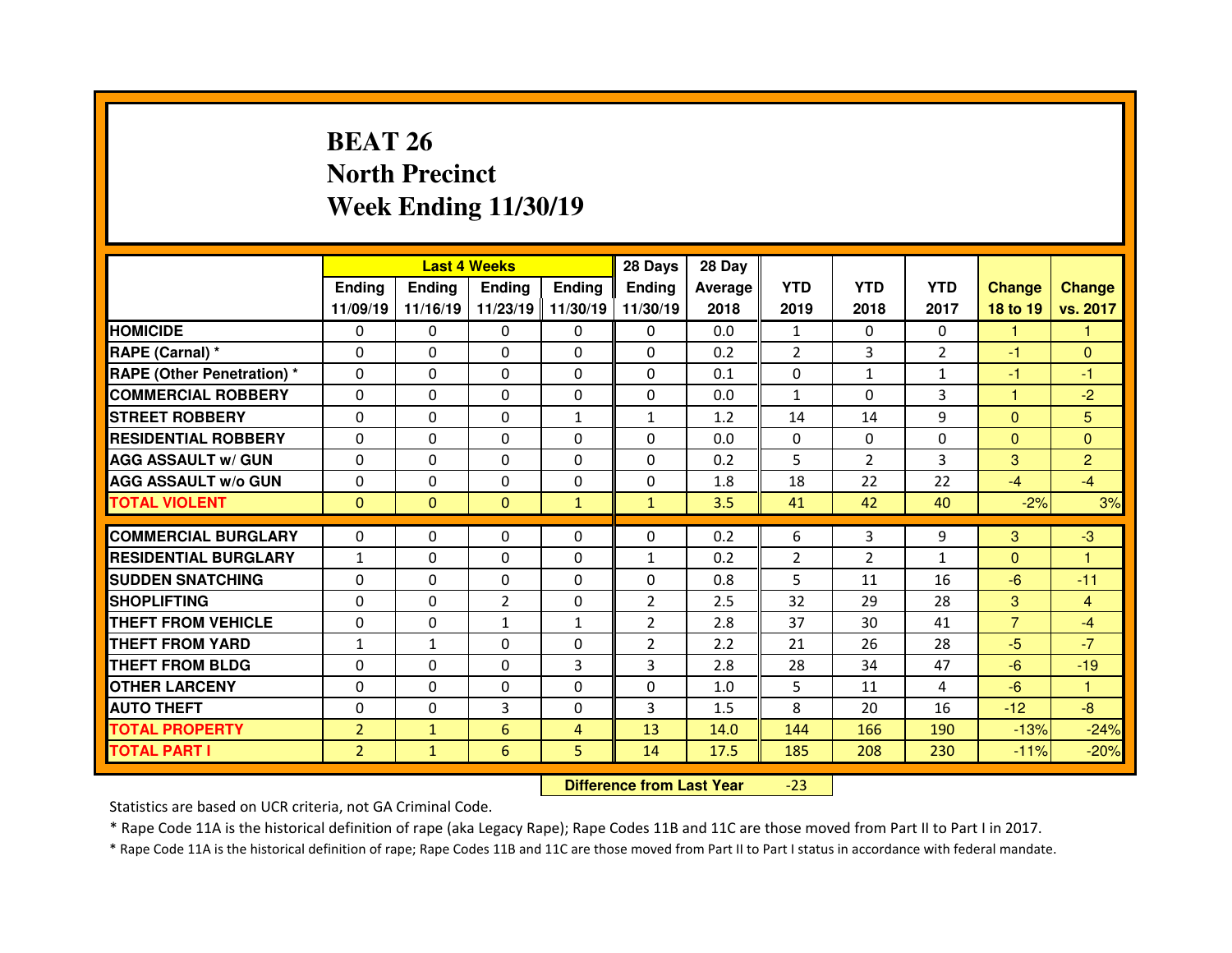# BEAT 26
## North Precinct
## Week Ending 11/30/19

| | Last 4 Weeks | | | | 28 Days | 28 Day | | | | | |
|---|---|---|---|---|---|---|---|---|---|---|---|
| | Ending 11/09/19 | Ending 11/16/19 | Ending 11/23/19 | Ending 11/30/19 | Ending 11/30/19 | Average 2018 | YTD 2019 | YTD 2018 | YTD 2017 | Change 18 to 19 | Change vs. 2017 |
| HOMICIDE | 0 | 0 | 0 | 0 | 0 | 0.0 | 1 | 0 | 0 | 1 | 1 |
| RAPE (Carnal) * | 0 | 0 | 0 | 0 | 0 | 0.2 | 2 | 3 | 2 | -1 | 0 |
| RAPE (Other Penetration) * | 0 | 0 | 0 | 0 | 0 | 0.1 | 0 | 1 | 1 | -1 | -1 |
| COMMERCIAL ROBBERY | 0 | 0 | 0 | 0 | 0 | 0.0 | 1 | 0 | 3 | 1 | -2 |
| STREET ROBBERY | 0 | 0 | 0 | 1 | 1 | 1.2 | 14 | 14 | 9 | 0 | 5 |
| RESIDENTIAL ROBBERY | 0 | 0 | 0 | 0 | 0 | 0.0 | 0 | 0 | 0 | 0 | 0 |
| AGG ASSAULT w/ GUN | 0 | 0 | 0 | 0 | 0 | 0.2 | 5 | 2 | 3 | 3 | 2 |
| AGG ASSAULT w/o GUN | 0 | 0 | 0 | 0 | 0 | 1.8 | 18 | 22 | 22 | -4 | -4 |
| TOTAL VIOLENT | 0 | 0 | 0 | 1 | 1 | 3.5 | 41 | 42 | 40 | -2% | 3% |
| COMMERCIAL BURGLARY | 0 | 0 | 0 | 0 | 0 | 0.2 | 6 | 3 | 9 | 3 | -3 |
| RESIDENTIAL BURGLARY | 1 | 0 | 0 | 0 | 1 | 0.2 | 2 | 2 | 1 | 0 | 1 |
| SUDDEN SNATCHING | 0 | 0 | 0 | 0 | 0 | 0.8 | 5 | 11 | 16 | -6 | -11 |
| SHOPLIFTING | 0 | 0 | 2 | 0 | 2 | 2.5 | 32 | 29 | 28 | 3 | 4 |
| THEFT FROM VEHICLE | 0 | 0 | 1 | 1 | 2 | 2.8 | 37 | 30 | 41 | 7 | -4 |
| THEFT FROM YARD | 1 | 1 | 0 | 0 | 2 | 2.2 | 21 | 26 | 28 | -5 | -7 |
| THEFT FROM BLDG | 0 | 0 | 0 | 3 | 3 | 2.8 | 28 | 34 | 47 | -6 | -19 |
| OTHER LARCENY | 0 | 0 | 0 | 0 | 0 | 1.0 | 5 | 11 | 4 | -6 | 1 |
| AUTO THEFT | 0 | 0 | 3 | 0 | 3 | 1.5 | 8 | 20 | 16 | -12 | -8 |
| TOTAL PROPERTY | 2 | 1 | 6 | 4 | 13 | 14.0 | 144 | 166 | 190 | -13% | -24% |
| TOTAL PART I | 2 | 1 | 6 | 5 | 14 | 17.5 | 185 | 208 | 230 | -11% | -20% |

**Difference from Last Year** -23

Statistics are based on UCR criteria, not GA Criminal Code.

* Rape Code 11A is the historical definition of rape (aka Legacy Rape); Rape Codes 11B and 11C are those moved from Part II to Part I in 2017.

* Rape Code 11A is the historical definition of rape; Rape Codes 11B and 11C are those moved from Part II to Part I status in accordance with federal mandate.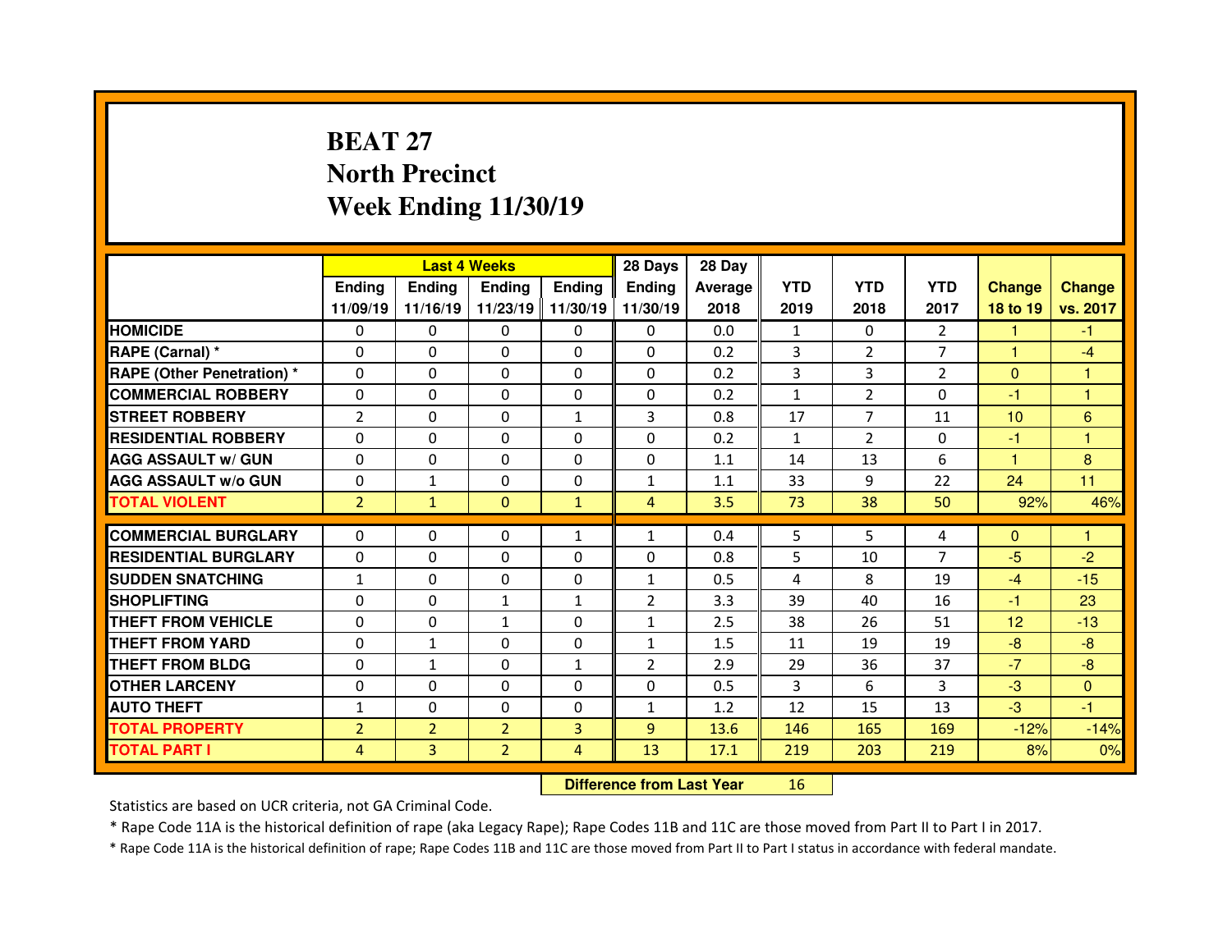# BEAT 27
# North Precinct
# Week Ending 11/30/19

| | Last 4 Weeks | | | | 28 Days | 28 Day | | | | | |
|---|---|---|---|---|---|---|---|---|---|---|---|
| | Ending 11/09/19 | Ending 11/16/19 | Ending 11/23/19 | Ending 11/30/19 | Ending 11/30/19 | Average 2018 | YTD 2019 | YTD 2018 | YTD 2017 | Change 18 to 19 | Change vs. 2017 |
| HOMICIDE | 0 | 0 | 0 | 0 | 0 | 0.0 | 1 | 0 | 2 | 1 | -1 |
| RAPE (Carnal) * | 0 | 0 | 0 | 0 | 0 | 0.2 | 3 | 2 | 7 | 1 | -4 |
| RAPE (Other Penetration) * | 0 | 0 | 0 | 0 | 0 | 0.2 | 3 | 3 | 2 | 0 | 1 |
| COMMERCIAL ROBBERY | 0 | 0 | 0 | 0 | 0 | 0.2 | 1 | 2 | 0 | -1 | 1 |
| STREET ROBBERY | 2 | 0 | 0 | 1 | 3 | 0.8 | 17 | 7 | 11 | 10 | 6 |
| RESIDENTIAL ROBBERY | 0 | 0 | 0 | 0 | 0 | 0.2 | 1 | 2 | 0 | -1 | 1 |
| AGG ASSAULT w/ GUN | 0 | 0 | 0 | 0 | 0 | 1.1 | 14 | 13 | 6 | 1 | 8 |
| AGG ASSAULT w/o GUN | 0 | 1 | 0 | 0 | 1 | 1.1 | 33 | 9 | 22 | 24 | 11 |
| TOTAL VIOLENT | 2 | 1 | 0 | 1 | 4 | 3.5 | 73 | 38 | 50 | 92% | 46% |
| COMMERCIAL BURGLARY | 0 | 0 | 0 | 1 | 1 | 0.4 | 5 | 5 | 4 | 0 | 1 |
| RESIDENTIAL BURGLARY | 0 | 0 | 0 | 0 | 0 | 0.8 | 5 | 10 | 7 | -5 | -2 |
| SUDDEN SNATCHING | 1 | 0 | 0 | 0 | 1 | 0.5 | 4 | 8 | 19 | -4 | -15 |
| SHOPLIFTING | 0 | 0 | 1 | 1 | 2 | 3.3 | 39 | 40 | 16 | -1 | 23 |
| THEFT FROM VEHICLE | 0 | 0 | 1 | 0 | 1 | 2.5 | 38 | 26 | 51 | 12 | -13 |
| THEFT FROM YARD | 0 | 1 | 0 | 0 | 1 | 1.5 | 11 | 19 | 19 | -8 | -8 |
| THEFT FROM BLDG | 0 | 1 | 0 | 1 | 2 | 2.9 | 29 | 36 | 37 | -7 | -8 |
| OTHER LARCENY | 0 | 0 | 0 | 0 | 0 | 0.5 | 3 | 6 | 3 | -3 | 0 |
| AUTO THEFT | 1 | 0 | 0 | 0 | 1 | 1.2 | 12 | 15 | 13 | -3 | -1 |
| TOTAL PROPERTY | 2 | 2 | 2 | 3 | 9 | 13.6 | 146 | 165 | 169 | -12% | -14% |
| TOTAL PART I | 4 | 3 | 2 | 4 | 13 | 17.1 | 219 | 203 | 219 | 8% | 0% |

**Difference from Last Year** 16

Statistics are based on UCR criteria, not GA Criminal Code.

* Rape Code 11A is the historical definition of rape (aka Legacy Rape); Rape Codes 11B and 11C are those moved from Part II to Part I in 2017.

* Rape Code 11A is the historical definition of rape; Rape Codes 11B and 11C are those moved from Part II to Part I status in accordance with federal mandate.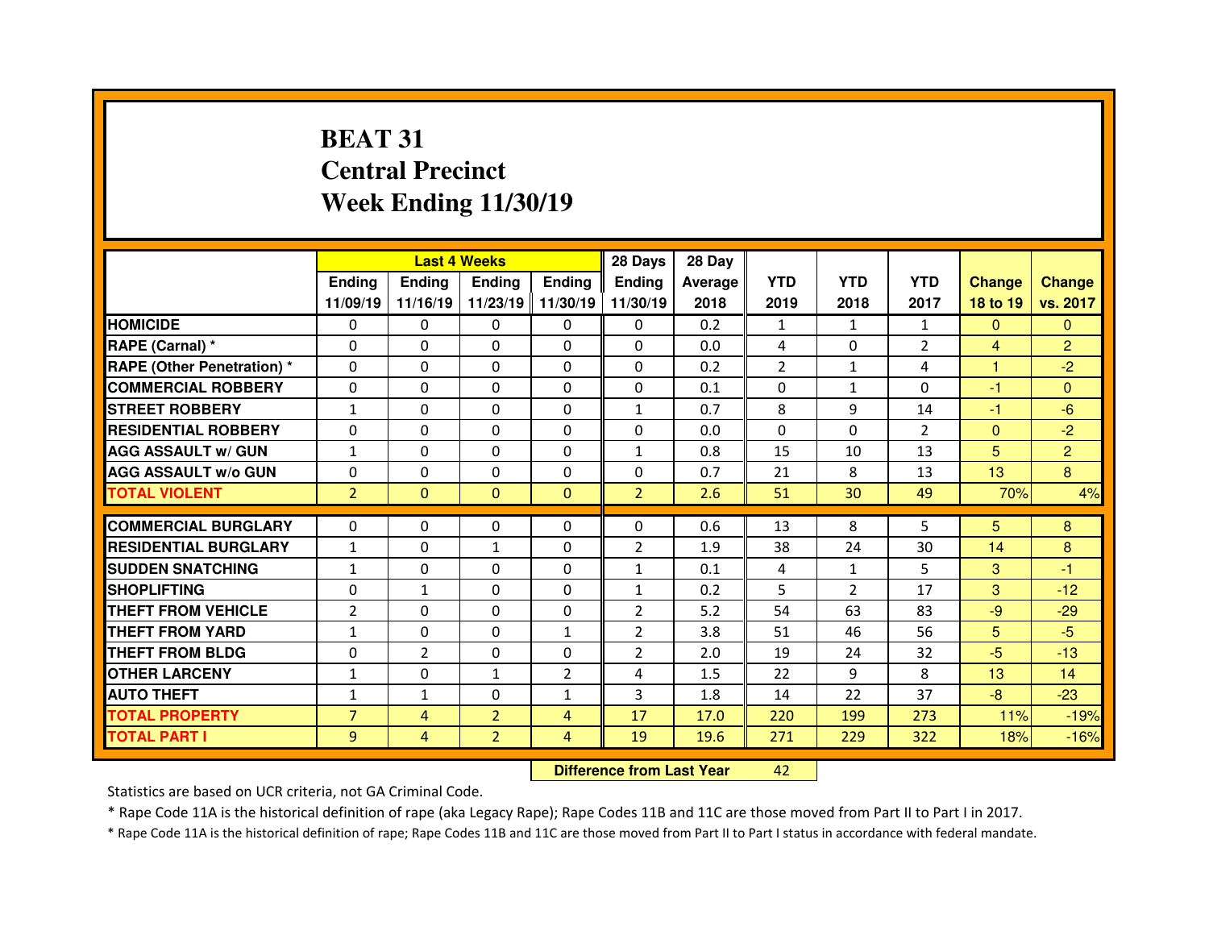# BEAT 31
# Central Precinct
# Week Ending 11/30/19

| | Last 4 Weeks | | | | 28 Days | 28 Day | | | | | |
|---|---|---|---|---|---|---|---|---|---|---|---|
| | Ending 11/09/19 | Ending 11/16/19 | Ending 11/23/19 | Ending 11/30/19 | Ending 11/30/19 | Average 2018 | YTD 2019 | YTD 2018 | YTD 2017 | Change 18 to 19 | Change vs. 2017 |
| **HOMICIDE** | 0 | 0 | 0 | 0 | 0 | 0.2 | 1 | 1 | 1 | 0 | 0 |
| **RAPE (Carnal) *** | 0 | 0 | 0 | 0 | 0 | 0.0 | 4 | 0 | 2 | 4 | 2 |
| **RAPE (Other Penetration) *** | 0 | 0 | 0 | 0 | 0 | 0.2 | 2 | 1 | 4 | 1 | -2 |
| **COMMERCIAL ROBBERY** | 0 | 0 | 0 | 0 | 0 | 0.1 | 0 | 1 | 0 | -1 | 0 |
| **STREET ROBBERY** | 1 | 0 | 0 | 0 | 1 | 0.7 | 8 | 9 | 14 | -1 | -6 |
| **RESIDENTIAL ROBBERY** | 0 | 0 | 0 | 0 | 0 | 0.0 | 0 | 0 | 2 | 0 | -2 |
| **AGG ASSAULT w/ GUN** | 1 | 0 | 0 | 0 | 1 | 0.8 | 15 | 10 | 13 | 5 | 2 |
| **AGG ASSAULT w/o GUN** | 0 | 0 | 0 | 0 | 0 | 0.7 | 21 | 8 | 13 | 13 | 8 |
| **TOTAL VIOLENT** | 2 | 0 | 0 | 0 | 2 | 2.6 | 51 | 30 | 49 | 70% | 4% |
| **COMMERCIAL BURGLARY** | 0 | 0 | 0 | 0 | 0 | 0.6 | 13 | 8 | 5 | 5 | 8 |
| **RESIDENTIAL BURGLARY** | 1 | 0 | 1 | 0 | 2 | 1.9 | 38 | 24 | 30 | 14 | 8 |
| **SUDDEN SNATCHING** | 1 | 0 | 0 | 0 | 1 | 0.1 | 4 | 1 | 5 | 3 | -1 |
| **SHOPLIFTING** | 0 | 1 | 0 | 0 | 1 | 0.2 | 5 | 2 | 17 | 3 | -12 |
| **THEFT FROM VEHICLE** | 2 | 0 | 0 | 0 | 2 | 5.2 | 54 | 63 | 83 | -9 | -29 |
| **THEFT FROM YARD** | 1 | 0 | 0 | 1 | 2 | 3.8 | 51 | 46 | 56 | 5 | -5 |
| **THEFT FROM BLDG** | 0 | 2 | 0 | 0 | 2 | 2.0 | 19 | 24 | 32 | -5 | -13 |
| **OTHER LARCENY** | 1 | 0 | 1 | 2 | 4 | 1.5 | 22 | 9 | 8 | 13 | 14 |
| **AUTO THEFT** | 1 | 1 | 0 | 1 | 3 | 1.8 | 14 | 22 | 37 | -8 | -23 |
| **TOTAL PROPERTY** | 7 | 4 | 2 | 4 | 17 | 17.0 | 220 | 199 | 273 | 11% | -19% |
| **TOTAL PART I** | 9 | 4 | 2 | 4 | 19 | 19.6 | 271 | 229 | 322 | 18% | -16% |

**Difference from Last Year** 42

Statistics are based on UCR criteria, not GA Criminal Code.

* Rape Code 11A is the historical definition of rape (aka Legacy Rape); Rape Codes 11B and 11C are those moved from Part II to Part I in 2017.

* Rape Code 11A is the historical definition of rape; Rape Codes 11B and 11C are those moved from Part II to Part I status in accordance with federal mandate.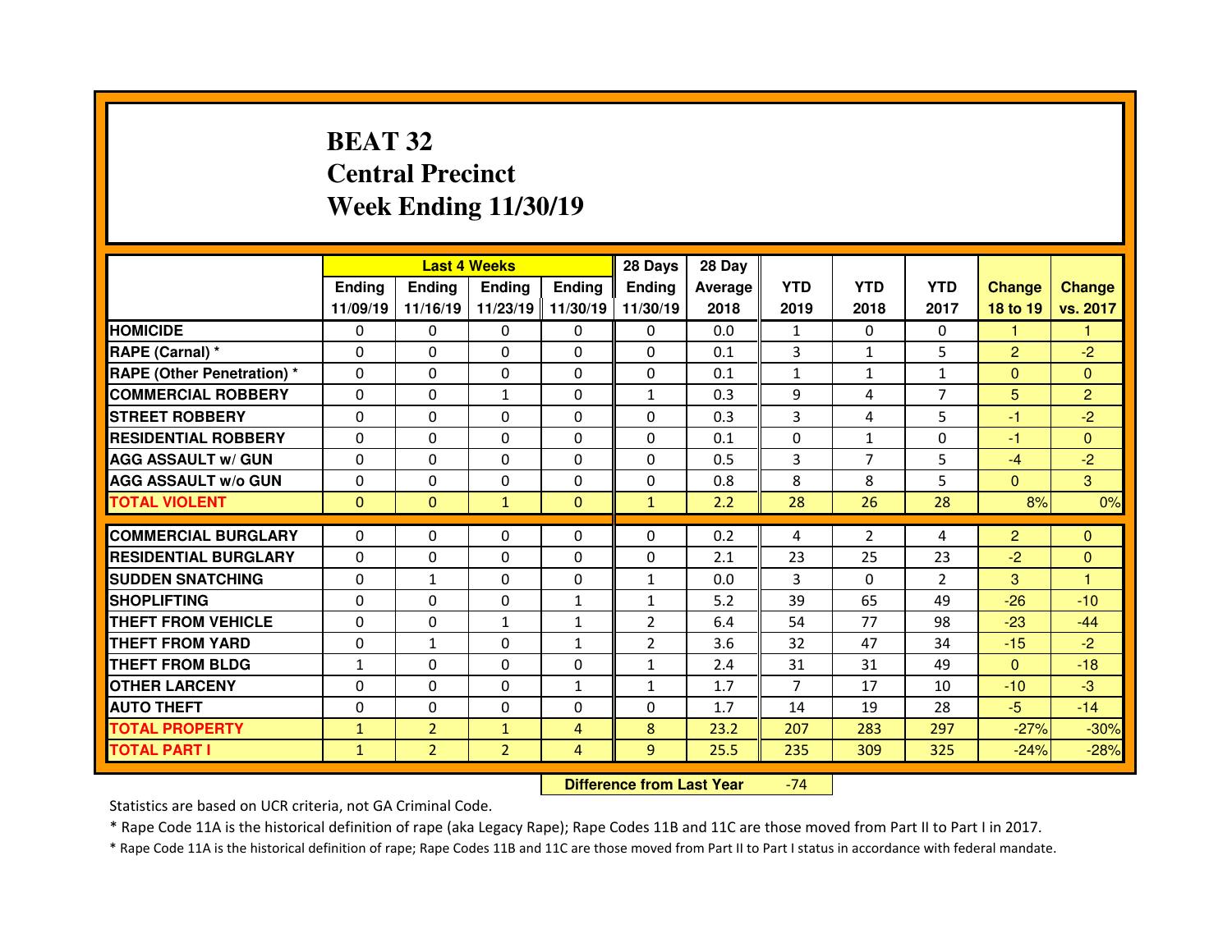# BEAT 32
# Central Precinct
# Week Ending 11/30/19

| | Last 4 Weeks | | | | 28 Days | 28 Day | | | | | |
|---|---|---|---|---|---|---|---|---|---|---|---|
| | Ending 11/09/19 | Ending 11/16/19 | Ending 11/23/19 | Ending 11/30/19 | Ending 11/30/19 | Average 2018 | YTD 2019 | YTD 2018 | YTD 2017 | Change 18 to 19 | Change vs. 2017 |
| HOMICIDE | 0 | 0 | 0 | 0 | 0 | 0.0 | 1 | 0 | 0 | 1 | 1 |
| RAPE (Carnal) * | 0 | 0 | 0 | 0 | 0 | 0.1 | 3 | 1 | 5 | 2 | -2 |
| RAPE (Other Penetration) * | 0 | 0 | 0 | 0 | 0 | 0.1 | 1 | 1 | 1 | 0 | 0 |
| COMMERCIAL ROBBERY | 0 | 0 | 1 | 0 | 1 | 0.3 | 9 | 4 | 7 | 5 | 2 |
| STREET ROBBERY | 0 | 0 | 0 | 0 | 0 | 0.3 | 3 | 4 | 5 | -1 | -2 |
| RESIDENTIAL ROBBERY | 0 | 0 | 0 | 0 | 0 | 0.1 | 0 | 1 | 0 | -1 | 0 |
| AGG ASSAULT w/ GUN | 0 | 0 | 0 | 0 | 0 | 0.5 | 3 | 7 | 5 | -4 | -2 |
| AGG ASSAULT w/o GUN | 0 | 0 | 0 | 0 | 0 | 0.8 | 8 | 8 | 5 | 0 | 3 |
| TOTAL VIOLENT | 0 | 0 | 1 | 0 | 1 | 2.2 | 28 | 26 | 28 | 8% | 0% |
| COMMERCIAL BURGLARY | 0 | 0 | 0 | 0 | 0 | 0.2 | 4 | 2 | 4 | 2 | 0 |
| RESIDENTIAL BURGLARY | 0 | 0 | 0 | 0 | 0 | 2.1 | 23 | 25 | 23 | -2 | 0 |
| SUDDEN SNATCHING | 0 | 1 | 0 | 0 | 1 | 0.0 | 3 | 0 | 2 | 3 | 1 |
| SHOPLIFTING | 0 | 0 | 0 | 1 | 1 | 5.2 | 39 | 65 | 49 | -26 | -10 |
| THEFT FROM VEHICLE | 0 | 0 | 1 | 1 | 2 | 6.4 | 54 | 77 | 98 | -23 | -44 |
| THEFT FROM YARD | 0 | 1 | 0 | 1 | 2 | 3.6 | 32 | 47 | 34 | -15 | -2 |
| THEFT FROM BLDG | 1 | 0 | 0 | 0 | 1 | 2.4 | 31 | 31 | 49 | 0 | -18 |
| OTHER LARCENY | 0 | 0 | 0 | 1 | 1 | 1.7 | 7 | 17 | 10 | -10 | -3 |
| AUTO THEFT | 0 | 0 | 0 | 0 | 0 | 1.7 | 14 | 19 | 28 | -5 | -14 |
| TOTAL PROPERTY | 1 | 2 | 1 | 4 | 8 | 23.2 | 207 | 283 | 297 | -27% | -30% |
| TOTAL PART I | 1 | 2 | 2 | 4 | 9 | 25.5 | 235 | 309 | 325 | -24% | -28% |

**Difference from Last Year** -74

Statistics are based on UCR criteria, not GA Criminal Code.

* Rape Code 11A is the historical definition of rape (aka Legacy Rape); Rape Codes 11B and 11C are those moved from Part II to Part I in 2017.

* Rape Code 11A is the historical definition of rape; Rape Codes 11B and 11C are those moved from Part II to Part I status in accordance with federal mandate.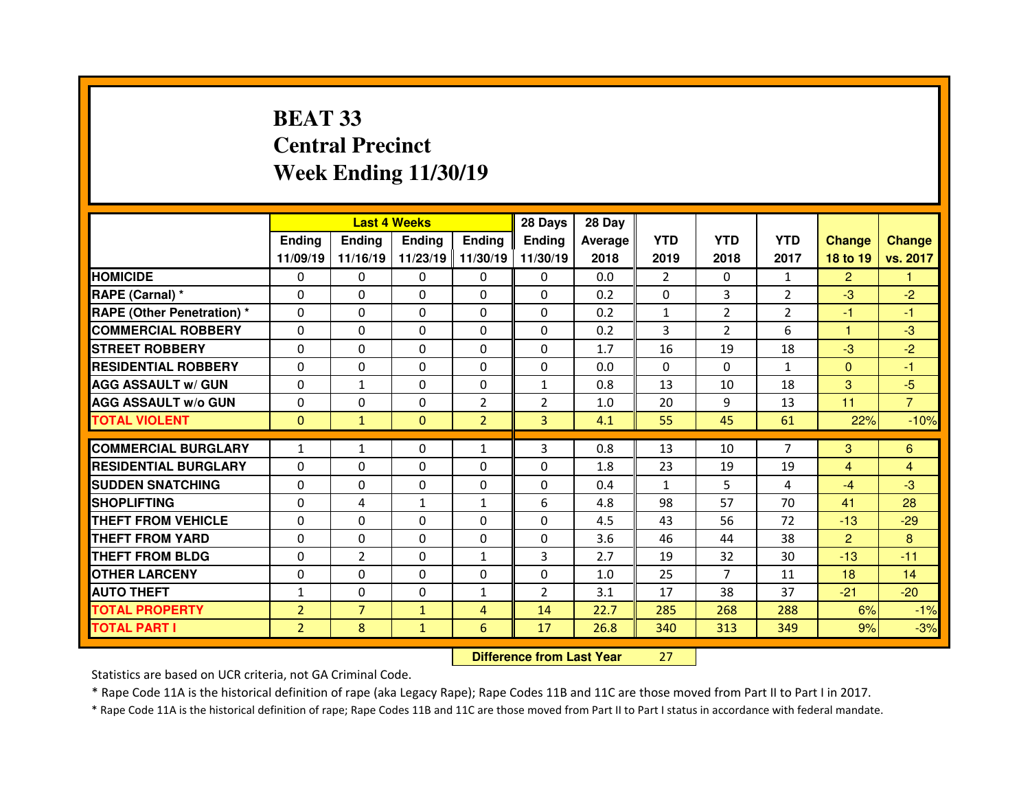# BEAT 33
## Central Precinct
## Week Ending 11/30/19

| | Last 4 Weeks | | | | 28 Days | 28 Day | YTD | YTD | YTD | Change | Change |
|---|---|---|---|---|---|---|---|---|---|---|---|
| | Ending 11/09/19 | Ending 11/16/19 | Ending 11/23/19 | Ending 11/30/19 | Ending 11/30/19 | Average 2018 | 2019 | 2018 | 2017 | 18 to 19 | vs. 2017 |
| HOMICIDE | 0 | 0 | 0 | 0 | 0 | 0.0 | 2 | 0 | 1 | 2 | 1 |
| RAPE (Carnal) * | 0 | 0 | 0 | 0 | 0 | 0.2 | 0 | 3 | 2 | -3 | -2 |
| RAPE (Other Penetration) * | 0 | 0 | 0 | 0 | 0 | 0.2 | 1 | 2 | 2 | -1 | -1 |
| COMMERCIAL ROBBERY | 0 | 0 | 0 | 0 | 0 | 0.2 | 3 | 2 | 6 | 1 | -3 |
| STREET ROBBERY | 0 | 0 | 0 | 0 | 0 | 1.7 | 16 | 19 | 18 | -3 | -2 |
| RESIDENTIAL ROBBERY | 0 | 0 | 0 | 0 | 0 | 0.0 | 0 | 0 | 1 | 0 | -1 |
| AGG ASSAULT w/ GUN | 0 | 1 | 0 | 0 | 1 | 0.8 | 13 | 10 | 18 | 3 | -5 |
| AGG ASSAULT w/o GUN | 0 | 0 | 0 | 2 | 2 | 1.0 | 20 | 9 | 13 | 11 | 7 |
| TOTAL VIOLENT | 0 | 1 | 0 | 2 | 3 | 4.1 | 55 | 45 | 61 | 22% | -10% |
| COMMERCIAL BURGLARY | 1 | 1 | 0 | 1 | 3 | 0.8 | 13 | 10 | 7 | 3 | 6 |
| RESIDENTIAL BURGLARY | 0 | 0 | 0 | 0 | 0 | 1.8 | 23 | 19 | 19 | 4 | 4 |
| SUDDEN SNATCHING | 0 | 0 | 0 | 0 | 0 | 0.4 | 1 | 5 | 4 | -4 | -3 |
| SHOPLIFTING | 0 | 4 | 1 | 1 | 6 | 4.8 | 98 | 57 | 70 | 41 | 28 |
| THEFT FROM VEHICLE | 0 | 0 | 0 | 0 | 0 | 4.5 | 43 | 56 | 72 | -13 | -29 |
| THEFT FROM YARD | 0 | 0 | 0 | 0 | 0 | 3.6 | 46 | 44 | 38 | 2 | 8 |
| THEFT FROM BLDG | 0 | 2 | 0 | 1 | 3 | 2.7 | 19 | 32 | 30 | -13 | -11 |
| OTHER LARCENY | 0 | 0 | 0 | 0 | 0 | 1.0 | 25 | 7 | 11 | 18 | 14 |
| AUTO THEFT | 1 | 0 | 0 | 1 | 2 | 3.1 | 17 | 38 | 37 | -21 | -20 |
| TOTAL PROPERTY | 2 | 7 | 1 | 4 | 14 | 22.7 | 285 | 268 | 288 | 6% | -1% |
| TOTAL PART I | 2 | 8 | 1 | 6 | 17 | 26.8 | 340 | 313 | 349 | 9% | -3% |

**Difference from Last Year** 27

Statistics are based on UCR criteria, not GA Criminal Code.

* Rape Code 11A is the historical definition of rape (aka Legacy Rape); Rape Codes 11B and 11C are those moved from Part II to Part I in 2017.

* Rape Code 11A is the historical definition of rape; Rape Codes 11B and 11C are those moved from Part II to Part I status in accordance with federal mandate.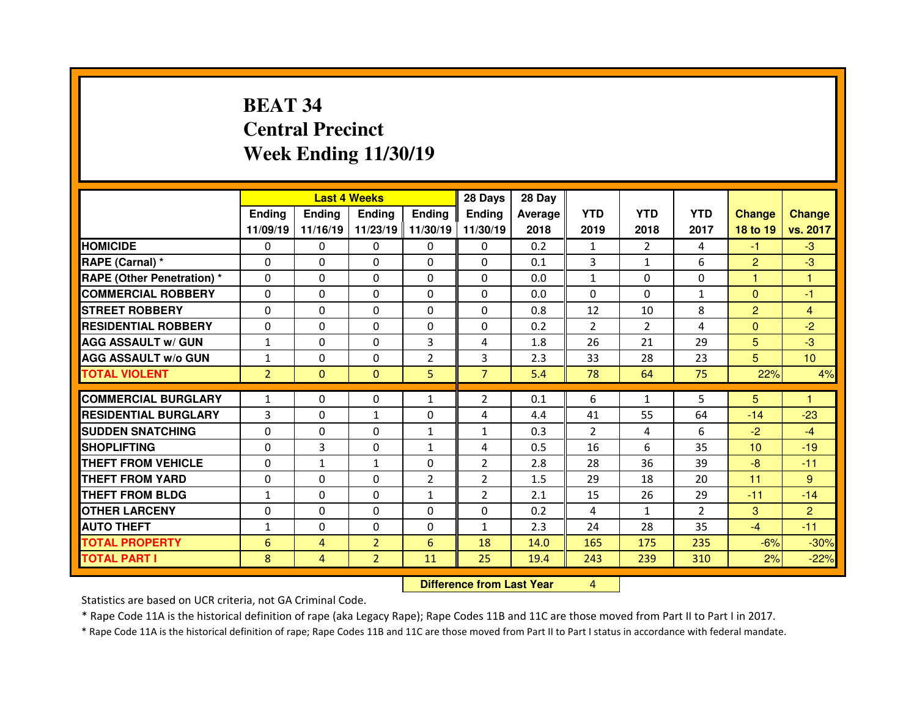# BEAT 34
# Central Precinct
# Week Ending 11/30/19

| | Last 4 Weeks | | | | 28 Days | 28 Day | | | | | |
|---|---|---|---|---|---|---|---|---|---|---|---|
| | Ending 11/09/19 | Ending 11/16/19 | Ending 11/23/19 | Ending 11/30/19 | Ending 11/30/19 | Average 2018 | YTD 2019 | YTD 2018 | YTD 2017 | Change 18 to 19 | Change vs. 2017 |
| HOMICIDE | 0 | 0 | 0 | 0 | 0 | 0.2 | 1 | 2 | 4 | -1 | -3 |
| RAPE (Carnal) * | 0 | 0 | 0 | 0 | 0 | 0.1 | 3 | 1 | 6 | 2 | -3 |
| RAPE (Other Penetration) * | 0 | 0 | 0 | 0 | 0 | 0.0 | 1 | 0 | 0 | 1 | 1 |
| COMMERCIAL ROBBERY | 0 | 0 | 0 | 0 | 0 | 0.0 | 0 | 0 | 1 | 0 | -1 |
| STREET ROBBERY | 0 | 0 | 0 | 0 | 0 | 0.8 | 12 | 10 | 8 | 2 | 4 |
| RESIDENTIAL ROBBERY | 0 | 0 | 0 | 0 | 0 | 0.2 | 2 | 2 | 4 | 0 | -2 |
| AGG ASSAULT w/ GUN | 1 | 0 | 0 | 3 | 4 | 1.8 | 26 | 21 | 29 | 5 | -3 |
| AGG ASSAULT w/o GUN | 1 | 0 | 0 | 2 | 3 | 2.3 | 33 | 28 | 23 | 5 | 10 |
| TOTAL VIOLENT | 2 | 0 | 0 | 5 | 7 | 5.4 | 78 | 64 | 75 | 22% | 4% |
| COMMERCIAL BURGLARY | 1 | 0 | 0 | 1 | 2 | 0.1 | 6 | 1 | 5 | 5 | 1 |
| RESIDENTIAL BURGLARY | 3 | 0 | 1 | 0 | 4 | 4.4 | 41 | 55 | 64 | -14 | -23 |
| SUDDEN SNATCHING | 0 | 0 | 0 | 1 | 1 | 0.3 | 2 | 4 | 6 | -2 | -4 |
| SHOPLIFTING | 0 | 3 | 0 | 1 | 4 | 0.5 | 16 | 6 | 35 | 10 | -19 |
| THEFT FROM VEHICLE | 0 | 1 | 1 | 0 | 2 | 2.8 | 28 | 36 | 39 | -8 | -11 |
| THEFT FROM YARD | 0 | 0 | 0 | 2 | 2 | 1.5 | 29 | 18 | 20 | 11 | 9 |
| THEFT FROM BLDG | 1 | 0 | 0 | 1 | 2 | 2.1 | 15 | 26 | 29 | -11 | -14 |
| OTHER LARCENY | 0 | 0 | 0 | 0 | 0 | 0.2 | 4 | 1 | 2 | 3 | 2 |
| AUTO THEFT | 1 | 0 | 0 | 0 | 1 | 2.3 | 24 | 28 | 35 | -4 | -11 |
| TOTAL PROPERTY | 6 | 4 | 2 | 6 | 18 | 14.0 | 165 | 175 | 235 | -6% | -30% |
| TOTAL PART I | 8 | 4 | 2 | 11 | 25 | 19.4 | 243 | 239 | 310 | 2% | -22% |

**Difference from Last Year** 4

Statistics are based on UCR criteria, not GA Criminal Code.

* Rape Code 11A is the historical definition of rape (aka Legacy Rape); Rape Codes 11B and 11C are those moved from Part II to Part I in 2017.

* Rape Code 11A is the historical definition of rape; Rape Codes 11B and 11C are those moved from Part II to Part I status in accordance with federal mandate.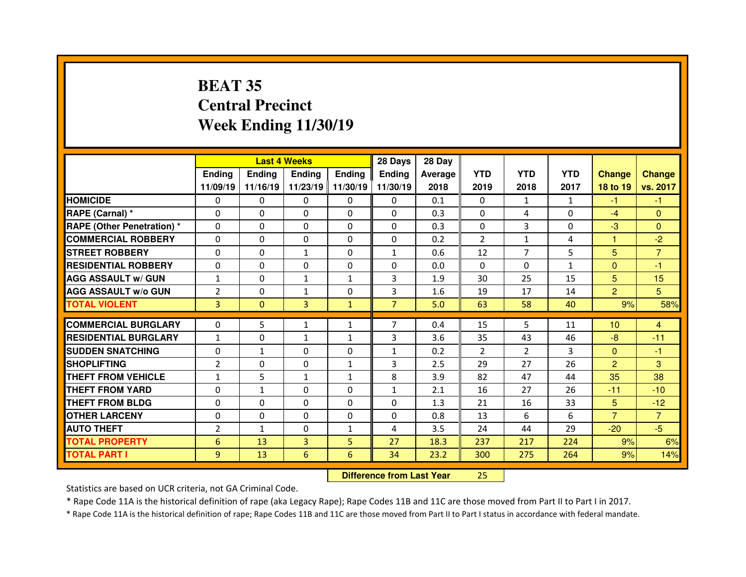# BEAT 35
## Central Precinct
## Week Ending 11/30/19

| | Last 4 Weeks | | | | 28 Days | 28 Day | | | | | |
|---|---|---|---|---|---|---|---|---|---|---|---|
| | Ending 11/09/19 | Ending 11/16/19 | Ending 11/23/19 | Ending 11/30/19 | Ending 11/30/19 | Average 2018 | YTD 2019 | YTD 2018 | YTD 2017 | Change 18 to 19 | Change vs. 2017 |
| HOMICIDE | 0 | 0 | 0 | 0 | 0 | 0.1 | 0 | 1 | 1 | -1 | -1 |
| RAPE (Carnal) * | 0 | 0 | 0 | 0 | 0 | 0.3 | 0 | 4 | 0 | -4 | 0 |
| RAPE (Other Penetration) * | 0 | 0 | 0 | 0 | 0 | 0.3 | 0 | 3 | 0 | -3 | 0 |
| COMMERCIAL ROBBERY | 0 | 0 | 0 | 0 | 0 | 0.2 | 2 | 1 | 4 | 1 | -2 |
| STREET ROBBERY | 0 | 0 | 1 | 0 | 1 | 0.6 | 12 | 7 | 5 | 5 | 7 |
| RESIDENTIAL ROBBERY | 0 | 0 | 0 | 0 | 0 | 0.0 | 0 | 0 | 1 | 0 | -1 |
| AGG ASSAULT w/ GUN | 1 | 0 | 1 | 1 | 3 | 1.9 | 30 | 25 | 15 | 5 | 15 |
| AGG ASSAULT w/o GUN | 2 | 0 | 1 | 0 | 3 | 1.6 | 19 | 17 | 14 | 2 | 5 |
| TOTAL VIOLENT | 3 | 0 | 3 | 1 | 7 | 5.0 | 63 | 58 | 40 | 9% | 58% |
| COMMERCIAL BURGLARY | 0 | 5 | 1 | 1 | 7 | 0.4 | 15 | 5 | 11 | 10 | 4 |
| RESIDENTIAL BURGLARY | 1 | 0 | 1 | 1 | 3 | 3.6 | 35 | 43 | 46 | -8 | -11 |
| SUDDEN SNATCHING | 0 | 1 | 0 | 0 | 1 | 0.2 | 2 | 2 | 3 | 0 | -1 |
| SHOPLIFTING | 2 | 0 | 0 | 1 | 3 | 2.5 | 29 | 27 | 26 | 2 | 3 |
| THEFT FROM VEHICLE | 1 | 5 | 1 | 1 | 8 | 3.9 | 82 | 47 | 44 | 35 | 38 |
| THEFT FROM YARD | 0 | 1 | 0 | 0 | 1 | 2.1 | 16 | 27 | 26 | -11 | -10 |
| THEFT FROM BLDG | 0 | 0 | 0 | 0 | 0 | 1.3 | 21 | 16 | 33 | 5 | -12 |
| OTHER LARCENY | 0 | 0 | 0 | 0 | 0 | 0.8 | 13 | 6 | 6 | 7 | 7 |
| AUTO THEFT | 2 | 1 | 0 | 1 | 4 | 3.5 | 24 | 44 | 29 | -20 | -5 |
| TOTAL PROPERTY | 6 | 13 | 3 | 5 | 27 | 18.3 | 237 | 217 | 224 | 9% | 6% |
| TOTAL PART I | 9 | 13 | 6 | 6 | 34 | 23.2 | 300 | 275 | 264 | 9% | 14% |

**Difference from Last Year** 25

Statistics are based on UCR criteria, not GA Criminal Code.

* Rape Code 11A is the historical definition of rape (aka Legacy Rape); Rape Codes 11B and 11C are those moved from Part II to Part I in 2017.

* Rape Code 11A is the historical definition of rape; Rape Codes 11B and 11C are those moved from Part II to Part I status in accordance with federal mandate.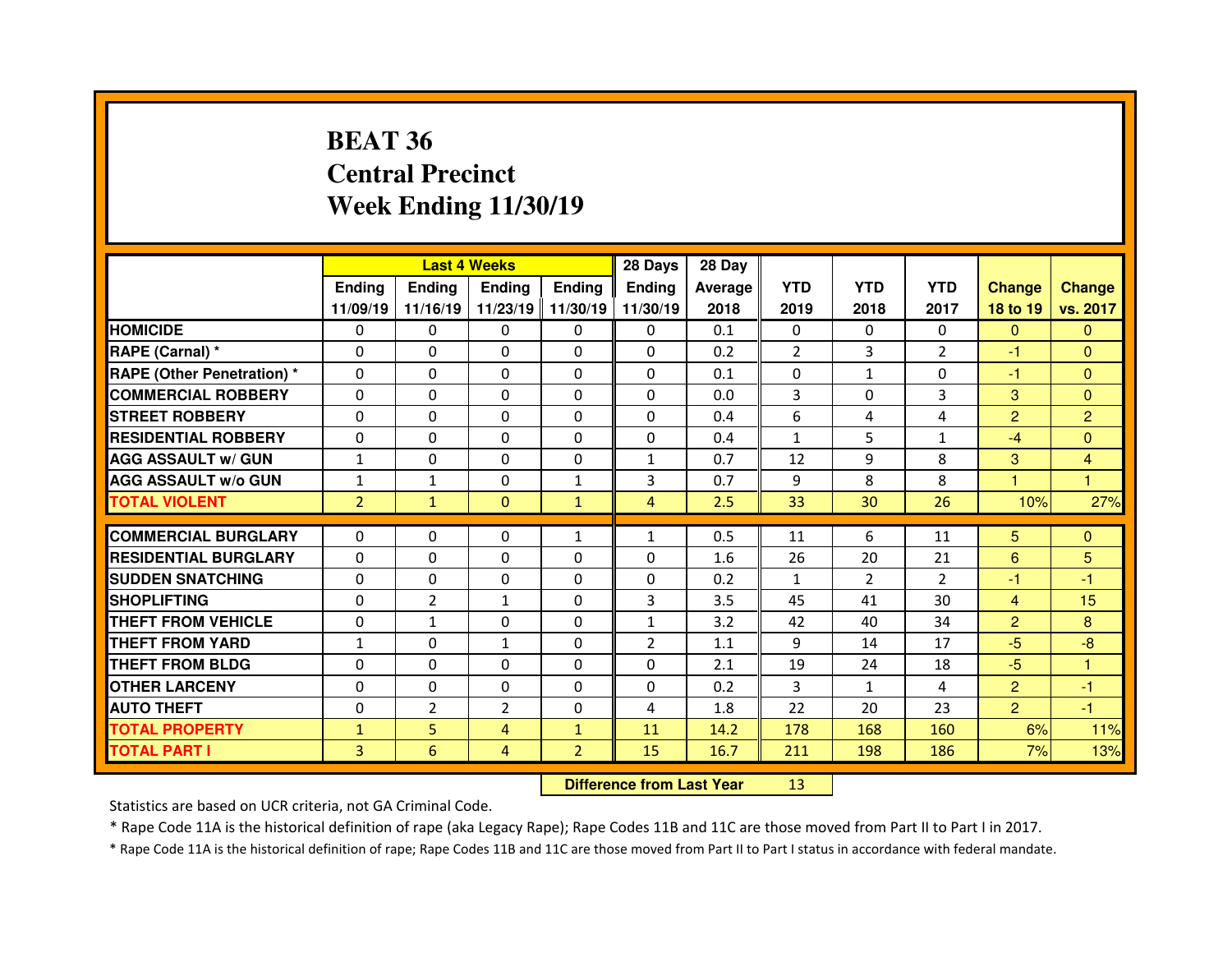# BEAT 36
# Central Precinct
# Week Ending 11/30/19

| | Last 4 Weeks | | | | 28 Days | 28 Day | | | | | |
|---|---|---|---|---|---|---|---|---|---|---|---|
| | Ending 11/09/19 | Ending 11/16/19 | Ending 11/23/19 | Ending 11/30/19 | Ending 11/30/19 | Average 2018 | YTD 2019 | YTD 2018 | YTD 2017 | Change 18 to 19 | Change vs. 2017 |
| **HOMICIDE** | 0 | 0 | 0 | 0 | 0 | 0.1 | 0 | 0 | 0 | 0 | 0 |
| **RAPE (Carnal) *** | 0 | 0 | 0 | 0 | 0 | 0.2 | 2 | 3 | 2 | -1 | 0 |
| **RAPE (Other Penetration) *** | 0 | 0 | 0 | 0 | 0 | 0.1 | 0 | 1 | 0 | -1 | 0 |
| **COMMERCIAL ROBBERY** | 0 | 0 | 0 | 0 | 0 | 0.0 | 3 | 0 | 3 | 3 | 0 |
| **STREET ROBBERY** | 0 | 0 | 0 | 0 | 0 | 0.4 | 6 | 4 | 4 | 2 | 2 |
| **RESIDENTIAL ROBBERY** | 0 | 0 | 0 | 0 | 0 | 0.4 | 1 | 5 | 1 | -4 | 0 |
| **AGG ASSAULT w/ GUN** | 1 | 0 | 0 | 0 | 1 | 0.7 | 12 | 9 | 8 | 3 | 4 |
| **AGG ASSAULT w/o GUN** | 1 | 1 | 0 | 1 | 3 | 0.7 | 9 | 8 | 8 | 1 | 1 |
| **TOTAL VIOLENT** | 2 | 1 | 0 | 1 | 4 | 2.5 | 33 | 30 | 26 | 10% | 27% |
| **COMMERCIAL BURGLARY** | 0 | 0 | 0 | 1 | 1 | 0.5 | 11 | 6 | 11 | 5 | 0 |
| **RESIDENTIAL BURGLARY** | 0 | 0 | 0 | 0 | 0 | 1.6 | 26 | 20 | 21 | 6 | 5 |
| **SUDDEN SNATCHING** | 0 | 0 | 0 | 0 | 0 | 0.2 | 1 | 2 | 2 | -1 | -1 |
| **SHOPLIFTING** | 0 | 2 | 1 | 0 | 3 | 3.5 | 45 | 41 | 30 | 4 | 15 |
| **THEFT FROM VEHICLE** | 0 | 1 | 0 | 0 | 1 | 3.2 | 42 | 40 | 34 | 2 | 8 |
| **THEFT FROM YARD** | 1 | 0 | 1 | 0 | 2 | 1.1 | 9 | 14 | 17 | -5 | -8 |
| **THEFT FROM BLDG** | 0 | 0 | 0 | 0 | 0 | 2.1 | 19 | 24 | 18 | -5 | 1 |
| **OTHER LARCENY** | 0 | 0 | 0 | 0 | 0 | 0.2 | 3 | 1 | 4 | 2 | -1 |
| **AUTO THEFT** | 0 | 2 | 2 | 0 | 4 | 1.8 | 22 | 20 | 23 | 2 | -1 |
| **TOTAL PROPERTY** | 1 | 5 | 4 | 1 | 11 | 14.2 | 178 | 168 | 160 | 6% | 11% |
| **TOTAL PART I** | 3 | 6 | 4 | 2 | 15 | 16.7 | 211 | 198 | 186 | 7% | 13% |

**Difference from Last Year** 13

Statistics are based on UCR criteria, not GA Criminal Code.

* Rape Code 11A is the historical definition of rape (aka Legacy Rape); Rape Codes 11B and 11C are those moved from Part II to Part I in 2017.

* Rape Code 11A is the historical definition of rape; Rape Codes 11B and 11C are those moved from Part II to Part I status in accordance with federal mandate.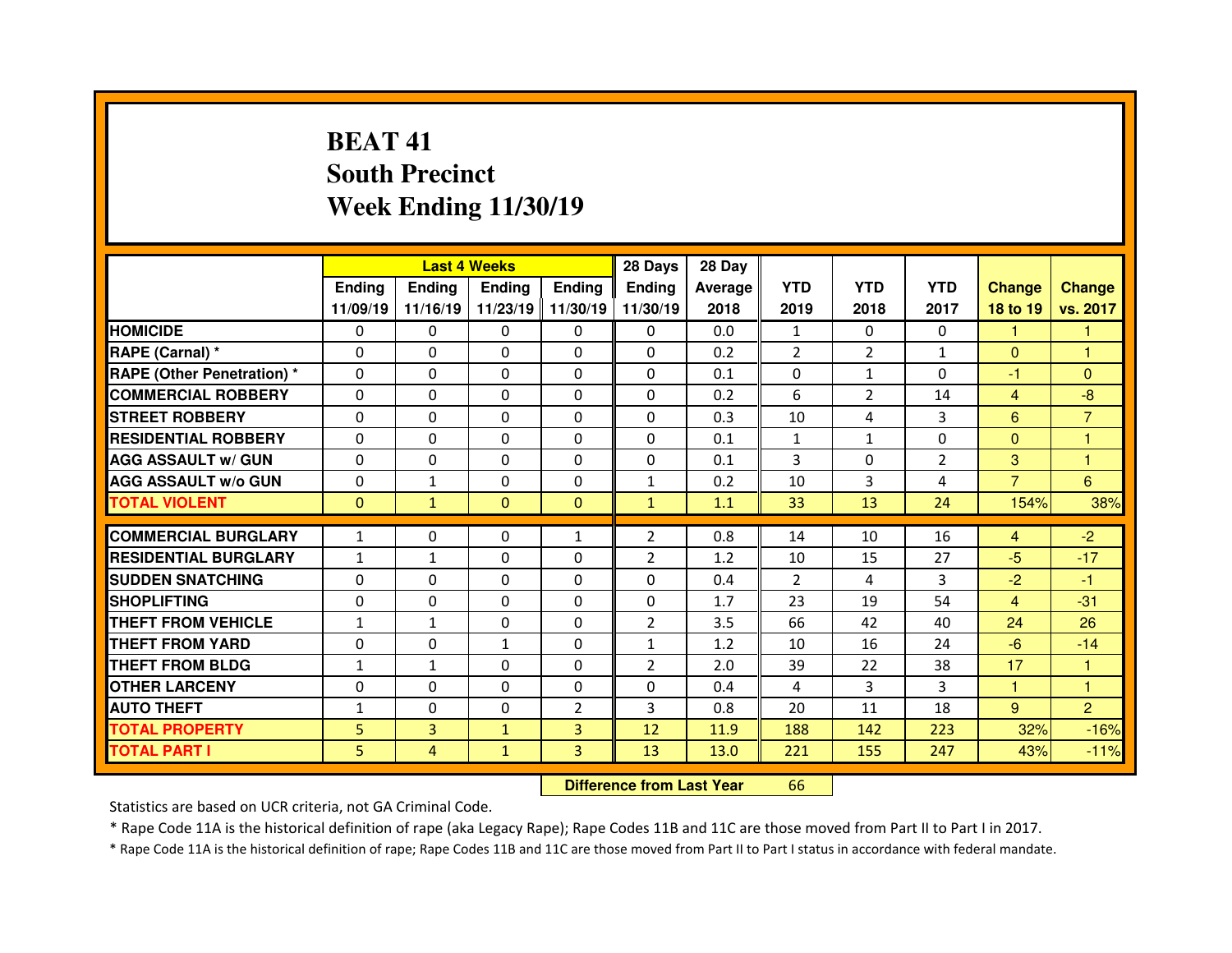# BEAT 41
## South Precinct
## Week Ending 11/30/19

| | Last 4 Weeks | | | | 28 Days | 28 Day | | | | | |
|---|---|---|---|---|---|---|---|---|---|---|---|
| | Ending 11/09/19 | Ending 11/16/19 | Ending 11/23/19 | Ending 11/30/19 | Ending 11/30/19 | Average 2018 | YTD 2019 | YTD 2018 | YTD 2017 | Change 18 to 19 | Change vs. 2017 |
| HOMICIDE | 0 | 0 | 0 | 0 | 0 | 0.0 | 1 | 0 | 0 | 1 | 1 |
| RAPE (Carnal) * | 0 | 0 | 0 | 0 | 0 | 0.2 | 2 | 2 | 1 | 0 | 1 |
| RAPE (Other Penetration) * | 0 | 0 | 0 | 0 | 0 | 0.1 | 0 | 1 | 0 | -1 | 0 |
| COMMERCIAL ROBBERY | 0 | 0 | 0 | 0 | 0 | 0.2 | 6 | 2 | 14 | 4 | -8 |
| STREET ROBBERY | 0 | 0 | 0 | 0 | 0 | 0.3 | 10 | 4 | 3 | 6 | 7 |
| RESIDENTIAL ROBBERY | 0 | 0 | 0 | 0 | 0 | 0.1 | 1 | 1 | 0 | 0 | 1 |
| AGG ASSAULT w/ GUN | 0 | 0 | 0 | 0 | 0 | 0.1 | 3 | 0 | 2 | 3 | 1 |
| AGG ASSAULT w/o GUN | 0 | 1 | 0 | 0 | 1 | 0.2 | 10 | 3 | 4 | 7 | 6 |
| TOTAL VIOLENT | 0 | 1 | 0 | 0 | 1 | 1.1 | 33 | 13 | 24 | 154% | 38% |
| COMMERCIAL BURGLARY | 1 | 0 | 0 | 1 | 2 | 0.8 | 14 | 10 | 16 | 4 | -2 |
| RESIDENTIAL BURGLARY | 1 | 1 | 0 | 0 | 2 | 1.2 | 10 | 15 | 27 | -5 | -17 |
| SUDDEN SNATCHING | 0 | 0 | 0 | 0 | 0 | 0.4 | 2 | 4 | 3 | -2 | -1 |
| SHOPLIFTING | 0 | 0 | 0 | 0 | 0 | 1.7 | 23 | 19 | 54 | 4 | -31 |
| THEFT FROM VEHICLE | 1 | 1 | 0 | 0 | 2 | 3.5 | 66 | 42 | 40 | 24 | 26 |
| THEFT FROM YARD | 0 | 0 | 1 | 0 | 1 | 1.2 | 10 | 16 | 24 | -6 | -14 |
| THEFT FROM BLDG | 1 | 1 | 0 | 0 | 2 | 2.0 | 39 | 22 | 38 | 17 | 1 |
| OTHER LARCENY | 0 | 0 | 0 | 0 | 0 | 0.4 | 4 | 3 | 3 | 1 | 1 |
| AUTO THEFT | 1 | 0 | 0 | 2 | 3 | 0.8 | 20 | 11 | 18 | 9 | 2 |
| TOTAL PROPERTY | 5 | 3 | 1 | 3 | 12 | 11.9 | 188 | 142 | 223 | 32% | -16% |
| TOTAL PART I | 5 | 4 | 1 | 3 | 13 | 13.0 | 221 | 155 | 247 | 43% | -11% |

**Difference from Last Year** 66

Statistics are based on UCR criteria, not GA Criminal Code.

* Rape Code 11A is the historical definition of rape (aka Legacy Rape); Rape Codes 11B and 11C are those moved from Part II to Part I in 2017.

* Rape Code 11A is the historical definition of rape; Rape Codes 11B and 11C are those moved from Part II to Part I status in accordance with federal mandate.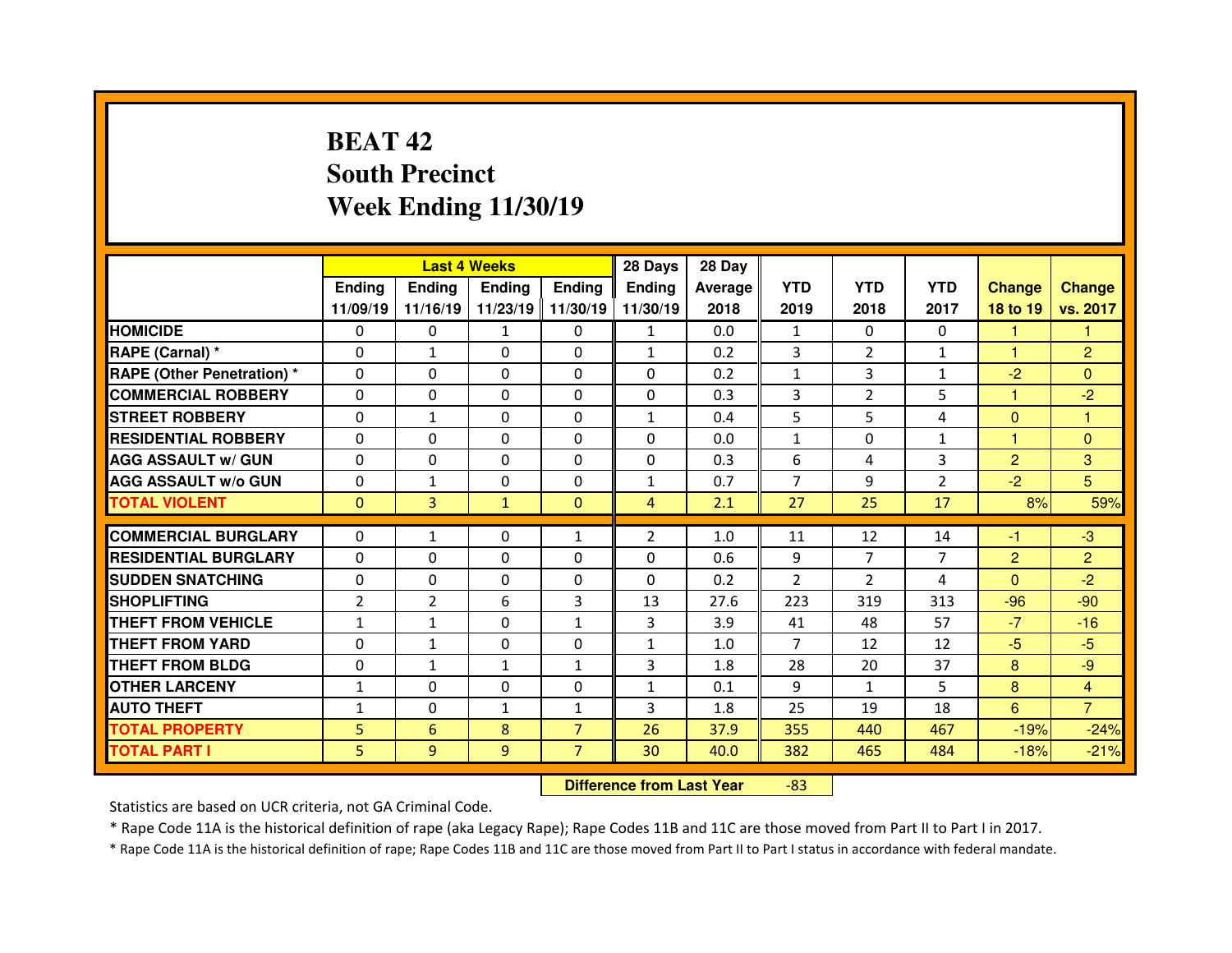# BEAT 42
## South Precinct
## Week Ending 11/30/19

| | Last 4 Weeks | | | | 28 Days | 28 Day | | | | | |
|---|---|---|---|---|---|---|---|---|---|---|---|
| | Ending 11/09/19 | Ending 11/16/19 | Ending 11/23/19 | Ending 11/30/19 | Ending 11/30/19 | Average 2018 | YTD 2019 | YTD 2018 | YTD 2017 | Change 18 to 19 | Change vs. 2017 |
| HOMICIDE | 0 | 0 | 1 | 0 | 1 | 0.0 | 1 | 0 | 0 | 1 | 1 |
| RAPE (Carnal) * | 0 | 1 | 0 | 0 | 1 | 0.2 | 3 | 2 | 1 | 1 | 2 |
| RAPE (Other Penetration) * | 0 | 0 | 0 | 0 | 0 | 0.2 | 1 | 3 | 1 | -2 | 0 |
| COMMERCIAL ROBBERY | 0 | 0 | 0 | 0 | 0 | 0.3 | 3 | 2 | 5 | 1 | -2 |
| STREET ROBBERY | 0 | 1 | 0 | 0 | 1 | 0.4 | 5 | 5 | 4 | 0 | 1 |
| RESIDENTIAL ROBBERY | 0 | 0 | 0 | 0 | 0 | 0.0 | 1 | 0 | 1 | 1 | 0 |
| AGG ASSAULT w/ GUN | 0 | 0 | 0 | 0 | 0 | 0.3 | 6 | 4 | 3 | 2 | 3 |
| AGG ASSAULT w/o GUN | 0 | 1 | 0 | 0 | 1 | 0.7 | 7 | 9 | 2 | -2 | 5 |
| TOTAL VIOLENT | 0 | 3 | 1 | 0 | 4 | 2.1 | 27 | 25 | 17 | 8% | 59% |
| COMMERCIAL BURGLARY | 0 | 1 | 0 | 1 | 2 | 1.0 | 11 | 12 | 14 | -1 | -3 |
| RESIDENTIAL BURGLARY | 0 | 0 | 0 | 0 | 0 | 0.6 | 9 | 7 | 7 | 2 | 2 |
| SUDDEN SNATCHING | 0 | 0 | 0 | 0 | 0 | 0.2 | 2 | 2 | 4 | 0 | -2 |
| SHOPLIFTING | 2 | 2 | 6 | 3 | 13 | 27.6 | 223 | 319 | 313 | -96 | -90 |
| THEFT FROM VEHICLE | 1 | 1 | 0 | 1 | 3 | 3.9 | 41 | 48 | 57 | -7 | -16 |
| THEFT FROM YARD | 0 | 1 | 0 | 0 | 1 | 1.0 | 7 | 12 | 12 | -5 | -5 |
| THEFT FROM BLDG | 0 | 1 | 1 | 1 | 3 | 1.8 | 28 | 20 | 37 | 8 | -9 |
| OTHER LARCENY | 1 | 0 | 0 | 0 | 1 | 0.1 | 9 | 1 | 5 | 8 | 4 |
| AUTO THEFT | 1 | 0 | 1 | 1 | 3 | 1.8 | 25 | 19 | 18 | 6 | 7 |
| TOTAL PROPERTY | 5 | 6 | 8 | 7 | 26 | 37.9 | 355 | 440 | 467 | -19% | -24% |
| TOTAL PART I | 5 | 9 | 9 | 7 | 30 | 40.0 | 382 | 465 | 484 | -18% | -21% |

**Difference from Last Year** -83

Statistics are based on UCR criteria, not GA Criminal Code.

* Rape Code 11A is the historical definition of rape (aka Legacy Rape); Rape Codes 11B and 11C are those moved from Part II to Part I in 2017.

* Rape Code 11A is the historical definition of rape; Rape Codes 11B and 11C are those moved from Part II to Part I status in accordance with federal mandate.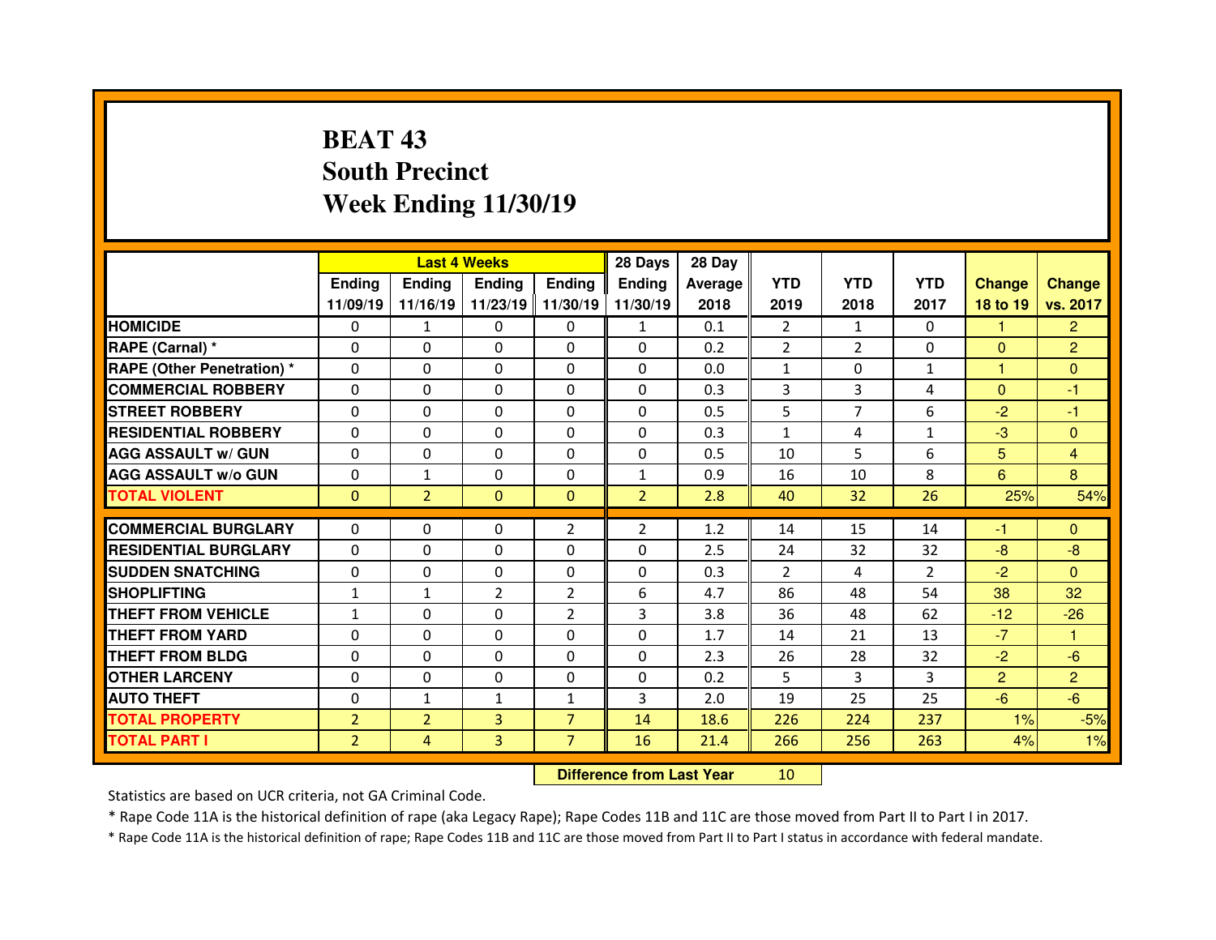# BEAT 43
## South Precinct
## Week Ending 11/30/19

| | Last 4 Weeks | | | | 28 Days | 28 Day | | | | | |
|---|---|---|---|---|---|---|---|---|---|---|---|
| | Ending 11/09/19 | Ending 11/16/19 | Ending 11/23/19 | Ending 11/30/19 | Ending 11/30/19 | Average 2018 | YTD 2019 | YTD 2018 | YTD 2017 | Change 18 to 19 | Change vs. 2017 |
| HOMICIDE | 0 | 1 | 0 | 0 | 1 | 0.1 | 2 | 1 | 0 | 1 | 2 |
| RAPE (Carnal) * | 0 | 0 | 0 | 0 | 0 | 0.2 | 2 | 2 | 0 | 0 | 2 |
| RAPE (Other Penetration) * | 0 | 0 | 0 | 0 | 0 | 0.0 | 1 | 0 | 1 | 1 | 0 |
| COMMERCIAL ROBBERY | 0 | 0 | 0 | 0 | 0 | 0.3 | 3 | 3 | 4 | 0 | -1 |
| STREET ROBBERY | 0 | 0 | 0 | 0 | 0 | 0.5 | 5 | 7 | 6 | -2 | -1 |
| RESIDENTIAL ROBBERY | 0 | 0 | 0 | 0 | 0 | 0.3 | 1 | 4 | 1 | -3 | 0 |
| AGG ASSAULT w/ GUN | 0 | 0 | 0 | 0 | 0 | 0.5 | 10 | 5 | 6 | 5 | 4 |
| AGG ASSAULT w/o GUN | 0 | 1 | 0 | 0 | 1 | 0.9 | 16 | 10 | 8 | 6 | 8 |
| TOTAL VIOLENT | 0 | 2 | 0 | 0 | 2 | 2.8 | 40 | 32 | 26 | 25% | 54% |
| COMMERCIAL BURGLARY | 0 | 0 | 0 | 2 | 2 | 1.2 | 14 | 15 | 14 | -1 | 0 |
| RESIDENTIAL BURGLARY | 0 | 0 | 0 | 0 | 0 | 2.5 | 24 | 32 | 32 | -8 | -8 |
| SUDDEN SNATCHING | 0 | 0 | 0 | 0 | 0 | 0.3 | 2 | 4 | 2 | -2 | 0 |
| SHOPLIFTING | 1 | 1 | 2 | 2 | 6 | 4.7 | 86 | 48 | 54 | 38 | 32 |
| THEFT FROM VEHICLE | 1 | 0 | 0 | 2 | 3 | 3.8 | 36 | 48 | 62 | -12 | -26 |
| THEFT FROM YARD | 0 | 0 | 0 | 0 | 0 | 1.7 | 14 | 21 | 13 | -7 | 1 |
| THEFT FROM BLDG | 0 | 0 | 0 | 0 | 0 | 2.3 | 26 | 28 | 32 | -2 | -6 |
| OTHER LARCENY | 0 | 0 | 0 | 0 | 0 | 0.2 | 5 | 3 | 3 | 2 | 2 |
| AUTO THEFT | 0 | 1 | 1 | 1 | 3 | 2.0 | 19 | 25 | 25 | -6 | -6 |
| TOTAL PROPERTY | 2 | 2 | 3 | 7 | 14 | 18.6 | 226 | 224 | 237 | 1% | -5% |
| TOTAL PART I | 2 | 4 | 3 | 7 | 16 | 21.4 | 266 | 256 | 263 | 4% | 1% |

**Difference from Last Year** 10

Statistics are based on UCR criteria, not GA Criminal Code.

* Rape Code 11A is the historical definition of rape (aka Legacy Rape); Rape Codes 11B and 11C are those moved from Part II to Part I in 2017.

* Rape Code 11A is the historical definition of rape; Rape Codes 11B and 11C are those moved from Part II to Part I status in accordance with federal mandate.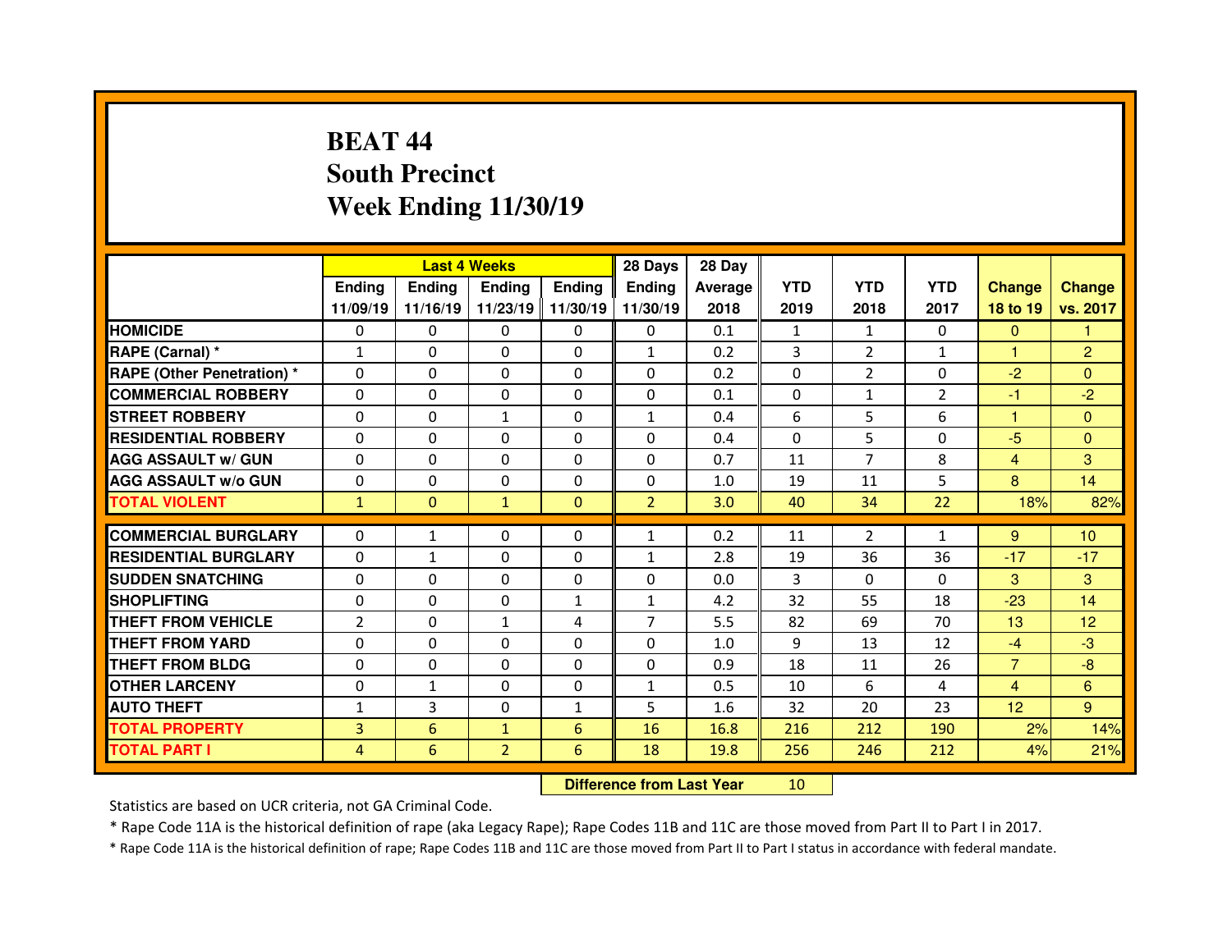# BEAT 44
## South Precinct
## Week Ending 11/30/19

| | Last 4 Weeks | | | | 28 Days | 28 Day | | | | | |
|---|---|---|---|---|---|---|---|---|---|---|---|
| | Ending 11/09/19 | Ending 11/16/19 | Ending 11/23/19 | Ending 11/30/19 | Ending 11/30/19 | Average 2018 | YTD 2019 | YTD 2018 | YTD 2017 | Change 18 to 19 | Change vs. 2017 |
| HOMICIDE | 0 | 0 | 0 | 0 | 0 | 0.1 | 1 | 1 | 0 | 0 | 1 |
| RAPE (Carnal) * | 1 | 0 | 0 | 0 | 1 | 0.2 | 3 | 2 | 1 | 1 | 2 |
| RAPE (Other Penetration) * | 0 | 0 | 0 | 0 | 0 | 0.2 | 0 | 2 | 0 | -2 | 0 |
| COMMERCIAL ROBBERY | 0 | 0 | 0 | 0 | 0 | 0.1 | 0 | 1 | 2 | -1 | -2 |
| STREET ROBBERY | 0 | 0 | 1 | 0 | 1 | 0.4 | 6 | 5 | 6 | 1 | 0 |
| RESIDENTIAL ROBBERY | 0 | 0 | 0 | 0 | 0 | 0.4 | 0 | 5 | 0 | -5 | 0 |
| AGG ASSAULT w/ GUN | 0 | 0 | 0 | 0 | 0 | 0.7 | 11 | 7 | 8 | 4 | 3 |
| AGG ASSAULT w/o GUN | 0 | 0 | 0 | 0 | 0 | 1.0 | 19 | 11 | 5 | 8 | 14 |
| TOTAL VIOLENT | 1 | 0 | 1 | 0 | 2 | 3.0 | 40 | 34 | 22 | 18% | 82% |
| COMMERCIAL BURGLARY | 0 | 1 | 0 | 0 | 1 | 0.2 | 11 | 2 | 1 | 9 | 10 |
| RESIDENTIAL BURGLARY | 0 | 1 | 0 | 0 | 1 | 2.8 | 19 | 36 | 36 | -17 | -17 |
| SUDDEN SNATCHING | 0 | 0 | 0 | 0 | 0 | 0.0 | 3 | 0 | 0 | 3 | 3 |
| SHOPLIFTING | 0 | 0 | 0 | 1 | 1 | 4.2 | 32 | 55 | 18 | -23 | 14 |
| THEFT FROM VEHICLE | 2 | 0 | 1 | 4 | 7 | 5.5 | 82 | 69 | 70 | 13 | 12 |
| THEFT FROM YARD | 0 | 0 | 0 | 0 | 0 | 1.0 | 9 | 13 | 12 | -4 | -3 |
| THEFT FROM BLDG | 0 | 0 | 0 | 0 | 0 | 0.9 | 18 | 11 | 26 | 7 | -8 |
| OTHER LARCENY | 0 | 1 | 0 | 0 | 1 | 0.5 | 10 | 6 | 4 | 4 | 6 |
| AUTO THEFT | 1 | 3 | 0 | 1 | 5 | 1.6 | 32 | 20 | 23 | 12 | 9 |
| TOTAL PROPERTY | 3 | 6 | 1 | 6 | 16 | 16.8 | 216 | 212 | 190 | 2% | 14% |
| TOTAL PART I | 4 | 6 | 2 | 6 | 18 | 19.8 | 256 | 246 | 212 | 4% | 21% |

**Difference from Last Year** 10

Statistics are based on UCR criteria, not GA Criminal Code.

* Rape Code 11A is the historical definition of rape (aka Legacy Rape); Rape Codes 11B and 11C are those moved from Part II to Part I in 2017.

* Rape Code 11A is the historical definition of rape; Rape Codes 11B and 11C are those moved from Part II to Part I status in accordance with federal mandate.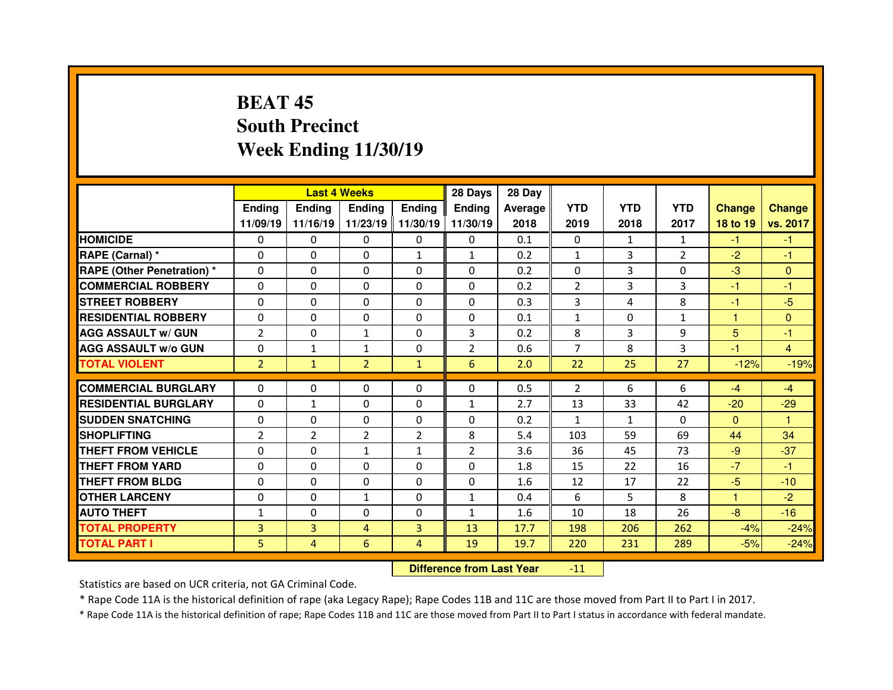# BEAT 45
## South Precinct
## Week Ending 11/30/19

| | Last 4 Weeks | | | | 28 Days | 28 Day | | | | | |
|---|---|---|---|---|---|---|---|---|---|---|---|
| | Ending 11/09/19 | Ending 11/16/19 | Ending 11/23/19 | Ending 11/30/19 | Ending 11/30/19 | Average 2018 | YTD 2019 | YTD 2018 | YTD 2017 | Change 18 to 19 | Change vs. 2017 |
| HOMICIDE | 0 | 0 | 0 | 0 | 0 | 0.1 | 0 | 1 | 1 | -1 | -1 |
| RAPE (Carnal) * | 0 | 0 | 0 | 1 | 1 | 0.2 | 1 | 3 | 2 | -2 | -1 |
| RAPE (Other Penetration) * | 0 | 0 | 0 | 0 | 0 | 0.2 | 0 | 3 | 0 | -3 | 0 |
| COMMERCIAL ROBBERY | 0 | 0 | 0 | 0 | 0 | 0.2 | 2 | 3 | 3 | -1 | -1 |
| STREET ROBBERY | 0 | 0 | 0 | 0 | 0 | 0.3 | 3 | 4 | 8 | -1 | -5 |
| RESIDENTIAL ROBBERY | 0 | 0 | 0 | 0 | 0 | 0.1 | 1 | 0 | 1 | 1 | 0 |
| AGG ASSAULT w/ GUN | 2 | 0 | 1 | 0 | 3 | 0.2 | 8 | 3 | 9 | 5 | -1 |
| AGG ASSAULT w/o GUN | 0 | 1 | 1 | 0 | 2 | 0.6 | 7 | 8 | 3 | -1 | 4 |
| TOTAL VIOLENT | 2 | 1 | 2 | 1 | 6 | 2.0 | 22 | 25 | 27 | -12% | -19% |
| COMMERCIAL BURGLARY | 0 | 0 | 0 | 0 | 0 | 0.5 | 2 | 6 | 6 | -4 | -4 |
| RESIDENTIAL BURGLARY | 0 | 1 | 0 | 0 | 1 | 2.7 | 13 | 33 | 42 | -20 | -29 |
| SUDDEN SNATCHING | 0 | 0 | 0 | 0 | 0 | 0.2 | 1 | 1 | 0 | 0 | 1 |
| SHOPLIFTING | 2 | 2 | 2 | 2 | 8 | 5.4 | 103 | 59 | 69 | 44 | 34 |
| THEFT FROM VEHICLE | 0 | 0 | 1 | 1 | 2 | 3.6 | 36 | 45 | 73 | -9 | -37 |
| THEFT FROM YARD | 0 | 0 | 0 | 0 | 0 | 1.8 | 15 | 22 | 16 | -7 | -1 |
| THEFT FROM BLDG | 0 | 0 | 0 | 0 | 0 | 1.6 | 12 | 17 | 22 | -5 | -10 |
| OTHER LARCENY | 0 | 0 | 1 | 0 | 1 | 0.4 | 6 | 5 | 8 | 1 | -2 |
| AUTO THEFT | 1 | 0 | 0 | 0 | 1 | 1.6 | 10 | 18 | 26 | -8 | -16 |
| TOTAL PROPERTY | 3 | 3 | 4 | 3 | 13 | 17.7 | 198 | 206 | 262 | -4% | -24% |
| TOTAL PART I | 5 | 4 | 6 | 4 | 19 | 19.7 | 220 | 231 | 289 | -5% | -24% |

**Difference from Last Year** -11

Statistics are based on UCR criteria, not GA Criminal Code.

* Rape Code 11A is the historical definition of rape (aka Legacy Rape); Rape Codes 11B and 11C are those moved from Part II to Part I in 2017.

* Rape Code 11A is the historical definition of rape; Rape Codes 11B and 11C are those moved from Part II to Part I status in accordance with federal mandate.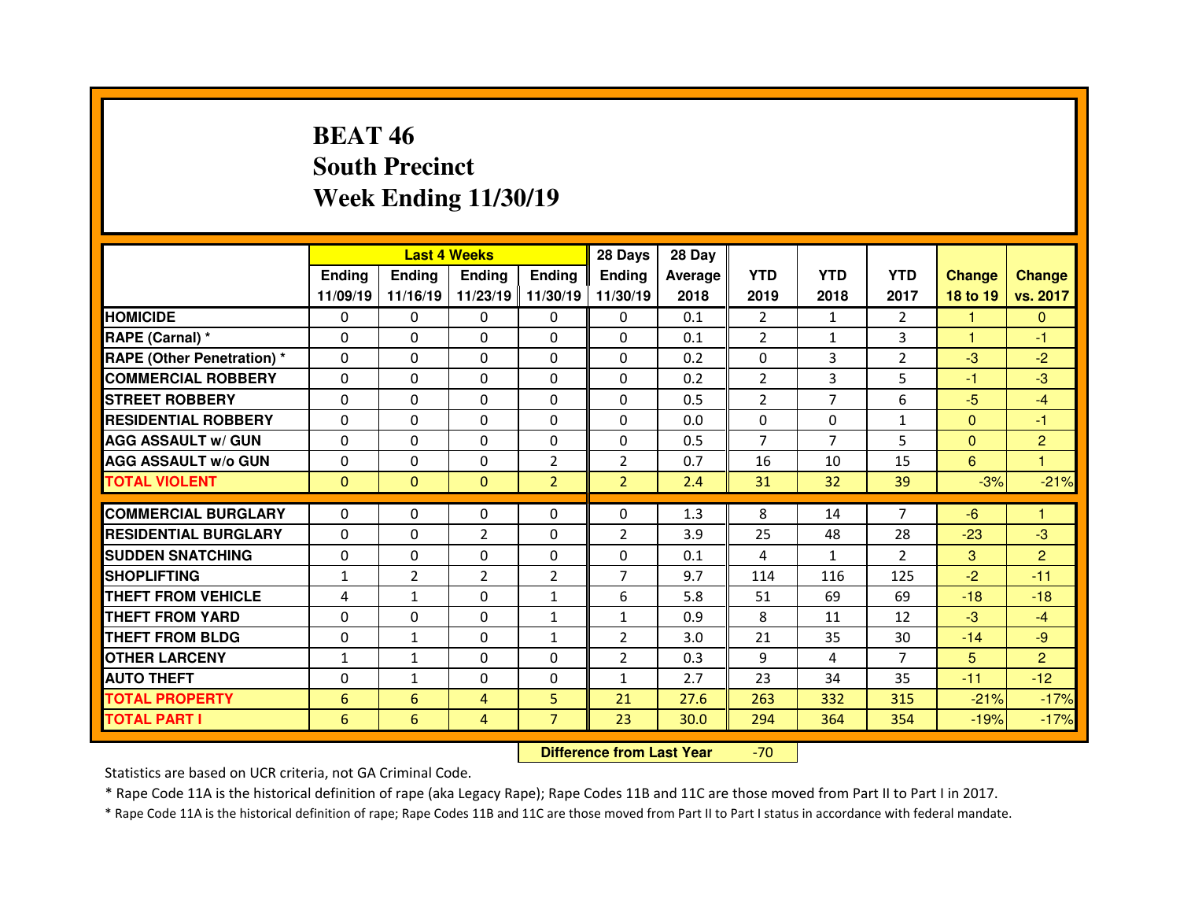# BEAT 46
## South Precinct
## Week Ending 11/30/19

| | Last 4 Weeks | | | | 28 Days | 28 Day | | | | | |
|---|---|---|---|---|---|---|---|---|---|---|---|
| | Ending 11/09/19 | Ending 11/16/19 | Ending 11/23/19 | Ending 11/30/19 | Ending 11/30/19 | Average 2018 | YTD 2019 | YTD 2018 | YTD 2017 | Change 18 to 19 | Change vs. 2017 |
| HOMICIDE | 0 | 0 | 0 | 0 | 0 | 0.1 | 2 | 1 | 2 | 1 | 0 |
| RAPE (Carnal) * | 0 | 0 | 0 | 0 | 0 | 0.1 | 2 | 1 | 3 | 1 | -1 |
| RAPE (Other Penetration) * | 0 | 0 | 0 | 0 | 0 | 0.2 | 0 | 3 | 2 | -3 | -2 |
| COMMERCIAL ROBBERY | 0 | 0 | 0 | 0 | 0 | 0.2 | 2 | 3 | 5 | -1 | -3 |
| STREET ROBBERY | 0 | 0 | 0 | 0 | 0 | 0.5 | 2 | 7 | 6 | -5 | -4 |
| RESIDENTIAL ROBBERY | 0 | 0 | 0 | 0 | 0 | 0.0 | 0 | 0 | 1 | 0 | -1 |
| AGG ASSAULT w/ GUN | 0 | 0 | 0 | 0 | 0 | 0.5 | 7 | 7 | 5 | 0 | 2 |
| AGG ASSAULT w/o GUN | 0 | 0 | 0 | 2 | 2 | 0.7 | 16 | 10 | 15 | 6 | 1 |
| TOTAL VIOLENT | 0 | 0 | 0 | 2 | 2 | 2.4 | 31 | 32 | 39 | -3% | -21% |
| COMMERCIAL BURGLARY | 0 | 0 | 0 | 0 | 0 | 1.3 | 8 | 14 | 7 | -6 | 1 |
| RESIDENTIAL BURGLARY | 0 | 0 | 2 | 0 | 2 | 3.9 | 25 | 48 | 28 | -23 | -3 |
| SUDDEN SNATCHING | 0 | 0 | 0 | 0 | 0 | 0.1 | 4 | 1 | 2 | 3 | 2 |
| SHOPLIFTING | 1 | 2 | 2 | 2 | 7 | 9.7 | 114 | 116 | 125 | -2 | -11 |
| THEFT FROM VEHICLE | 4 | 1 | 0 | 1 | 6 | 5.8 | 51 | 69 | 69 | -18 | -18 |
| THEFT FROM YARD | 0 | 0 | 0 | 1 | 1 | 0.9 | 8 | 11 | 12 | -3 | -4 |
| THEFT FROM BLDG | 0 | 1 | 0 | 1 | 2 | 3.0 | 21 | 35 | 30 | -14 | -9 |
| OTHER LARCENY | 1 | 1 | 0 | 0 | 2 | 0.3 | 9 | 4 | 7 | 5 | 2 |
| AUTO THEFT | 0 | 1 | 0 | 0 | 1 | 2.7 | 23 | 34 | 35 | -11 | -12 |
| TOTAL PROPERTY | 6 | 6 | 4 | 5 | 21 | 27.6 | 263 | 332 | 315 | -21% | -17% |
| TOTAL PART I | 6 | 6 | 4 | 7 | 23 | 30.0 | 294 | 364 | 354 | -19% | -17% |

**Difference from Last Year** -70

Statistics are based on UCR criteria, not GA Criminal Code.

* Rape Code 11A is the historical definition of rape (aka Legacy Rape); Rape Codes 11B and 11C are those moved from Part II to Part I in 2017.

* Rape Code 11A is the historical definition of rape; Rape Codes 11B and 11C are those moved from Part II to Part I status in accordance with federal mandate.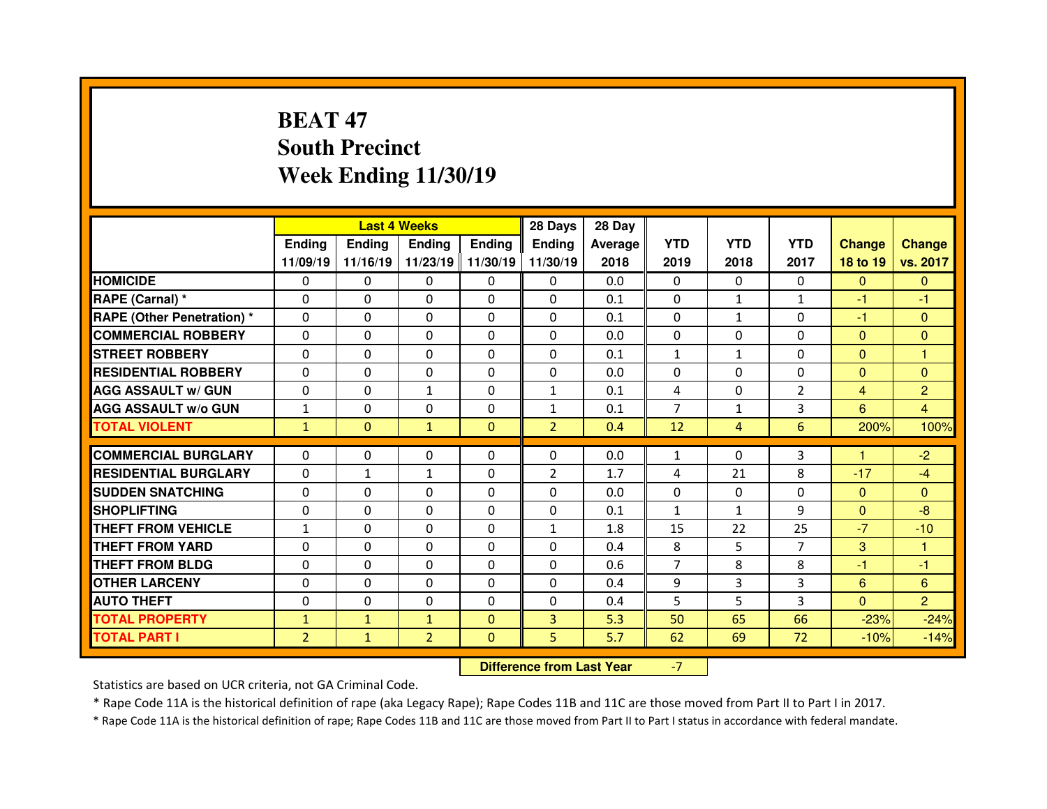# BEAT 47
## South Precinct
## Week Ending 11/30/19

| | Last 4 Weeks | | | | 28 Days | 28 Day | | | | | |
|---|---|---|---|---|---|---|---|---|---|---|---|
| | Ending 11/09/19 | Ending 11/16/19 | Ending 11/23/19 | Ending 11/30/19 | Ending 11/30/19 | Average 2018 | YTD 2019 | YTD 2018 | YTD 2017 | Change 18 to 19 | Change vs. 2017 |
| HOMICIDE | 0 | 0 | 0 | 0 | 0 | 0.0 | 0 | 0 | 0 | 0 | 0 |
| RAPE (Carnal) * | 0 | 0 | 0 | 0 | 0 | 0.1 | 0 | 1 | 1 | -1 | -1 |
| RAPE (Other Penetration) * | 0 | 0 | 0 | 0 | 0 | 0.1 | 0 | 1 | 0 | -1 | 0 |
| COMMERCIAL ROBBERY | 0 | 0 | 0 | 0 | 0 | 0.0 | 0 | 0 | 0 | 0 | 0 |
| STREET ROBBERY | 0 | 0 | 0 | 0 | 0 | 0.1 | 1 | 1 | 0 | 0 | 1 |
| RESIDENTIAL ROBBERY | 0 | 0 | 0 | 0 | 0 | 0.0 | 0 | 0 | 0 | 0 | 0 |
| AGG ASSAULT w/ GUN | 0 | 0 | 1 | 0 | 1 | 0.1 | 4 | 0 | 2 | 4 | 2 |
| AGG ASSAULT w/o GUN | 1 | 0 | 0 | 0 | 1 | 0.1 | 7 | 1 | 3 | 6 | 4 |
| TOTAL VIOLENT | 1 | 0 | 1 | 0 | 2 | 0.4 | 12 | 4 | 6 | 200% | 100% |
| COMMERCIAL BURGLARY | 0 | 0 | 0 | 0 | 0 | 0.0 | 1 | 0 | 3 | 1 | -2 |
| RESIDENTIAL BURGLARY | 0 | 1 | 1 | 0 | 2 | 1.7 | 4 | 21 | 8 | -17 | -4 |
| SUDDEN SNATCHING | 0 | 0 | 0 | 0 | 0 | 0.0 | 0 | 0 | 0 | 0 | 0 |
| SHOPLIFTING | 0 | 0 | 0 | 0 | 0 | 0.1 | 1 | 1 | 9 | 0 | -8 |
| THEFT FROM VEHICLE | 1 | 0 | 0 | 0 | 1 | 1.8 | 15 | 22 | 25 | -7 | -10 |
| THEFT FROM YARD | 0 | 0 | 0 | 0 | 0 | 0.4 | 8 | 5 | 7 | 3 | 1 |
| THEFT FROM BLDG | 0 | 0 | 0 | 0 | 0 | 0.6 | 7 | 8 | 8 | -1 | -1 |
| OTHER LARCENY | 0 | 0 | 0 | 0 | 0 | 0.4 | 9 | 3 | 3 | 6 | 6 |
| AUTO THEFT | 0 | 0 | 0 | 0 | 0 | 0.4 | 5 | 5 | 3 | 0 | 2 |
| TOTAL PROPERTY | 1 | 1 | 1 | 0 | 3 | 5.3 | 50 | 65 | 66 | -23% | -24% |
| TOTAL PART I | 2 | 1 | 2 | 0 | 5 | 5.7 | 62 | 69 | 72 | -10% | -14% |

| Difference from Last Year | -7 |
|---|---|

Statistics are based on UCR criteria, not GA Criminal Code.

* Rape Code 11A is the historical definition of rape (aka Legacy Rape); Rape Codes 11B and 11C are those moved from Part II to Part I in 2017.

* Rape Code 11A is the historical definition of rape; Rape Codes 11B and 11C are those moved from Part II to Part I status in accordance with federal mandate.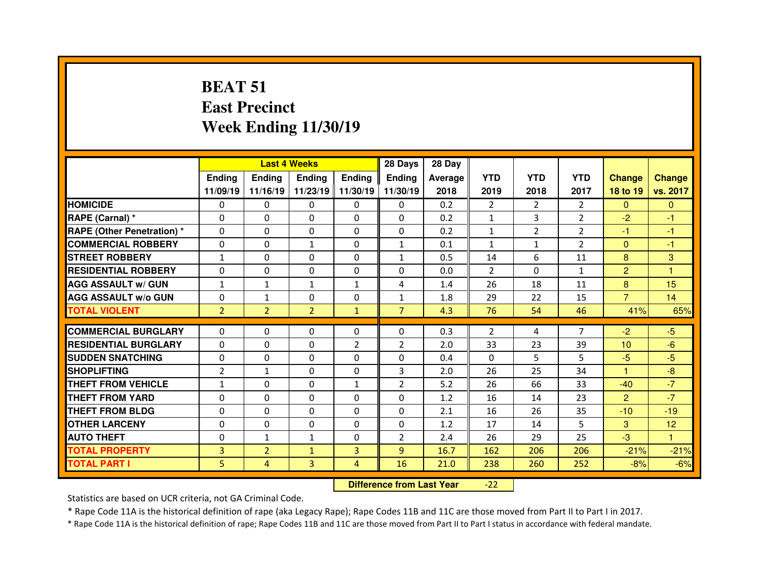# BEAT 51
# East Precinct
# Week Ending 11/30/19

| | Last 4 Weeks | | | | 28 Days | 28 Day | YTD | YTD | YTD | Change | Change |
|---|---|---|---|---|---|---|---|---|---|---|---|
| | Ending 11/09/19 | Ending 11/16/19 | Ending 11/23/19 | Ending 11/30/19 | Ending 11/30/19 | Average 2018 | 2019 | 2018 | 2017 | 18 to 19 | vs. 2017 |
| HOMICIDE | 0 | 0 | 0 | 0 | 0 | 0.2 | 2 | 2 | 2 | 0 | 0 |
| RAPE (Carnal) * | 0 | 0 | 0 | 0 | 0 | 0.2 | 1 | 3 | 2 | -2 | -1 |
| RAPE (Other Penetration) * | 0 | 0 | 0 | 0 | 0 | 0.2 | 1 | 2 | 2 | -1 | -1 |
| COMMERCIAL ROBBERY | 0 | 0 | 1 | 0 | 1 | 0.1 | 1 | 1 | 2 | 0 | -1 |
| STREET ROBBERY | 1 | 0 | 0 | 0 | 1 | 0.5 | 14 | 6 | 11 | 8 | 3 |
| RESIDENTIAL ROBBERY | 0 | 0 | 0 | 0 | 0 | 0.0 | 2 | 0 | 1 | 2 | 1 |
| AGG ASSAULT w/ GUN | 1 | 1 | 1 | 1 | 4 | 1.4 | 26 | 18 | 11 | 8 | 15 |
| AGG ASSAULT w/o GUN | 0 | 1 | 0 | 0 | 1 | 1.8 | 29 | 22 | 15 | 7 | 14 |
| TOTAL VIOLENT | 2 | 2 | 2 | 1 | 7 | 4.3 | 76 | 54 | 46 | 41% | 65% |
| COMMERCIAL BURGLARY | 0 | 0 | 0 | 0 | 0 | 0.3 | 2 | 4 | 7 | -2 | -5 |
| RESIDENTIAL BURGLARY | 0 | 0 | 0 | 2 | 2 | 2.0 | 33 | 23 | 39 | 10 | -6 |
| SUDDEN SNATCHING | 0 | 0 | 0 | 0 | 0 | 0.4 | 0 | 5 | 5 | -5 | -5 |
| SHOPLIFTING | 2 | 1 | 0 | 0 | 3 | 2.0 | 26 | 25 | 34 | 1 | -8 |
| THEFT FROM VEHICLE | 1 | 0 | 0 | 1 | 2 | 5.2 | 26 | 66 | 33 | -40 | -7 |
| THEFT FROM YARD | 0 | 0 | 0 | 0 | 0 | 1.2 | 16 | 14 | 23 | 2 | -7 |
| THEFT FROM BLDG | 0 | 0 | 0 | 0 | 0 | 2.1 | 16 | 26 | 35 | -10 | -19 |
| OTHER LARCENY | 0 | 0 | 0 | 0 | 0 | 1.2 | 17 | 14 | 5 | 3 | 12 |
| AUTO THEFT | 0 | 1 | 1 | 0 | 2 | 2.4 | 26 | 29 | 25 | -3 | 1 |
| TOTAL PROPERTY | 3 | 2 | 1 | 3 | 9 | 16.7 | 162 | 206 | 206 | -21% | -21% |
| TOTAL PART I | 5 | 4 | 3 | 4 | 16 | 21.0 | 238 | 260 | 252 | -8% | -6% |

**Difference from Last Year** -22

Statistics are based on UCR criteria, not GA Criminal Code.

* Rape Code 11A is the historical definition of rape (aka Legacy Rape); Rape Codes 11B and 11C are those moved from Part II to Part I in 2017.

* Rape Code 11A is the historical definition of rape; Rape Codes 11B and 11C are those moved from Part II to Part I status in accordance with federal mandate.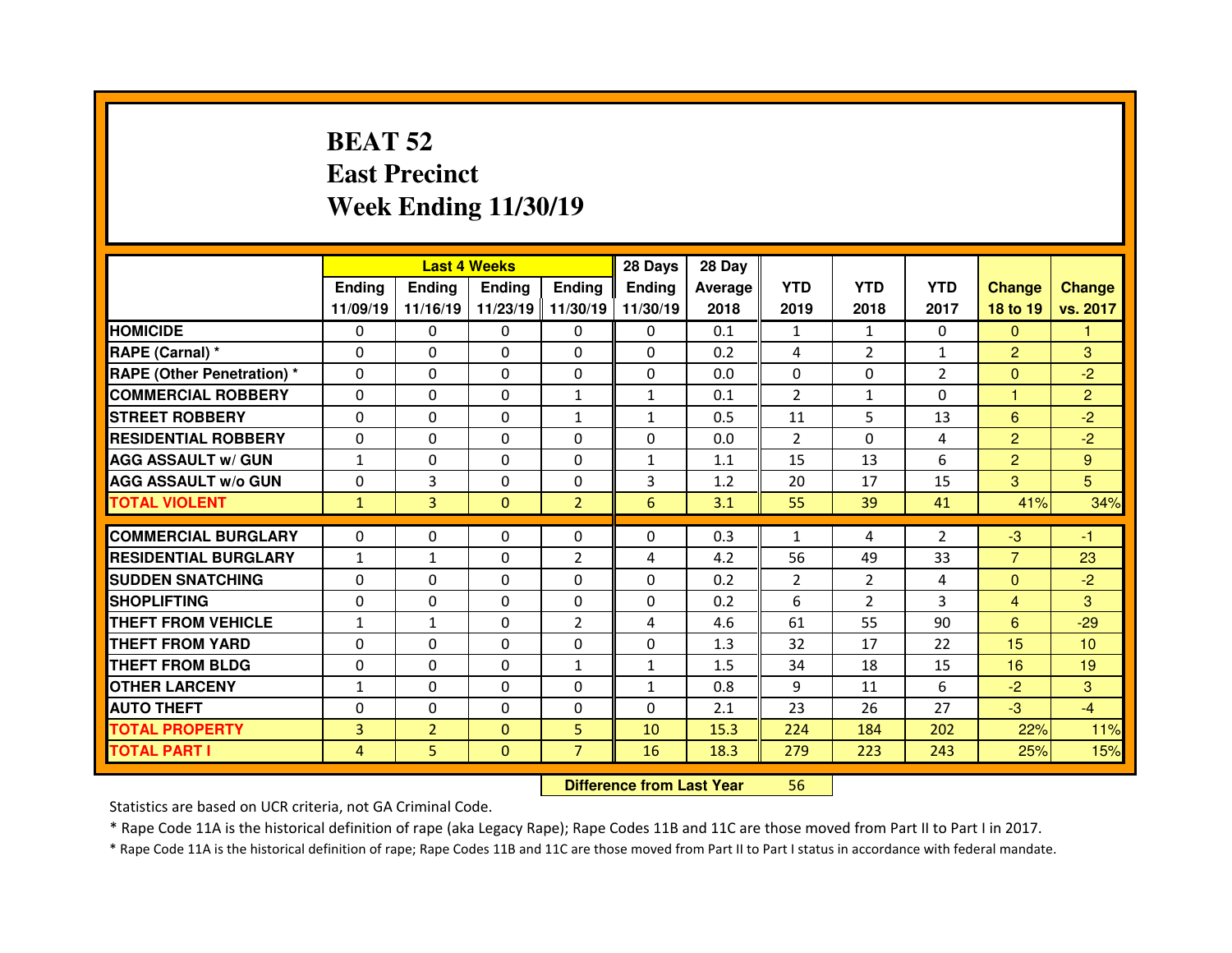# BEAT 52
# East Precinct
# Week Ending 11/30/19

| | Last 4 Weeks | | | | 28 Days | 28 Day | | | | | |
|---|---|---|---|---|---|---|---|---|---|---|---|
| | Ending 11/09/19 | Ending 11/16/19 | Ending 11/23/19 | Ending 11/30/19 | Ending 11/30/19 | Average 2018 | YTD 2019 | YTD 2018 | YTD 2017 | Change 18 to 19 | Change vs. 2017 |
| HOMICIDE | 0 | 0 | 0 | 0 | 0 | 0.1 | 1 | 1 | 0 | 0 | 1 |
| RAPE (Carnal) * | 0 | 0 | 0 | 0 | 0 | 0.2 | 4 | 2 | 1 | 2 | 3 |
| RAPE (Other Penetration) * | 0 | 0 | 0 | 0 | 0 | 0.0 | 0 | 0 | 2 | 0 | -2 |
| COMMERCIAL ROBBERY | 0 | 0 | 0 | 1 | 1 | 0.1 | 2 | 1 | 0 | 1 | 2 |
| STREET ROBBERY | 0 | 0 | 0 | 1 | 1 | 0.5 | 11 | 5 | 13 | 6 | -2 |
| RESIDENTIAL ROBBERY | 0 | 0 | 0 | 0 | 0 | 0.0 | 2 | 0 | 4 | 2 | -2 |
| AGG ASSAULT w/ GUN | 1 | 0 | 0 | 0 | 1 | 1.1 | 15 | 13 | 6 | 2 | 9 |
| AGG ASSAULT w/o GUN | 0 | 3 | 0 | 0 | 3 | 1.2 | 20 | 17 | 15 | 3 | 5 |
| TOTAL VIOLENT | 1 | 3 | 0 | 2 | 6 | 3.1 | 55 | 39 | 41 | 41% | 34% |
| COMMERCIAL BURGLARY | 0 | 0 | 0 | 0 | 0 | 0.3 | 1 | 4 | 2 | -3 | -1 |
| RESIDENTIAL BURGLARY | 1 | 1 | 0 | 2 | 4 | 4.2 | 56 | 49 | 33 | 7 | 23 |
| SUDDEN SNATCHING | 0 | 0 | 0 | 0 | 0 | 0.2 | 2 | 2 | 4 | 0 | -2 |
| SHOPLIFTING | 0 | 0 | 0 | 0 | 0 | 0.2 | 6 | 2 | 3 | 4 | 3 |
| THEFT FROM VEHICLE | 1 | 1 | 0 | 2 | 4 | 4.6 | 61 | 55 | 90 | 6 | -29 |
| THEFT FROM YARD | 0 | 0 | 0 | 0 | 0 | 1.3 | 32 | 17 | 22 | 15 | 10 |
| THEFT FROM BLDG | 0 | 0 | 0 | 1 | 1 | 1.5 | 34 | 18 | 15 | 16 | 19 |
| OTHER LARCENY | 1 | 0 | 0 | 0 | 1 | 0.8 | 9 | 11 | 6 | -2 | 3 |
| AUTO THEFT | 0 | 0 | 0 | 0 | 0 | 2.1 | 23 | 26 | 27 | -3 | -4 |
| TOTAL PROPERTY | 3 | 2 | 0 | 5 | 10 | 15.3 | 224 | 184 | 202 | 22% | 11% |
| TOTAL PART I | 4 | 5 | 0 | 7 | 16 | 18.3 | 279 | 223 | 243 | 25% | 15% |

**Difference from Last Year** 56

Statistics are based on UCR criteria, not GA Criminal Code.

* Rape Code 11A is the historical definition of rape (aka Legacy Rape); Rape Codes 11B and 11C are those moved from Part II to Part I in 2017.

* Rape Code 11A is the historical definition of rape; Rape Codes 11B and 11C are those moved from Part II to Part I status in accordance with federal mandate.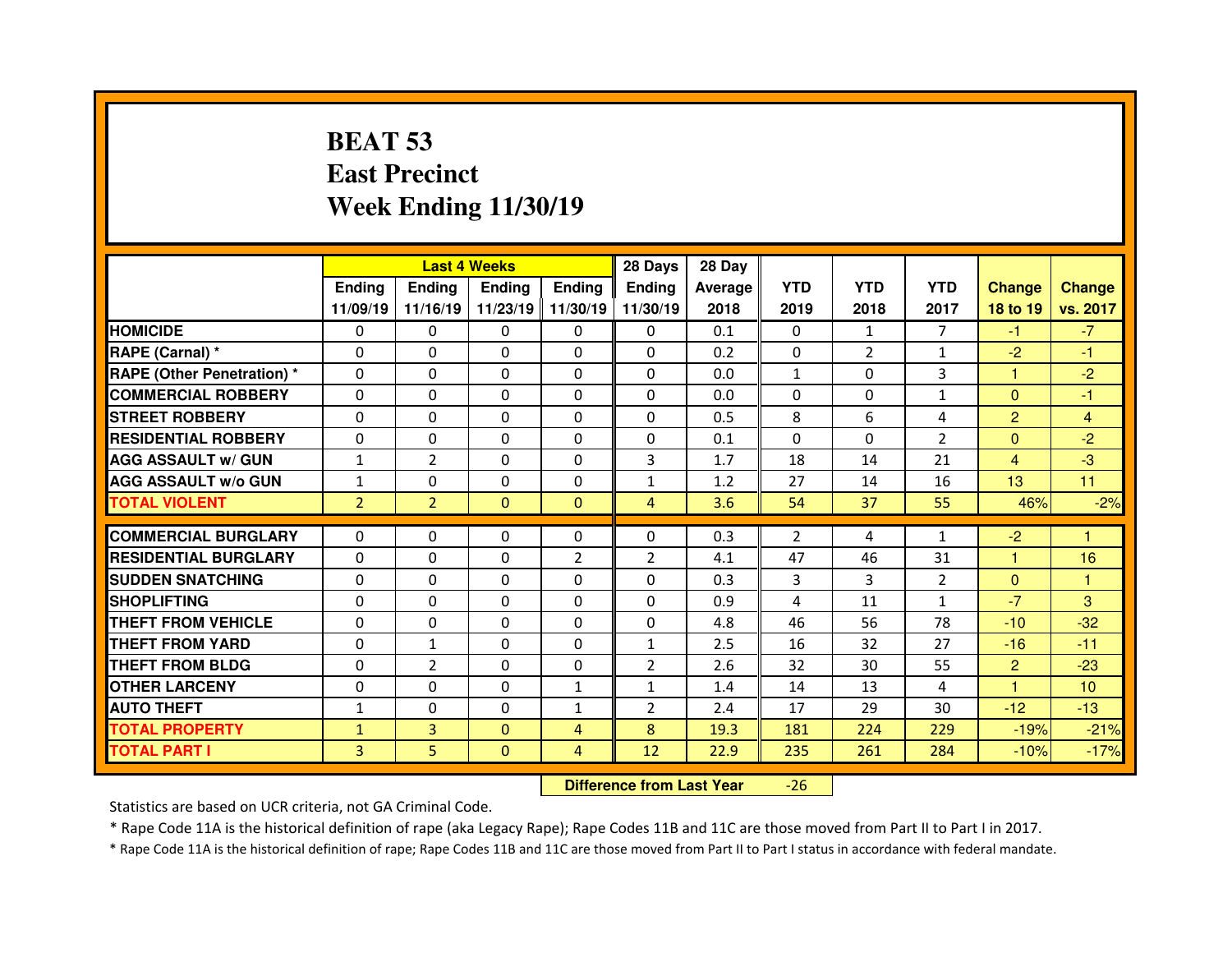# BEAT 53
# East Precinct
# Week Ending 11/30/19

| | Last 4 Weeks | | | | 28 Days | 28 Day | | | | | |
|---|---|---|---|---|---|---|---|---|---|---|---|
| | Ending 11/09/19 | Ending 11/16/19 | Ending 11/23/19 | Ending 11/30/19 | Ending 11/30/19 | Average 2018 | YTD 2019 | YTD 2018 | YTD 2017 | Change 18 to 19 | Change vs. 2017 |
| HOMICIDE | 0 | 0 | 0 | 0 | 0 | 0.1 | 0 | 1 | 7 | -1 | -7 |
| RAPE (Carnal) * | 0 | 0 | 0 | 0 | 0 | 0.2 | 0 | 2 | 1 | -2 | -1 |
| RAPE (Other Penetration) * | 0 | 0 | 0 | 0 | 0 | 0.0 | 1 | 0 | 3 | 1 | -2 |
| COMMERCIAL ROBBERY | 0 | 0 | 0 | 0 | 0 | 0.0 | 0 | 0 | 1 | 0 | -1 |
| STREET ROBBERY | 0 | 0 | 0 | 0 | 0 | 0.5 | 8 | 6 | 4 | 2 | 4 |
| RESIDENTIAL ROBBERY | 0 | 0 | 0 | 0 | 0 | 0.1 | 0 | 0 | 2 | 0 | -2 |
| AGG ASSAULT w/ GUN | 1 | 2 | 0 | 0 | 3 | 1.7 | 18 | 14 | 21 | 4 | -3 |
| AGG ASSAULT w/o GUN | 1 | 0 | 0 | 0 | 1 | 1.2 | 27 | 14 | 16 | 13 | 11 |
| TOTAL VIOLENT | 2 | 2 | 0 | 0 | 4 | 3.6 | 54 | 37 | 55 | 46% | -2% |
| COMMERCIAL BURGLARY | 0 | 0 | 0 | 0 | 0 | 0.3 | 2 | 4 | 1 | -2 | 1 |
| RESIDENTIAL BURGLARY | 0 | 0 | 0 | 2 | 2 | 4.1 | 47 | 46 | 31 | 1 | 16 |
| SUDDEN SNATCHING | 0 | 0 | 0 | 0 | 0 | 0.3 | 3 | 3 | 2 | 0 | 1 |
| SHOPLIFTING | 0 | 0 | 0 | 0 | 0 | 0.9 | 4 | 11 | 1 | -7 | 3 |
| THEFT FROM VEHICLE | 0 | 0 | 0 | 0 | 0 | 4.8 | 46 | 56 | 78 | -10 | -32 |
| THEFT FROM YARD | 0 | 1 | 0 | 0 | 1 | 2.5 | 16 | 32 | 27 | -16 | -11 |
| THEFT FROM BLDG | 0 | 2 | 0 | 0 | 2 | 2.6 | 32 | 30 | 55 | 2 | -23 |
| OTHER LARCENY | 0 | 0 | 0 | 1 | 1 | 1.4 | 14 | 13 | 4 | 1 | 10 |
| AUTO THEFT | 1 | 0 | 0 | 1 | 2 | 2.4 | 17 | 29 | 30 | -12 | -13 |
| TOTAL PROPERTY | 1 | 3 | 0 | 4 | 8 | 19.3 | 181 | 224 | 229 | -19% | -21% |
| TOTAL PART I | 3 | 5 | 0 | 4 | 12 | 22.9 | 235 | 261 | 284 | -10% | -17% |

**Difference from Last Year** -26

Statistics are based on UCR criteria, not GA Criminal Code.

* Rape Code 11A is the historical definition of rape (aka Legacy Rape); Rape Codes 11B and 11C are those moved from Part II to Part I in 2017.

* Rape Code 11A is the historical definition of rape; Rape Codes 11B and 11C are those moved from Part II to Part I status in accordance with federal mandate.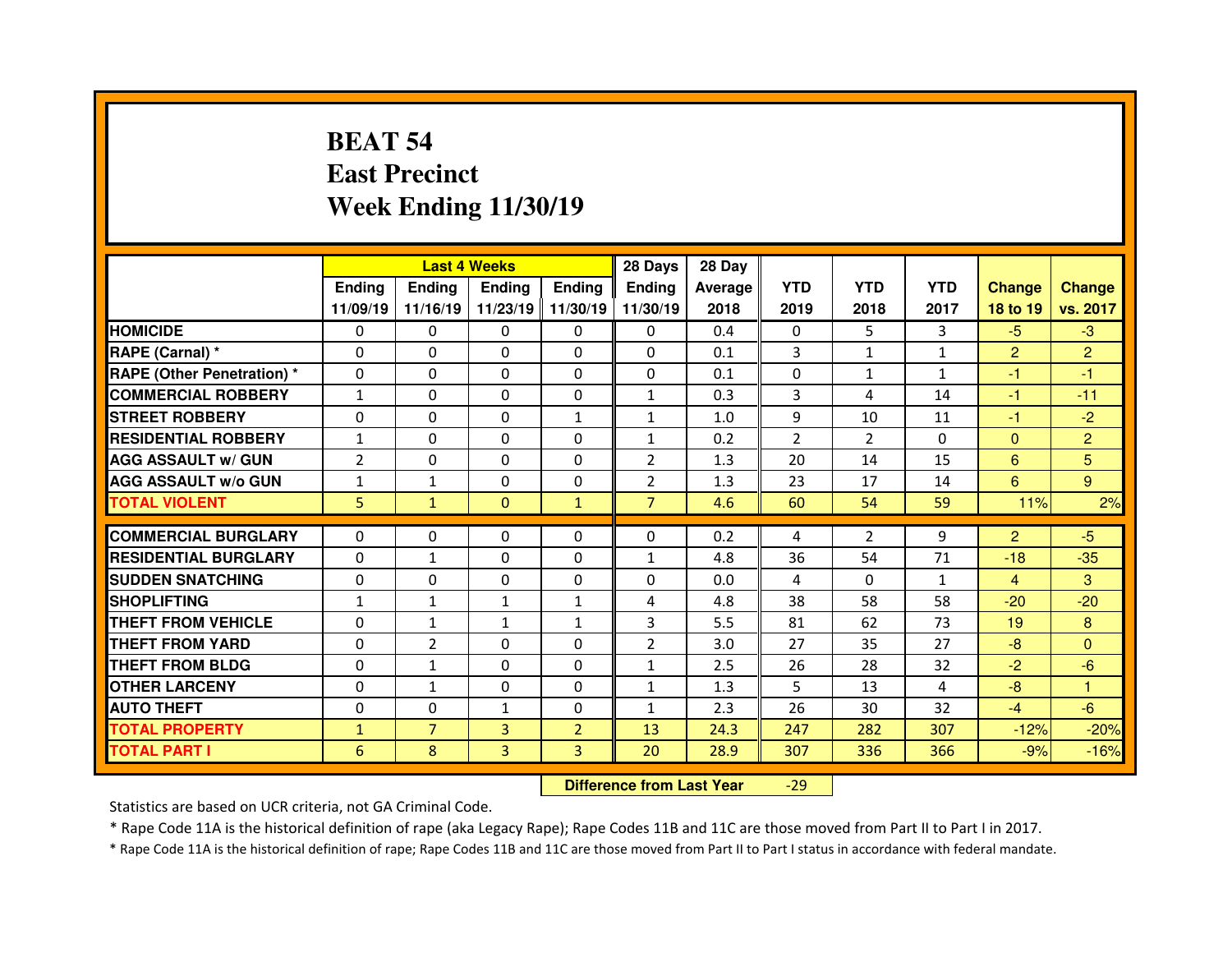# BEAT 54
# East Precinct
# Week Ending 11/30/19

| | Last 4 Weeks | | | | 28 Days | 28 Day | YTD | YTD | YTD | Change | Change |
|---|---|---|---|---|---|---|---|---|---|---|---|
| | Ending 11/09/19 | Ending 11/16/19 | Ending 11/23/19 | Ending 11/30/19 | Ending 11/30/19 | Average 2018 | 2019 | 2018 | 2017 | 18 to 19 | vs. 2017 |
| HOMICIDE | 0 | 0 | 0 | 0 | 0 | 0.4 | 0 | 5 | 3 | -5 | -3 |
| RAPE (Carnal) * | 0 | 0 | 0 | 0 | 0 | 0.1 | 3 | 1 | 1 | 2 | 2 |
| RAPE (Other Penetration) * | 0 | 0 | 0 | 0 | 0 | 0.1 | 0 | 1 | 1 | -1 | -1 |
| COMMERCIAL ROBBERY | 1 | 0 | 0 | 0 | 1 | 0.3 | 3 | 4 | 14 | -1 | -11 |
| STREET ROBBERY | 0 | 0 | 0 | 1 | 1 | 1.0 | 9 | 10 | 11 | -1 | -2 |
| RESIDENTIAL ROBBERY | 1 | 0 | 0 | 0 | 1 | 0.2 | 2 | 2 | 0 | 0 | 2 |
| AGG ASSAULT w/ GUN | 2 | 0 | 0 | 0 | 2 | 1.3 | 20 | 14 | 15 | 6 | 5 |
| AGG ASSAULT w/o GUN | 1 | 1 | 0 | 0 | 2 | 1.3 | 23 | 17 | 14 | 6 | 9 |
| TOTAL VIOLENT | 5 | 1 | 0 | 1 | 7 | 4.6 | 60 | 54 | 59 | 11% | 2% |
| COMMERCIAL BURGLARY | 0 | 0 | 0 | 0 | 0 | 0.2 | 4 | 2 | 9 | 2 | -5 |
| RESIDENTIAL BURGLARY | 0 | 1 | 0 | 0 | 1 | 4.8 | 36 | 54 | 71 | -18 | -35 |
| SUDDEN SNATCHING | 0 | 0 | 0 | 0 | 0 | 0.0 | 4 | 0 | 1 | 4 | 3 |
| SHOPLIFTING | 1 | 1 | 1 | 1 | 4 | 4.8 | 38 | 58 | 58 | -20 | -20 |
| THEFT FROM VEHICLE | 0 | 1 | 1 | 1 | 3 | 5.5 | 81 | 62 | 73 | 19 | 8 |
| THEFT FROM YARD | 0 | 2 | 0 | 0 | 2 | 3.0 | 27 | 35 | 27 | -8 | 0 |
| THEFT FROM BLDG | 0 | 1 | 0 | 0 | 1 | 2.5 | 26 | 28 | 32 | -2 | -6 |
| OTHER LARCENY | 0 | 1 | 0 | 0 | 1 | 1.3 | 5 | 13 | 4 | -8 | 1 |
| AUTO THEFT | 0 | 0 | 1 | 0 | 1 | 2.3 | 26 | 30 | 32 | -4 | -6 |
| TOTAL PROPERTY | 1 | 7 | 3 | 2 | 13 | 24.3 | 247 | 282 | 307 | -12% | -20% |
| TOTAL PART I | 6 | 8 | 3 | 3 | 20 | 28.9 | 307 | 336 | 366 | -9% | -16% |

| Difference from Last Year | -29 |
|---|---|

Statistics are based on UCR criteria, not GA Criminal Code.

* Rape Code 11A is the historical definition of rape (aka Legacy Rape); Rape Codes 11B and 11C are those moved from Part II to Part I in 2017.

* Rape Code 11A is the historical definition of rape; Rape Codes 11B and 11C are those moved from Part II to Part I status in accordance with federal mandate.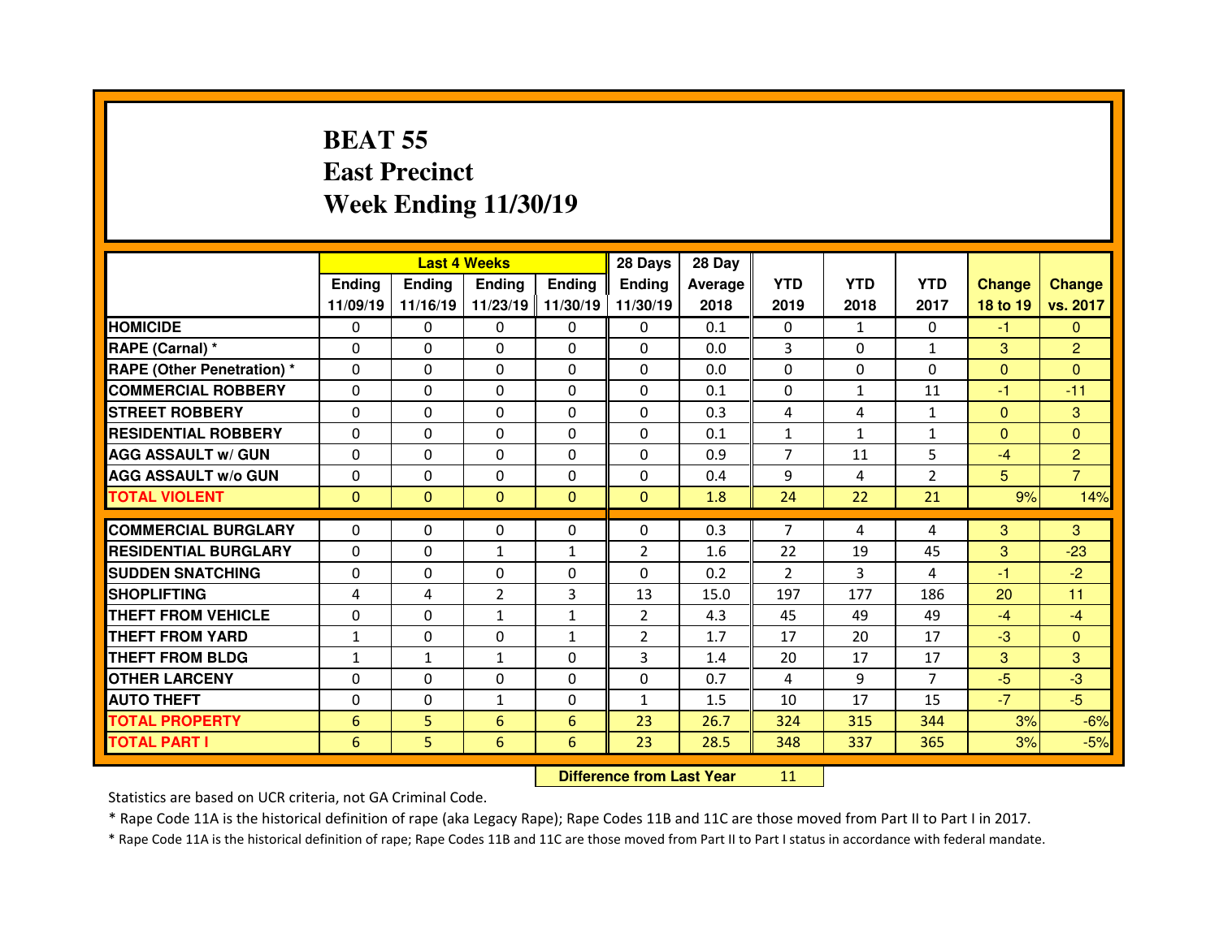# BEAT 55
# East Precinct
# Week Ending 11/30/19

| | Last 4 Weeks | | | | 28 Days | 28 Day | YTD | YTD | YTD | Change | Change |
|---|---|---|---|---|---|---|---|---|---|---|---|
| | Ending 11/09/19 | Ending 11/16/19 | Ending 11/23/19 | Ending 11/30/19 | Ending 11/30/19 | Average 2018 | 2019 | 2018 | 2017 | 18 to 19 | vs. 2017 |
| HOMICIDE | 0 | 0 | 0 | 0 | 0 | 0.1 | 0 | 1 | 0 | -1 | 0 |
| RAPE (Carnal) * | 0 | 0 | 0 | 0 | 0 | 0.0 | 3 | 0 | 1 | 3 | 2 |
| RAPE (Other Penetration) * | 0 | 0 | 0 | 0 | 0 | 0.0 | 0 | 0 | 0 | 0 | 0 |
| COMMERCIAL ROBBERY | 0 | 0 | 0 | 0 | 0 | 0.1 | 0 | 1 | 11 | -1 | -11 |
| STREET ROBBERY | 0 | 0 | 0 | 0 | 0 | 0.3 | 4 | 4 | 1 | 0 | 3 |
| RESIDENTIAL ROBBERY | 0 | 0 | 0 | 0 | 0 | 0.1 | 1 | 1 | 1 | 0 | 0 |
| AGG ASSAULT w/ GUN | 0 | 0 | 0 | 0 | 0 | 0.9 | 7 | 11 | 5 | -4 | 2 |
| AGG ASSAULT w/o GUN | 0 | 0 | 0 | 0 | 0 | 0.4 | 9 | 4 | 2 | 5 | 7 |
| TOTAL VIOLENT | 0 | 0 | 0 | 0 | 0 | 1.8 | 24 | 22 | 21 | 9% | 14% |
| COMMERCIAL BURGLARY | 0 | 0 | 0 | 0 | 0 | 0.3 | 7 | 4 | 4 | 3 | 3 |
| RESIDENTIAL BURGLARY | 0 | 0 | 1 | 1 | 2 | 1.6 | 22 | 19 | 45 | 3 | -23 |
| SUDDEN SNATCHING | 0 | 0 | 0 | 0 | 0 | 0.2 | 2 | 3 | 4 | -1 | -2 |
| SHOPLIFTING | 4 | 4 | 2 | 3 | 13 | 15.0 | 197 | 177 | 186 | 20 | 11 |
| THEFT FROM VEHICLE | 0 | 0 | 1 | 1 | 2 | 4.3 | 45 | 49 | 49 | -4 | -4 |
| THEFT FROM YARD | 1 | 0 | 0 | 1 | 2 | 1.7 | 17 | 20 | 17 | -3 | 0 |
| THEFT FROM BLDG | 1 | 1 | 1 | 0 | 3 | 1.4 | 20 | 17 | 17 | 3 | 3 |
| OTHER LARCENY | 0 | 0 | 0 | 0 | 0 | 0.7 | 4 | 9 | 7 | -5 | -3 |
| AUTO THEFT | 0 | 0 | 1 | 0 | 1 | 1.5 | 10 | 17 | 15 | -7 | -5 |
| TOTAL PROPERTY | 6 | 5 | 6 | 6 | 23 | 26.7 | 324 | 315 | 344 | 3% | -6% |
| TOTAL PART I | 6 | 5 | 6 | 6 | 23 | 28.5 | 348 | 337 | 365 | 3% | -5% |

**Difference from Last Year** 11

Statistics are based on UCR criteria, not GA Criminal Code.

* Rape Code 11A is the historical definition of rape (aka Legacy Rape); Rape Codes 11B and 11C are those moved from Part II to Part I in 2017.

* Rape Code 11A is the historical definition of rape; Rape Codes 11B and 11C are those moved from Part II to Part I status in accordance with federal mandate.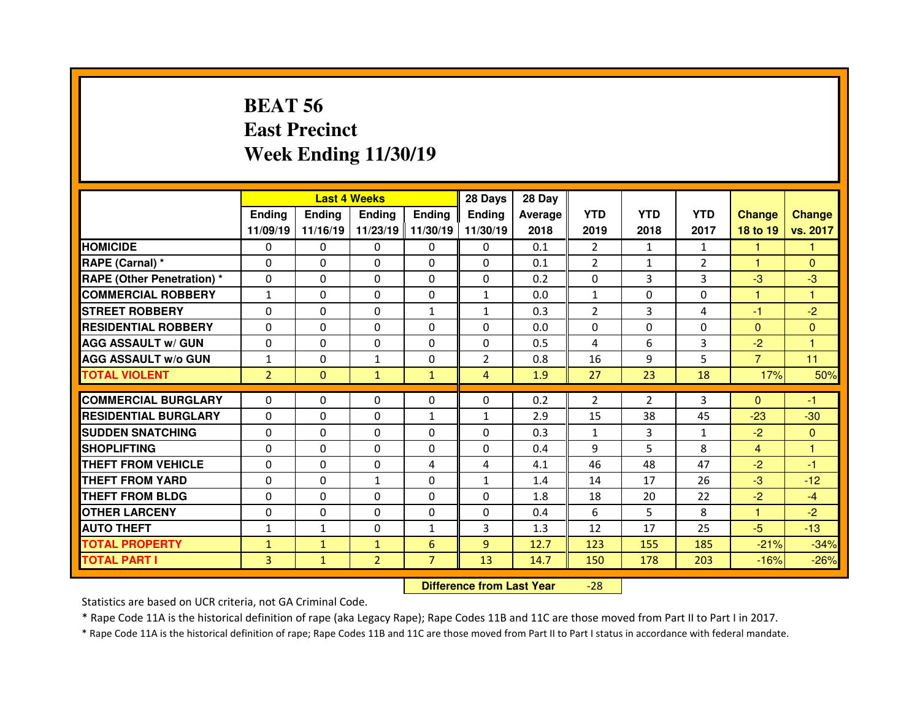# BEAT 56
# East Precinct
# Week Ending 11/30/19

| | Last 4 Weeks | | | | 28 Days | 28 Day | | | | | |
|---|---|---|---|---|---|---|---|---|---|---|---|
| | Ending 11/09/19 | Ending 11/16/19 | Ending 11/23/19 | Ending 11/30/19 | Ending 11/30/19 | Average 2018 | YTD 2019 | YTD 2018 | YTD 2017 | Change 18 to 19 | Change vs. 2017 |
| HOMICIDE | 0 | 0 | 0 | 0 | 0 | 0.1 | 2 | 1 | 1 | 1 | 1 |
| RAPE (Carnal) * | 0 | 0 | 0 | 0 | 0 | 0.1 | 2 | 1 | 2 | 1 | 0 |
| RAPE (Other Penetration) * | 0 | 0 | 0 | 0 | 0 | 0.2 | 0 | 3 | 3 | -3 | -3 |
| COMMERCIAL ROBBERY | 1 | 0 | 0 | 0 | 1 | 0.0 | 1 | 0 | 0 | 1 | 1 |
| STREET ROBBERY | 0 | 0 | 0 | 1 | 1 | 0.3 | 2 | 3 | 4 | -1 | -2 |
| RESIDENTIAL ROBBERY | 0 | 0 | 0 | 0 | 0 | 0.0 | 0 | 0 | 0 | 0 | 0 |
| AGG ASSAULT w/ GUN | 0 | 0 | 0 | 0 | 0 | 0.5 | 4 | 6 | 3 | -2 | 1 |
| AGG ASSAULT w/o GUN | 1 | 0 | 1 | 0 | 2 | 0.8 | 16 | 9 | 5 | 7 | 11 |
| TOTAL VIOLENT | 2 | 0 | 1 | 1 | 4 | 1.9 | 27 | 23 | 18 | 17% | 50% |
| COMMERCIAL BURGLARY | 0 | 0 | 0 | 0 | 0 | 0.2 | 2 | 2 | 3 | 0 | -1 |
| RESIDENTIAL BURGLARY | 0 | 0 | 0 | 1 | 1 | 2.9 | 15 | 38 | 45 | -23 | -30 |
| SUDDEN SNATCHING | 0 | 0 | 0 | 0 | 0 | 0.3 | 1 | 3 | 1 | -2 | 0 |
| SHOPLIFTING | 0 | 0 | 0 | 0 | 0 | 0.4 | 9 | 5 | 8 | 4 | 1 |
| THEFT FROM VEHICLE | 0 | 0 | 0 | 4 | 4 | 4.1 | 46 | 48 | 47 | -2 | -1 |
| THEFT FROM YARD | 0 | 0 | 1 | 0 | 1 | 1.4 | 14 | 17 | 26 | -3 | -12 |
| THEFT FROM BLDG | 0 | 0 | 0 | 0 | 0 | 1.8 | 18 | 20 | 22 | -2 | -4 |
| OTHER LARCENY | 0 | 0 | 0 | 0 | 0 | 0.4 | 6 | 5 | 8 | 1 | -2 |
| AUTO THEFT | 1 | 1 | 0 | 1 | 3 | 1.3 | 12 | 17 | 25 | -5 | -13 |
| TOTAL PROPERTY | 1 | 1 | 1 | 6 | 9 | 12.7 | 123 | 155 | 185 | -21% | -34% |
| TOTAL PART I | 3 | 1 | 2 | 7 | 13 | 14.7 | 150 | 178 | 203 | -16% | -26% |

**Difference from Last Year** -28

Statistics are based on UCR criteria, not GA Criminal Code.

* Rape Code 11A is the historical definition of rape (aka Legacy Rape); Rape Codes 11B and 11C are those moved from Part II to Part I in 2017.

* Rape Code 11A is the historical definition of rape; Rape Codes 11B and 11C are those moved from Part II to Part I status in accordance with federal mandate.